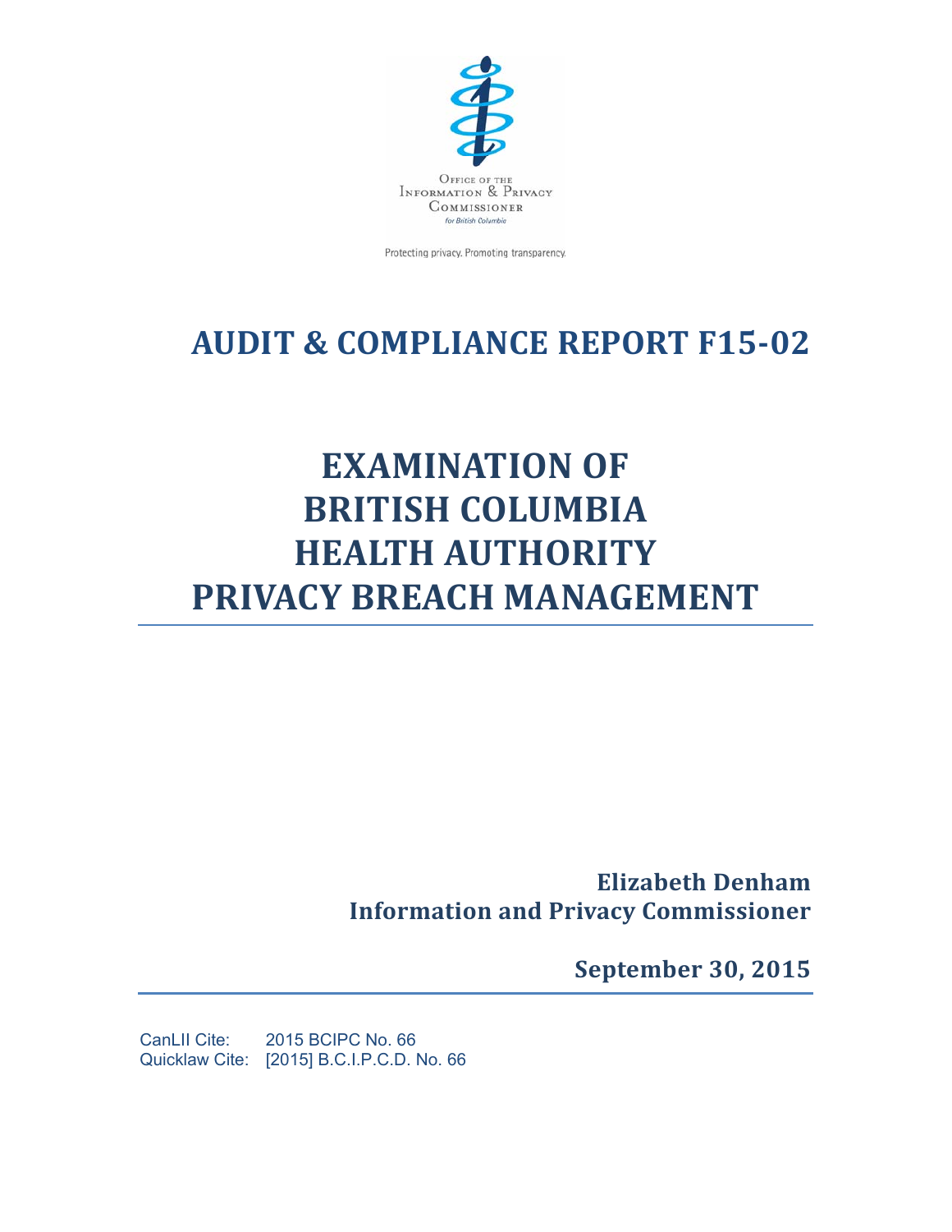Office of the Information & Privacy Commissioner for British Columbia

Protecting privacy. Promoting transparency.

# AUDIT & COMPLIANCE REPORT F15-02

# EXAMINATION OF BRITISH COLUMBIA HEALTH AUTHORITY PRIVACY BREACH MANAGEMENT

**Elizabeth Denham**
**Information and Privacy Commissioner**

**September 30, 2015**

CanLII Cite: 2015 BCIPC No. 66
Quicklaw Cite: [2015] B.C.I.P.C.D. No. 66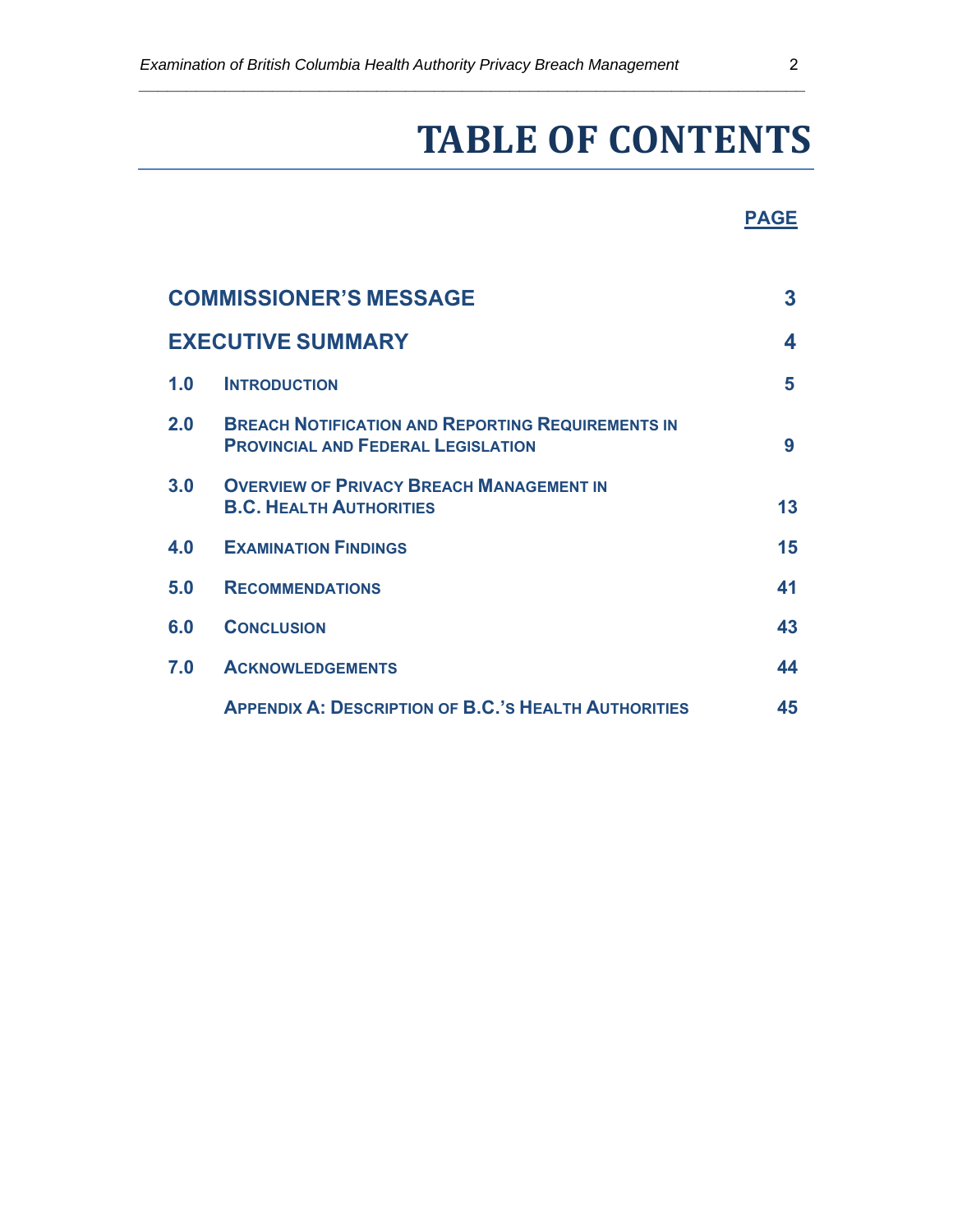# TABLE OF CONTENTS

| | | PAGE |
|---|---|---|
| **COMMISSIONER'S MESSAGE** | | 3 |
| **EXECUTIVE SUMMARY** | | 4 |
| 1.0 | INTRODUCTION | 5 |
| 2.0 | BREACH NOTIFICATION AND REPORTING REQUIREMENTS IN PROVINCIAL AND FEDERAL LEGISLATION | 9 |
| 3.0 | OVERVIEW OF PRIVACY BREACH MANAGEMENT IN B.C. HEALTH AUTHORITIES | 13 |
| 4.0 | EXAMINATION FINDINGS | 15 |
| 5.0 | RECOMMENDATIONS | 41 |
| 6.0 | CONCLUSION | 43 |
| 7.0 | ACKNOWLEDGEMENTS | 44 |
| | APPENDIX A: DESCRIPTION OF B.C.'S HEALTH AUTHORITIES | 45 |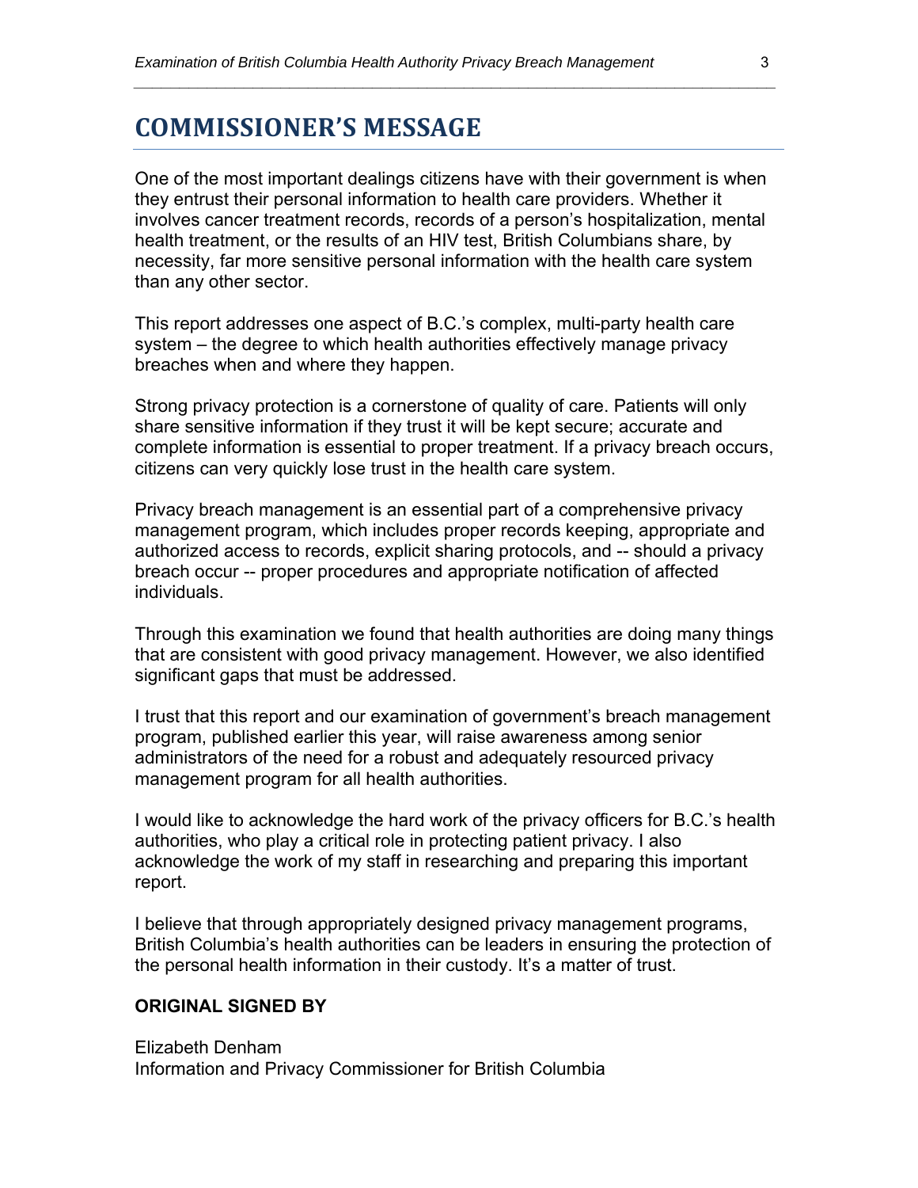# COMMISSIONER'S MESSAGE

One of the most important dealings citizens have with their government is when they entrust their personal information to health care providers. Whether it involves cancer treatment records, records of a person's hospitalization, mental health treatment, or the results of an HIV test, British Columbians share, by necessity, far more sensitive personal information with the health care system than any other sector.

This report addresses one aspect of B.C.'s complex, multi-party health care system – the degree to which health authorities effectively manage privacy breaches when and where they happen.

Strong privacy protection is a cornerstone of quality of care. Patients will only share sensitive information if they trust it will be kept secure; accurate and complete information is essential to proper treatment. If a privacy breach occurs, citizens can very quickly lose trust in the health care system.

Privacy breach management is an essential part of a comprehensive privacy management program, which includes proper records keeping, appropriate and authorized access to records, explicit sharing protocols, and -- should a privacy breach occur -- proper procedures and appropriate notification of affected individuals.

Through this examination we found that health authorities are doing many things that are consistent with good privacy management. However, we also identified significant gaps that must be addressed.

I trust that this report and our examination of government's breach management program, published earlier this year, will raise awareness among senior administrators of the need for a robust and adequately resourced privacy management program for all health authorities.

I would like to acknowledge the hard work of the privacy officers for B.C.'s health authorities, who play a critical role in protecting patient privacy. I also acknowledge the work of my staff in researching and preparing this important report.

I believe that through appropriately designed privacy management programs, British Columbia's health authorities can be leaders in ensuring the protection of the personal health information in their custody. It's a matter of trust.

**ORIGINAL SIGNED BY**

Elizabeth Denham
Information and Privacy Commissioner for British Columbia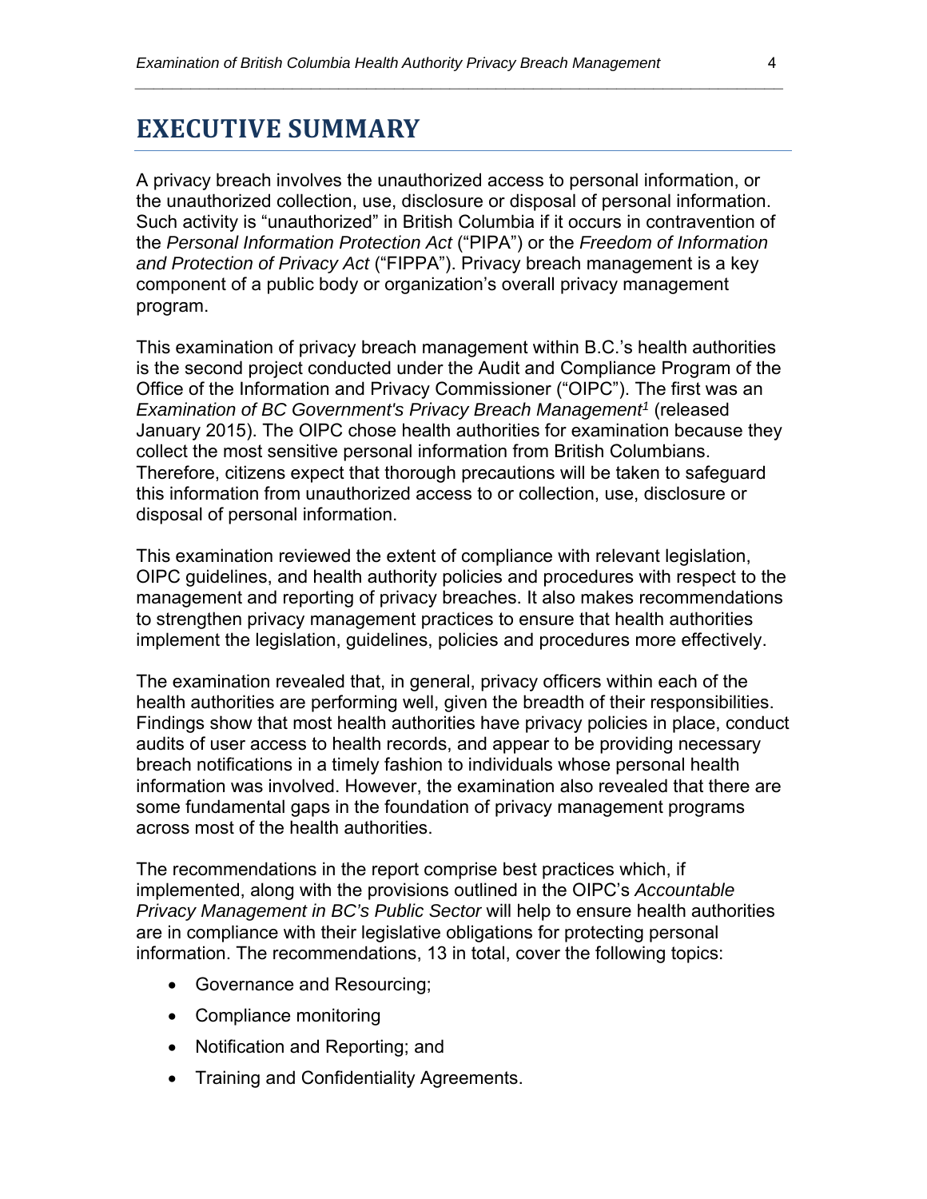# EXECUTIVE SUMMARY

A privacy breach involves the unauthorized access to personal information, or the unauthorized collection, use, disclosure or disposal of personal information. Such activity is "unauthorized" in British Columbia if it occurs in contravention of the *Personal Information Protection Act* ("PIPA") or the *Freedom of Information and Protection of Privacy Act* ("FIPPA"). Privacy breach management is a key component of a public body or organization's overall privacy management program.

This examination of privacy breach management within B.C.'s health authorities is the second project conducted under the Audit and Compliance Program of the Office of the Information and Privacy Commissioner ("OIPC"). The first was an *Examination of BC Government's Privacy Breach Management*[1] (released January 2015). The OIPC chose health authorities for examination because they collect the most sensitive personal information from British Columbians. Therefore, citizens expect that thorough precautions will be taken to safeguard this information from unauthorized access to or collection, use, disclosure or disposal of personal information.

This examination reviewed the extent of compliance with relevant legislation, OIPC guidelines, and health authority policies and procedures with respect to the management and reporting of privacy breaches. It also makes recommendations to strengthen privacy management practices to ensure that health authorities implement the legislation, guidelines, policies and procedures more effectively.

The examination revealed that, in general, privacy officers within each of the health authorities are performing well, given the breadth of their responsibilities. Findings show that most health authorities have privacy policies in place, conduct audits of user access to health records, and appear to be providing necessary breach notifications in a timely fashion to individuals whose personal health information was involved. However, the examination also revealed that there are some fundamental gaps in the foundation of privacy management programs across most of the health authorities.

The recommendations in the report comprise best practices which, if implemented, along with the provisions outlined in the OIPC's *Accountable Privacy Management in BC's Public Sector* will help to ensure health authorities are in compliance with their legislative obligations for protecting personal information. The recommendations, 13 in total, cover the following topics:

- Governance and Resourcing;
- Compliance monitoring
- Notification and Reporting; and
- Training and Confidentiality Agreements.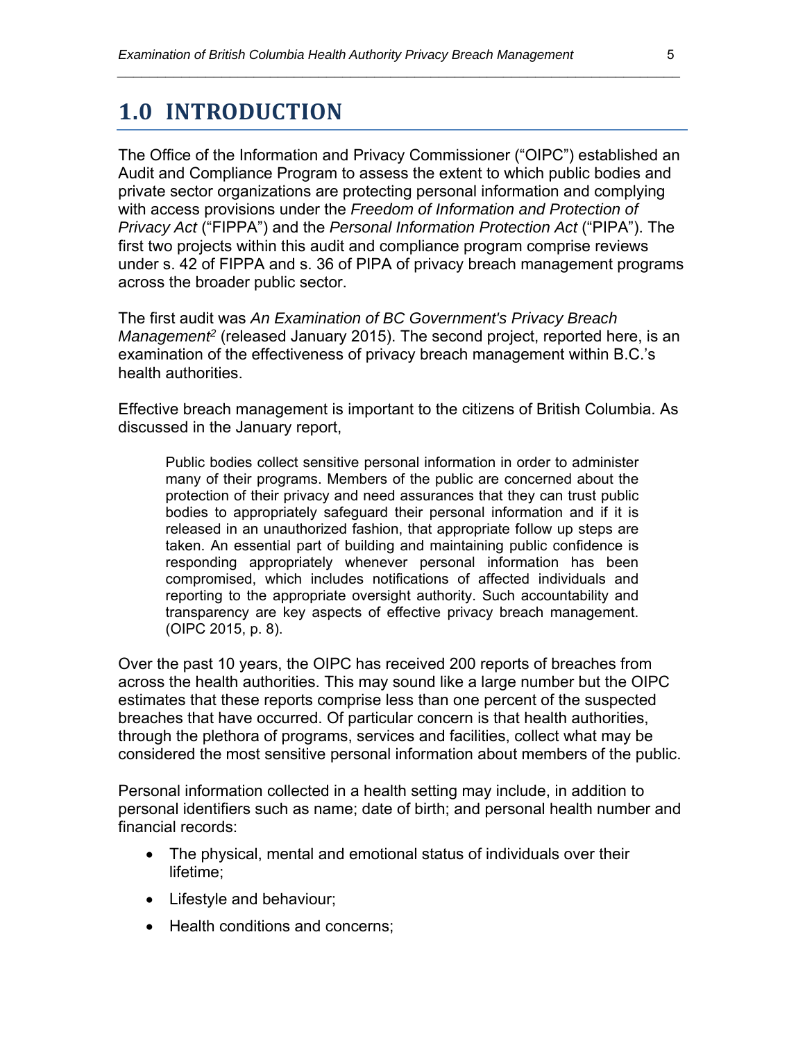# 1.0 INTRODUCTION

The Office of the Information and Privacy Commissioner ("OIPC") established an Audit and Compliance Program to assess the extent to which public bodies and private sector organizations are protecting personal information and complying with access provisions under the *Freedom of Information and Protection of Privacy Act* ("FIPPA") and the *Personal Information Protection Act* ("PIPA"). The first two projects within this audit and compliance program comprise reviews under s. 42 of FIPPA and s. 36 of PIPA of privacy breach management programs across the broader public sector.

The first audit was *An Examination of BC Government's Privacy Breach Management*[2] (released January 2015). The second project, reported here, is an examination of the effectiveness of privacy breach management within B.C.'s health authorities.

Effective breach management is important to the citizens of British Columbia. As discussed in the January report,

> Public bodies collect sensitive personal information in order to administer many of their programs. Members of the public are concerned about the protection of their privacy and need assurances that they can trust public bodies to appropriately safeguard their personal information and if it is released in an unauthorized fashion, that appropriate follow up steps are taken. An essential part of building and maintaining public confidence is responding appropriately whenever personal information has been compromised, which includes notifications of affected individuals and reporting to the appropriate oversight authority. Such accountability and transparency are key aspects of effective privacy breach management. (OIPC 2015, p. 8).

Over the past 10 years, the OIPC has received 200 reports of breaches from across the health authorities. This may sound like a large number but the OIPC estimates that these reports comprise less than one percent of the suspected breaches that have occurred. Of particular concern is that health authorities, through the plethora of programs, services and facilities, collect what may be considered the most sensitive personal information about members of the public.

Personal information collected in a health setting may include, in addition to personal identifiers such as name; date of birth; and personal health number and financial records:

- The physical, mental and emotional status of individuals over their lifetime;
- Lifestyle and behaviour;
- Health conditions and concerns;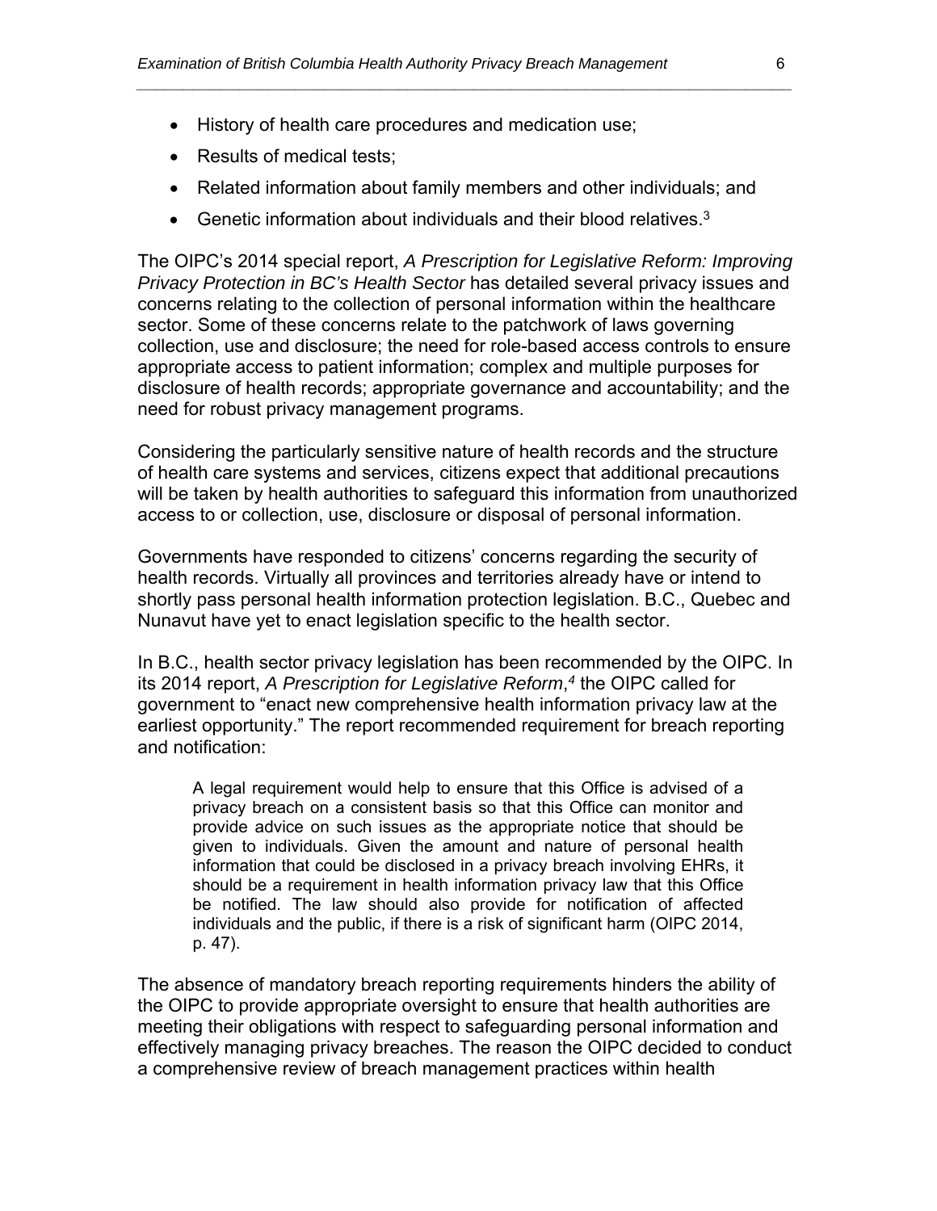- History of health care procedures and medication use;
- Results of medical tests;
- Related information about family members and other individuals; and
- Genetic information about individuals and their blood relatives.[3]

The OIPC's 2014 special report, *A Prescription for Legislative Reform: Improving Privacy Protection in BC's Health Sector* has detailed several privacy issues and concerns relating to the collection of personal information within the healthcare sector. Some of these concerns relate to the patchwork of laws governing collection, use and disclosure; the need for role-based access controls to ensure appropriate access to patient information; complex and multiple purposes for disclosure of health records; appropriate governance and accountability; and the need for robust privacy management programs.

Considering the particularly sensitive nature of health records and the structure of health care systems and services, citizens expect that additional precautions will be taken by health authorities to safeguard this information from unauthorized access to or collection, use, disclosure or disposal of personal information.

Governments have responded to citizens' concerns regarding the security of health records. Virtually all provinces and territories already have or intend to shortly pass personal health information protection legislation. B.C., Quebec and Nunavut have yet to enact legislation specific to the health sector.

In B.C., health sector privacy legislation has been recommended by the OIPC. In its 2014 report, *A Prescription for Legislative Reform*,[4] the OIPC called for government to "enact new comprehensive health information privacy law at the earliest opportunity." The report recommended requirement for breach reporting and notification:

> A legal requirement would help to ensure that this Office is advised of a privacy breach on a consistent basis so that this Office can monitor and provide advice on such issues as the appropriate notice that should be given to individuals. Given the amount and nature of personal health information that could be disclosed in a privacy breach involving EHRs, it should be a requirement in health information privacy law that this Office be notified. The law should also provide for notification of affected individuals and the public, if there is a risk of significant harm (OIPC 2014, p. 47).

The absence of mandatory breach reporting requirements hinders the ability of the OIPC to provide appropriate oversight to ensure that health authorities are meeting their obligations with respect to safeguarding personal information and effectively managing privacy breaches. The reason the OIPC decided to conduct a comprehensive review of breach management practices within health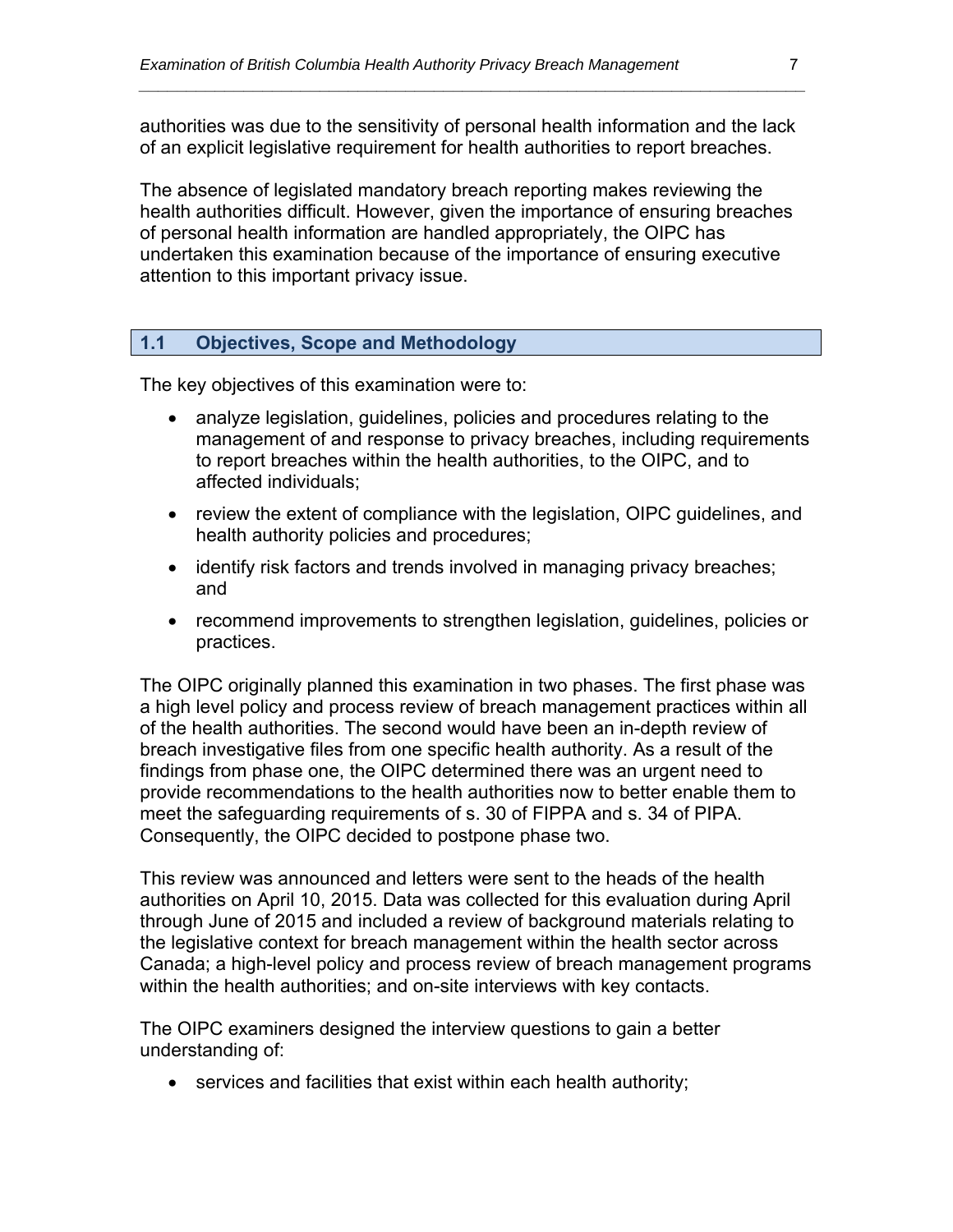authorities was due to the sensitivity of personal health information and the lack of an explicit legislative requirement for health authorities to report breaches.

The absence of legislated mandatory breach reporting makes reviewing the health authorities difficult. However, given the importance of ensuring breaches of personal health information are handled appropriately, the OIPC has undertaken this examination because of the importance of ensuring executive attention to this important privacy issue.

## 1.1 Objectives, Scope and Methodology

The key objectives of this examination were to:

- analyze legislation, guidelines, policies and procedures relating to the management of and response to privacy breaches, including requirements to report breaches within the health authorities, to the OIPC, and to affected individuals;
- review the extent of compliance with the legislation, OIPC guidelines, and health authority policies and procedures;
- identify risk factors and trends involved in managing privacy breaches; and
- recommend improvements to strengthen legislation, guidelines, policies or practices.

The OIPC originally planned this examination in two phases. The first phase was a high level policy and process review of breach management practices within all of the health authorities. The second would have been an in-depth review of breach investigative files from one specific health authority. As a result of the findings from phase one, the OIPC determined there was an urgent need to provide recommendations to the health authorities now to better enable them to meet the safeguarding requirements of s. 30 of FIPPA and s. 34 of PIPA. Consequently, the OIPC decided to postpone phase two.

This review was announced and letters were sent to the heads of the health authorities on April 10, 2015. Data was collected for this evaluation during April through June of 2015 and included a review of background materials relating to the legislative context for breach management within the health sector across Canada; a high-level policy and process review of breach management programs within the health authorities; and on-site interviews with key contacts.

The OIPC examiners designed the interview questions to gain a better understanding of:

- services and facilities that exist within each health authority;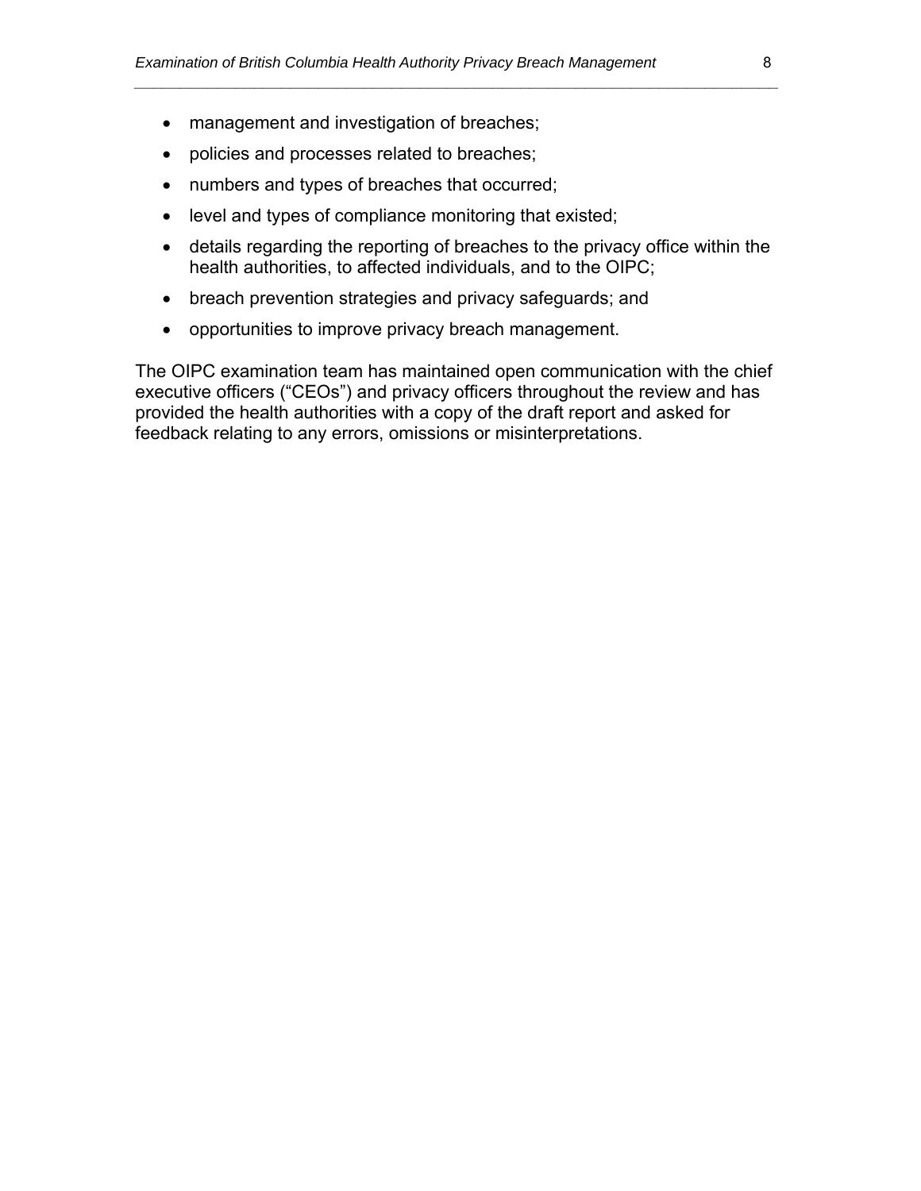- management and investigation of breaches;
- policies and processes related to breaches;
- numbers and types of breaches that occurred;
- level and types of compliance monitoring that existed;
- details regarding the reporting of breaches to the privacy office within the health authorities, to affected individuals, and to the OIPC;
- breach prevention strategies and privacy safeguards; and
- opportunities to improve privacy breach management.

The OIPC examination team has maintained open communication with the chief executive officers ("CEOs") and privacy officers throughout the review and has provided the health authorities with a copy of the draft report and asked for feedback relating to any errors, omissions or misinterpretations.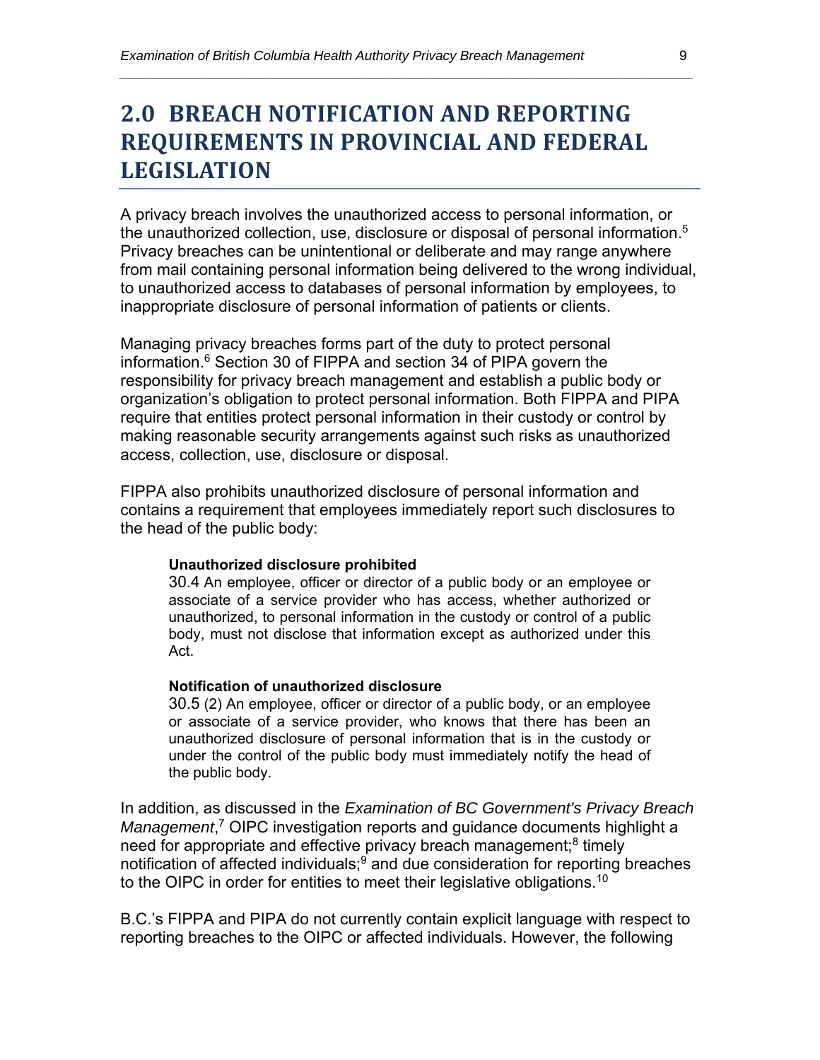# 2.0 BREACH NOTIFICATION AND REPORTING REQUIREMENTS IN PROVINCIAL AND FEDERAL LEGISLATION

A privacy breach involves the unauthorized access to personal information, or the unauthorized collection, use, disclosure or disposal of personal information.[5] Privacy breaches can be unintentional or deliberate and may range anywhere from mail containing personal information being delivered to the wrong individual, to unauthorized access to databases of personal information by employees, to inappropriate disclosure of personal information of patients or clients.

Managing privacy breaches forms part of the duty to protect personal information.[6] Section 30 of FIPPA and section 34 of PIPA govern the responsibility for privacy breach management and establish a public body or organization's obligation to protect personal information. Both FIPPA and PIPA require that entities protect personal information in their custody or control by making reasonable security arrangements against such risks as unauthorized access, collection, use, disclosure or disposal.

FIPPA also prohibits unauthorized disclosure of personal information and contains a requirement that employees immediately report such disclosures to the head of the public body:

> **Unauthorized disclosure prohibited**
>
> 30.4 An employee, officer or director of a public body or an employee or associate of a service provider who has access, whether authorized or unauthorized, to personal information in the custody or control of a public body, must not disclose that information except as authorized under this Act.
>
> **Notification of unauthorized disclosure**
>
> 30.5 (2) An employee, officer or director of a public body, or an employee or associate of a service provider, who knows that there has been an unauthorized disclosure of personal information that is in the custody or under the control of the public body must immediately notify the head of the public body.

In addition, as discussed in the *Examination of BC Government's Privacy Breach Management*,[7] OIPC investigation reports and guidance documents highlight a need for appropriate and effective privacy breach management;[8] timely notification of affected individuals;[9] and due consideration for reporting breaches to the OIPC in order for entities to meet their legislative obligations.[10]

B.C.'s FIPPA and PIPA do not currently contain explicit language with respect to reporting breaches to the OIPC or affected individuals. However, the following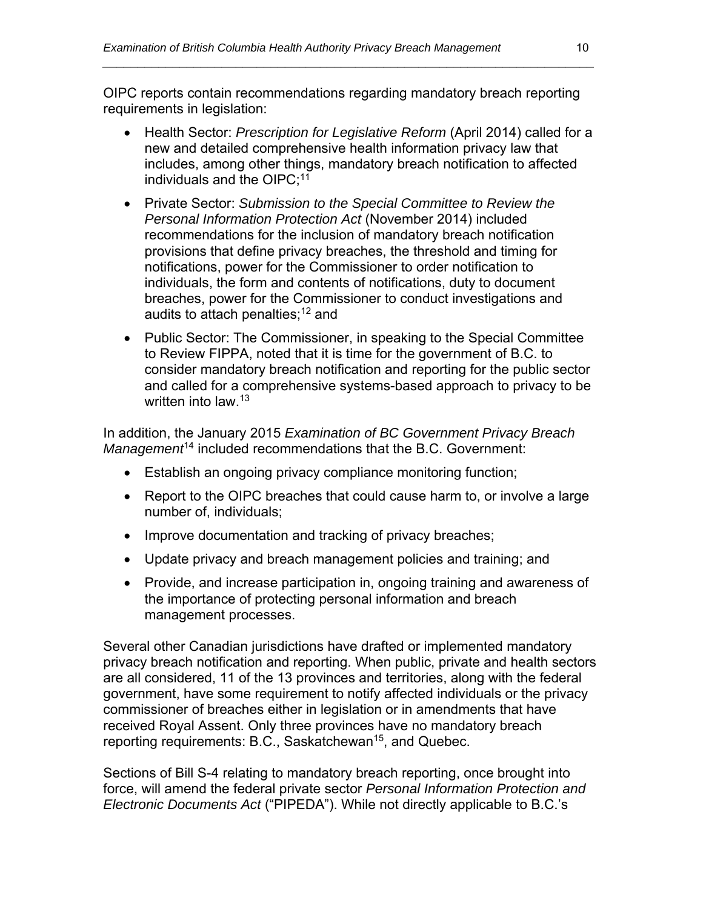OIPC reports contain recommendations regarding mandatory breach reporting requirements in legislation:

- Health Sector: *Prescription for Legislative Reform* (April 2014) called for a new and detailed comprehensive health information privacy law that includes, among other things, mandatory breach notification to affected individuals and the OIPC;[11]
- Private Sector: *Submission to the Special Committee to Review the Personal Information Protection Act* (November 2014) included recommendations for the inclusion of mandatory breach notification provisions that define privacy breaches, the threshold and timing for notifications, power for the Commissioner to order notification to individuals, the form and contents of notifications, duty to document breaches, power for the Commissioner to conduct investigations and audits to attach penalties;[12] and
- Public Sector: The Commissioner, in speaking to the Special Committee to Review FIPPA, noted that it is time for the government of B.C. to consider mandatory breach notification and reporting for the public sector and called for a comprehensive systems-based approach to privacy to be written into law.[13]

In addition, the January 2015 *Examination of BC Government Privacy Breach Management*[14] included recommendations that the B.C. Government:

- Establish an ongoing privacy compliance monitoring function;
- Report to the OIPC breaches that could cause harm to, or involve a large number of, individuals;
- Improve documentation and tracking of privacy breaches;
- Update privacy and breach management policies and training; and
- Provide, and increase participation in, ongoing training and awareness of the importance of protecting personal information and breach management processes.

Several other Canadian jurisdictions have drafted or implemented mandatory privacy breach notification and reporting. When public, private and health sectors are all considered, 11 of the 13 provinces and territories, along with the federal government, have some requirement to notify affected individuals or the privacy commissioner of breaches either in legislation or in amendments that have received Royal Assent. Only three provinces have no mandatory breach reporting requirements: B.C., Saskatchewan[15], and Quebec.

Sections of Bill S-4 relating to mandatory breach reporting, once brought into force, will amend the federal private sector *Personal Information Protection and Electronic Documents Act* ("PIPEDA"). While not directly applicable to B.C.'s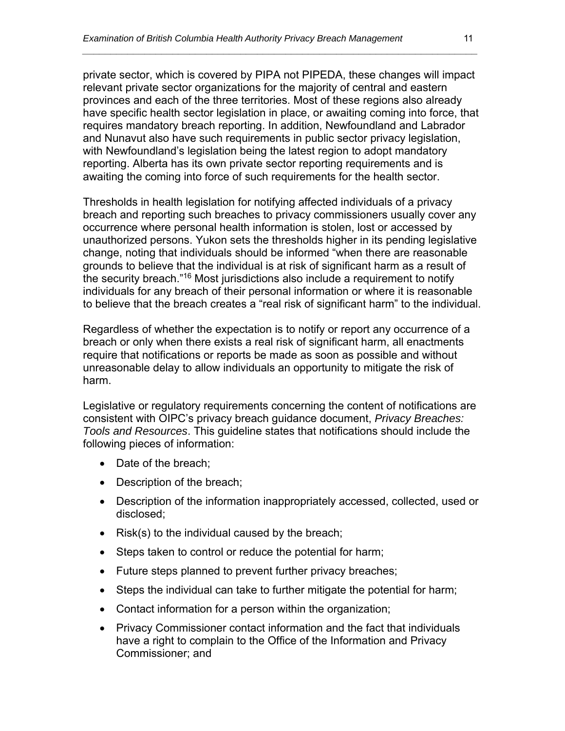private sector, which is covered by PIPA not PIPEDA, these changes will impact relevant private sector organizations for the majority of central and eastern provinces and each of the three territories. Most of these regions also already have specific health sector legislation in place, or awaiting coming into force, that requires mandatory breach reporting. In addition, Newfoundland and Labrador and Nunavut also have such requirements in public sector privacy legislation, with Newfoundland's legislation being the latest region to adopt mandatory reporting. Alberta has its own private sector reporting requirements and is awaiting the coming into force of such requirements for the health sector.

Thresholds in health legislation for notifying affected individuals of a privacy breach and reporting such breaches to privacy commissioners usually cover any occurrence where personal health information is stolen, lost or accessed by unauthorized persons. Yukon sets the thresholds higher in its pending legislative change, noting that individuals should be informed "when there are reasonable grounds to believe that the individual is at risk of significant harm as a result of the security breach."[16] Most jurisdictions also include a requirement to notify individuals for any breach of their personal information or where it is reasonable to believe that the breach creates a "real risk of significant harm" to the individual.

Regardless of whether the expectation is to notify or report any occurrence of a breach or only when there exists a real risk of significant harm, all enactments require that notifications or reports be made as soon as possible and without unreasonable delay to allow individuals an opportunity to mitigate the risk of harm.

Legislative or regulatory requirements concerning the content of notifications are consistent with OIPC's privacy breach guidance document, *Privacy Breaches: Tools and Resources*. This guideline states that notifications should include the following pieces of information:

- Date of the breach;
- Description of the breach;
- Description of the information inappropriately accessed, collected, used or disclosed;
- Risk(s) to the individual caused by the breach;
- Steps taken to control or reduce the potential for harm;
- Future steps planned to prevent further privacy breaches;
- Steps the individual can take to further mitigate the potential for harm;
- Contact information for a person within the organization;
- Privacy Commissioner contact information and the fact that individuals have a right to complain to the Office of the Information and Privacy Commissioner; and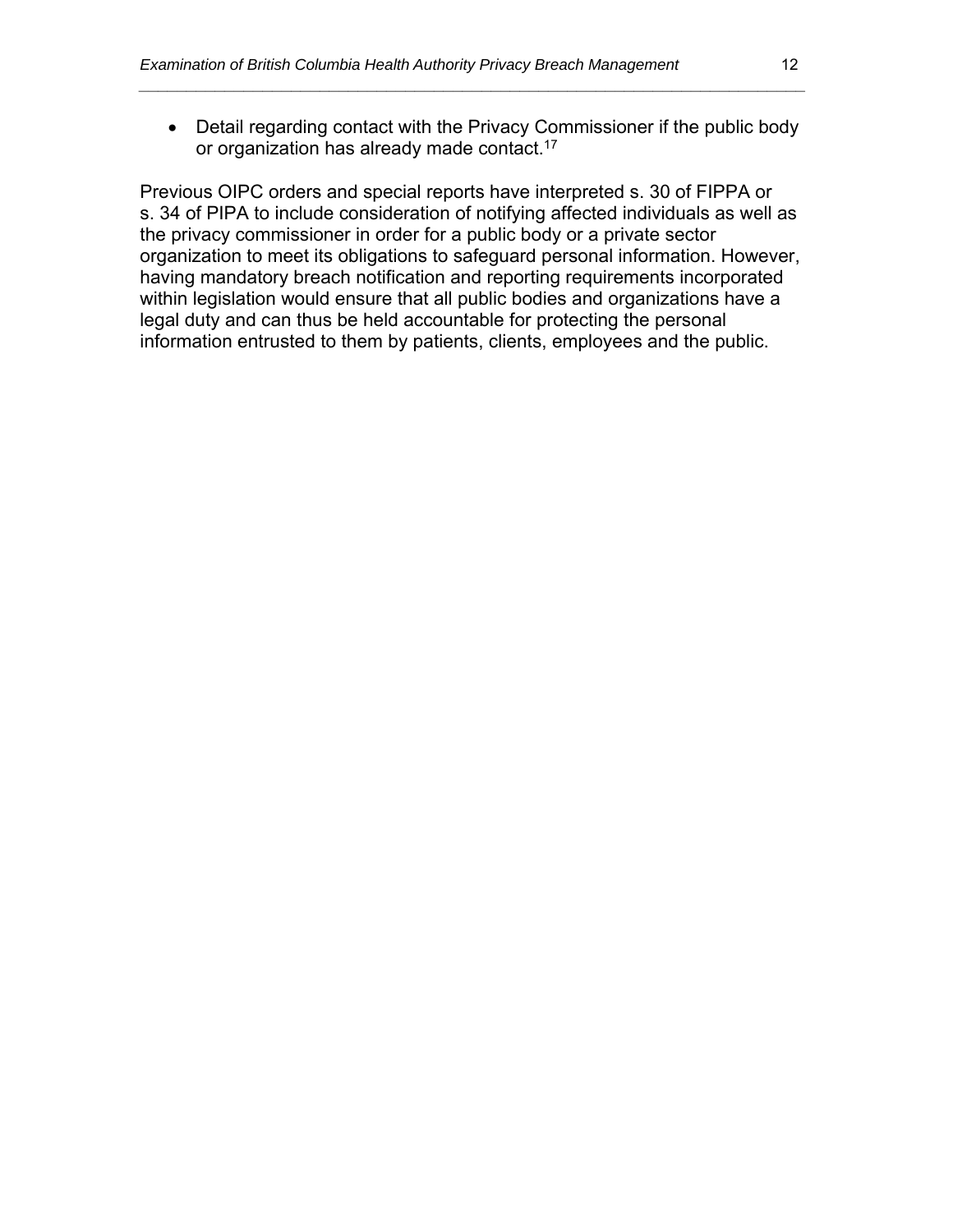- Detail regarding contact with the Privacy Commissioner if the public body or organization has already made contact.[17]

Previous OIPC orders and special reports have interpreted s. 30 of FIPPA or s. 34 of PIPA to include consideration of notifying affected individuals as well as the privacy commissioner in order for a public body or a private sector organization to meet its obligations to safeguard personal information. However, having mandatory breach notification and reporting requirements incorporated within legislation would ensure that all public bodies and organizations have a legal duty and can thus be held accountable for protecting the personal information entrusted to them by patients, clients, employees and the public.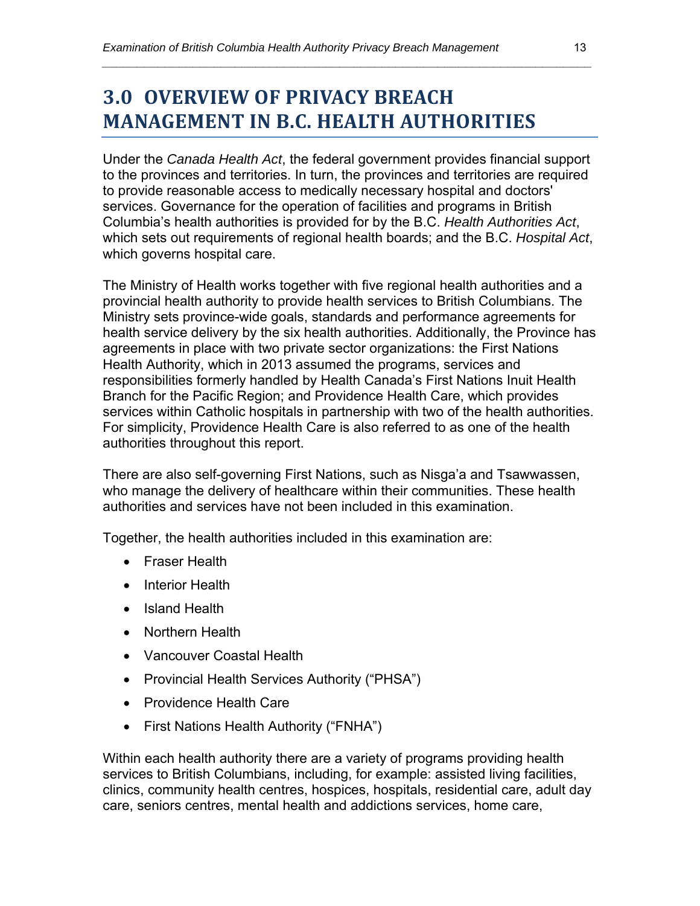# 3.0 OVERVIEW OF PRIVACY BREACH MANAGEMENT IN B.C. HEALTH AUTHORITIES

Under the *Canada Health Act*, the federal government provides financial support to the provinces and territories. In turn, the provinces and territories are required to provide reasonable access to medically necessary hospital and doctors' services. Governance for the operation of facilities and programs in British Columbia's health authorities is provided for by the B.C. *Health Authorities Act*, which sets out requirements of regional health boards; and the B.C. *Hospital Act*, which governs hospital care.

The Ministry of Health works together with five regional health authorities and a provincial health authority to provide health services to British Columbians. The Ministry sets province-wide goals, standards and performance agreements for health service delivery by the six health authorities. Additionally, the Province has agreements in place with two private sector organizations: the First Nations Health Authority, which in 2013 assumed the programs, services and responsibilities formerly handled by Health Canada's First Nations Inuit Health Branch for the Pacific Region; and Providence Health Care, which provides services within Catholic hospitals in partnership with two of the health authorities. For simplicity, Providence Health Care is also referred to as one of the health authorities throughout this report.

There are also self-governing First Nations, such as Nisga'a and Tsawwassen, who manage the delivery of healthcare within their communities. These health authorities and services have not been included in this examination.

Together, the health authorities included in this examination are:

- Fraser Health
- Interior Health
- Island Health
- Northern Health
- Vancouver Coastal Health
- Provincial Health Services Authority ("PHSA")
- Providence Health Care
- First Nations Health Authority ("FNHA")

Within each health authority there are a variety of programs providing health services to British Columbians, including, for example: assisted living facilities, clinics, community health centres, hospices, hospitals, residential care, adult day care, seniors centres, mental health and addictions services, home care,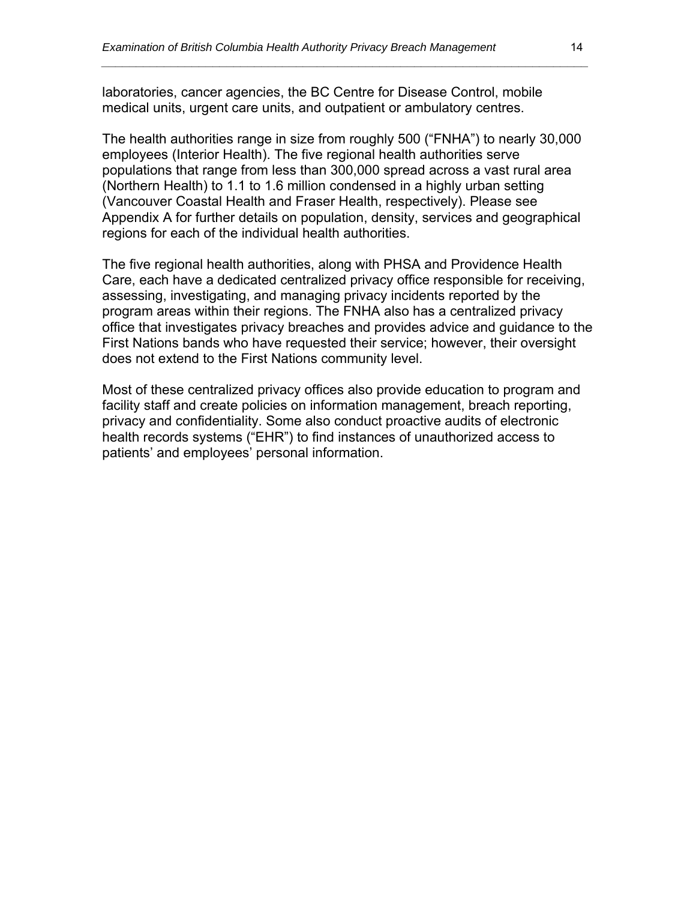laboratories, cancer agencies, the BC Centre for Disease Control, mobile medical units, urgent care units, and outpatient or ambulatory centres.

The health authorities range in size from roughly 500 ("FNHA") to nearly 30,000 employees (Interior Health). The five regional health authorities serve populations that range from less than 300,000 spread across a vast rural area (Northern Health) to 1.1 to 1.6 million condensed in a highly urban setting (Vancouver Coastal Health and Fraser Health, respectively). Please see Appendix A for further details on population, density, services and geographical regions for each of the individual health authorities.

The five regional health authorities, along with PHSA and Providence Health Care, each have a dedicated centralized privacy office responsible for receiving, assessing, investigating, and managing privacy incidents reported by the program areas within their regions. The FNHA also has a centralized privacy office that investigates privacy breaches and provides advice and guidance to the First Nations bands who have requested their service; however, their oversight does not extend to the First Nations community level.

Most of these centralized privacy offices also provide education to program and facility staff and create policies on information management, breach reporting, privacy and confidentiality. Some also conduct proactive audits of electronic health records systems ("EHR") to find instances of unauthorized access to patients' and employees' personal information.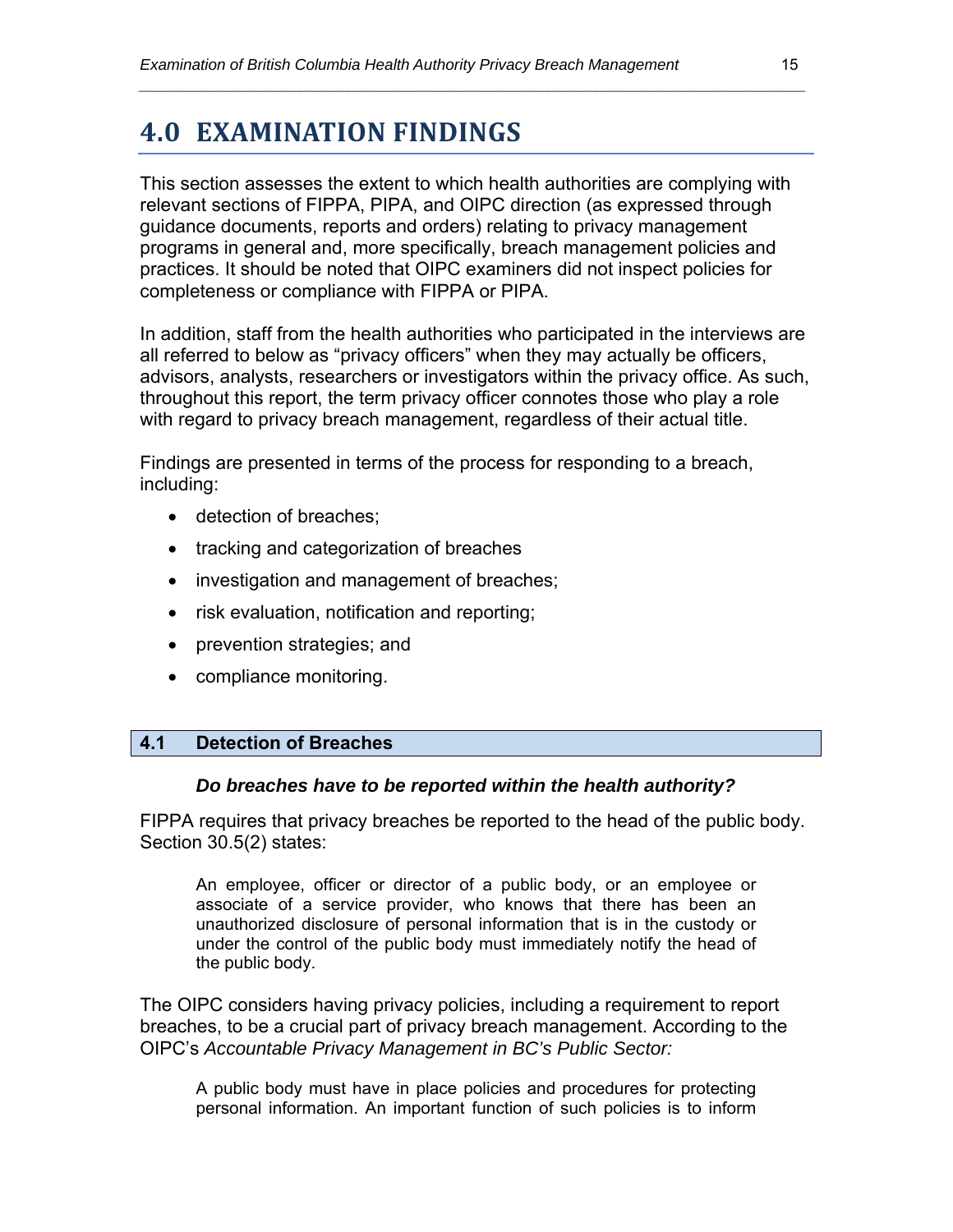# 4.0 EXAMINATION FINDINGS

This section assesses the extent to which health authorities are complying with relevant sections of FIPPA, PIPA, and OIPC direction (as expressed through guidance documents, reports and orders) relating to privacy management programs in general and, more specifically, breach management policies and practices. It should be noted that OIPC examiners did not inspect policies for completeness or compliance with FIPPA or PIPA.

In addition, staff from the health authorities who participated in the interviews are all referred to below as "privacy officers" when they may actually be officers, advisors, analysts, researchers or investigators within the privacy office. As such, throughout this report, the term privacy officer connotes those who play a role with regard to privacy breach management, regardless of their actual title.

Findings are presented in terms of the process for responding to a breach, including:

- detection of breaches;
- tracking and categorization of breaches
- investigation and management of breaches;
- risk evaluation, notification and reporting;
- prevention strategies; and
- compliance monitoring.

## 4.1 Detection of Breaches

***Do breaches have to be reported within the health authority?***

FIPPA requires that privacy breaches be reported to the head of the public body. Section 30.5(2) states:

> An employee, officer or director of a public body, or an employee or associate of a service provider, who knows that there has been an unauthorized disclosure of personal information that is in the custody or under the control of the public body must immediately notify the head of the public body.

The OIPC considers having privacy policies, including a requirement to report breaches, to be a crucial part of privacy breach management. According to the OIPC's *Accountable Privacy Management in BC's Public Sector:*

> A public body must have in place policies and procedures for protecting personal information. An important function of such policies is to inform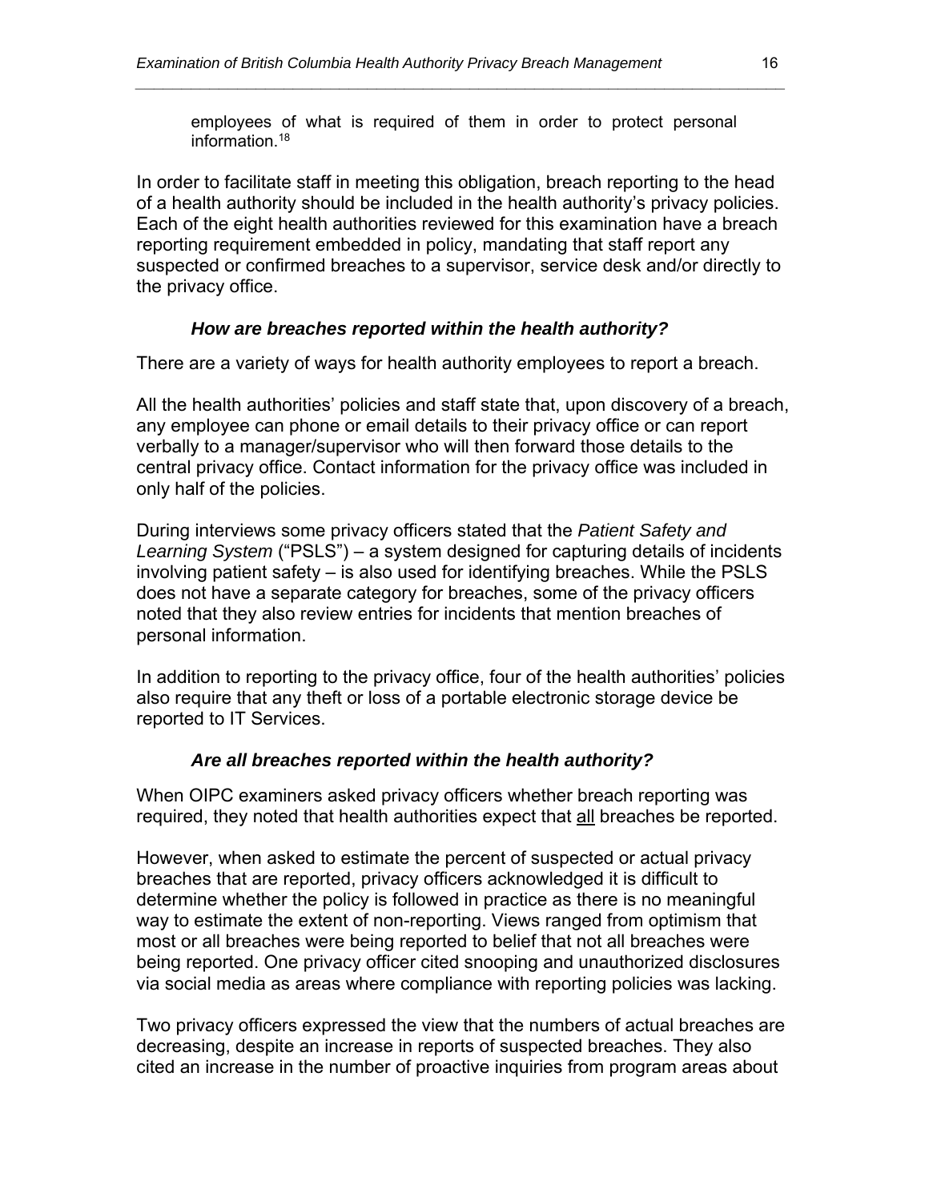> employees of what is required of them in order to protect personal information.[18]

In order to facilitate staff in meeting this obligation, breach reporting to the head of a health authority should be included in the health authority's privacy policies. Each of the eight health authorities reviewed for this examination have a breach reporting requirement embedded in policy, mandating that staff report any suspected or confirmed breaches to a supervisor, service desk and/or directly to the privacy office.

### *How are breaches reported within the health authority?*

There are a variety of ways for health authority employees to report a breach.

All the health authorities' policies and staff state that, upon discovery of a breach, any employee can phone or email details to their privacy office or can report verbally to a manager/supervisor who will then forward those details to the central privacy office. Contact information for the privacy office was included in only half of the policies.

During interviews some privacy officers stated that the *Patient Safety and Learning System* ("PSLS") – a system designed for capturing details of incidents involving patient safety – is also used for identifying breaches. While the PSLS does not have a separate category for breaches, some of the privacy officers noted that they also review entries for incidents that mention breaches of personal information.

In addition to reporting to the privacy office, four of the health authorities' policies also require that any theft or loss of a portable electronic storage device be reported to IT Services.

### *Are all breaches reported within the health authority?*

When OIPC examiners asked privacy officers whether breach reporting was required, they noted that health authorities expect that <u>all</u> breaches be reported.

However, when asked to estimate the percent of suspected or actual privacy breaches that are reported, privacy officers acknowledged it is difficult to determine whether the policy is followed in practice as there is no meaningful way to estimate the extent of non-reporting. Views ranged from optimism that most or all breaches were being reported to belief that not all breaches were being reported. One privacy officer cited snooping and unauthorized disclosures via social media as areas where compliance with reporting policies was lacking.

Two privacy officers expressed the view that the numbers of actual breaches are decreasing, despite an increase in reports of suspected breaches. They also cited an increase in the number of proactive inquiries from program areas about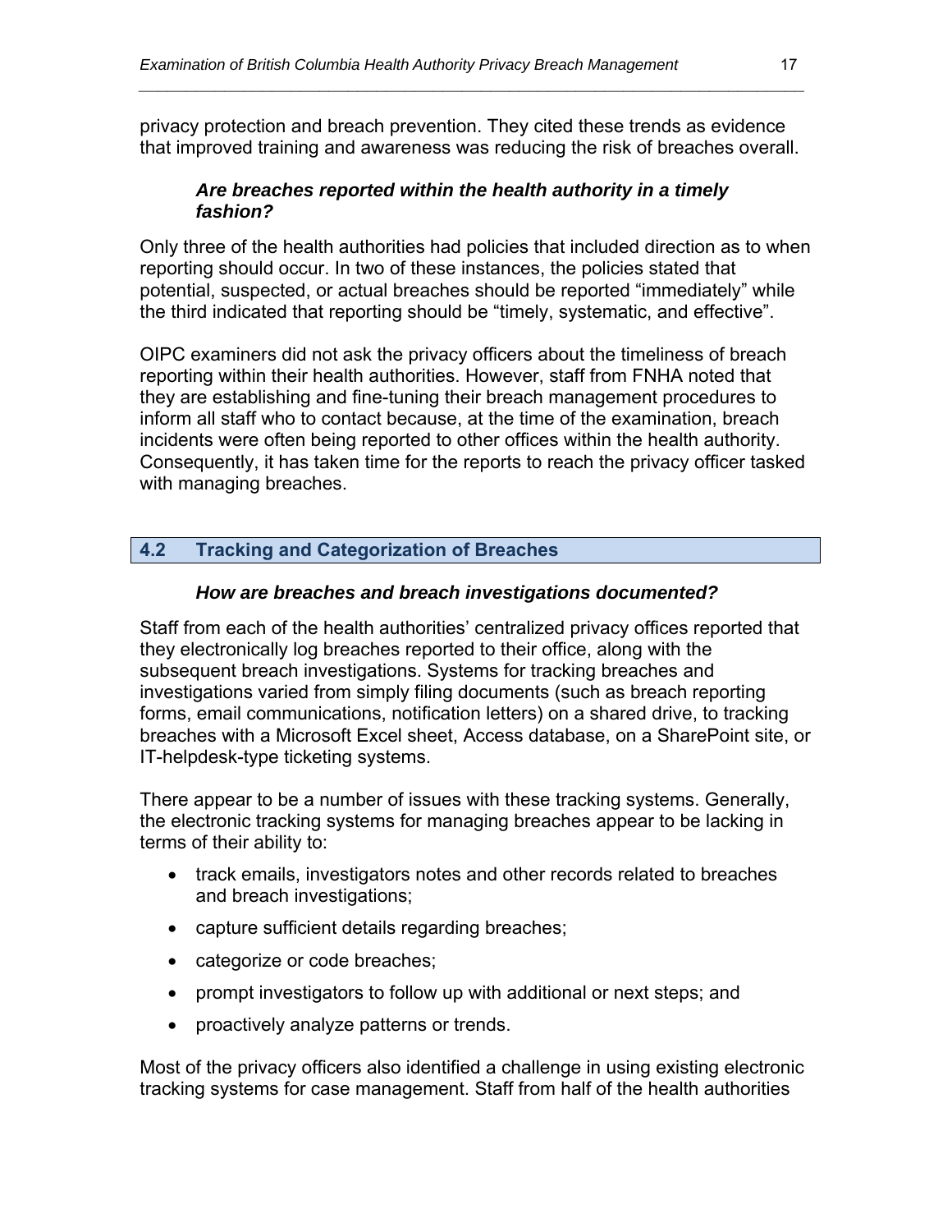privacy protection and breach prevention. They cited these trends as evidence that improved training and awareness was reducing the risk of breaches overall.

#### *Are breaches reported within the health authority in a timely fashion?*

Only three of the health authorities had policies that included direction as to when reporting should occur. In two of these instances, the policies stated that potential, suspected, or actual breaches should be reported "immediately" while the third indicated that reporting should be "timely, systematic, and effective".

OIPC examiners did not ask the privacy officers about the timeliness of breach reporting within their health authorities. However, staff from FNHA noted that they are establishing and fine-tuning their breach management procedures to inform all staff who to contact because, at the time of the examination, breach incidents were often being reported to other offices within the health authority. Consequently, it has taken time for the reports to reach the privacy officer tasked with managing breaches.

## 4.2 Tracking and Categorization of Breaches

#### *How are breaches and breach investigations documented?*

Staff from each of the health authorities' centralized privacy offices reported that they electronically log breaches reported to their office, along with the subsequent breach investigations. Systems for tracking breaches and investigations varied from simply filing documents (such as breach reporting forms, email communications, notification letters) on a shared drive, to tracking breaches with a Microsoft Excel sheet, Access database, on a SharePoint site, or IT-helpdesk-type ticketing systems.

There appear to be a number of issues with these tracking systems. Generally, the electronic tracking systems for managing breaches appear to be lacking in terms of their ability to:

- track emails, investigators notes and other records related to breaches and breach investigations;
- capture sufficient details regarding breaches;
- categorize or code breaches;
- prompt investigators to follow up with additional or next steps; and
- proactively analyze patterns or trends.

Most of the privacy officers also identified a challenge in using existing electronic tracking systems for case management. Staff from half of the health authorities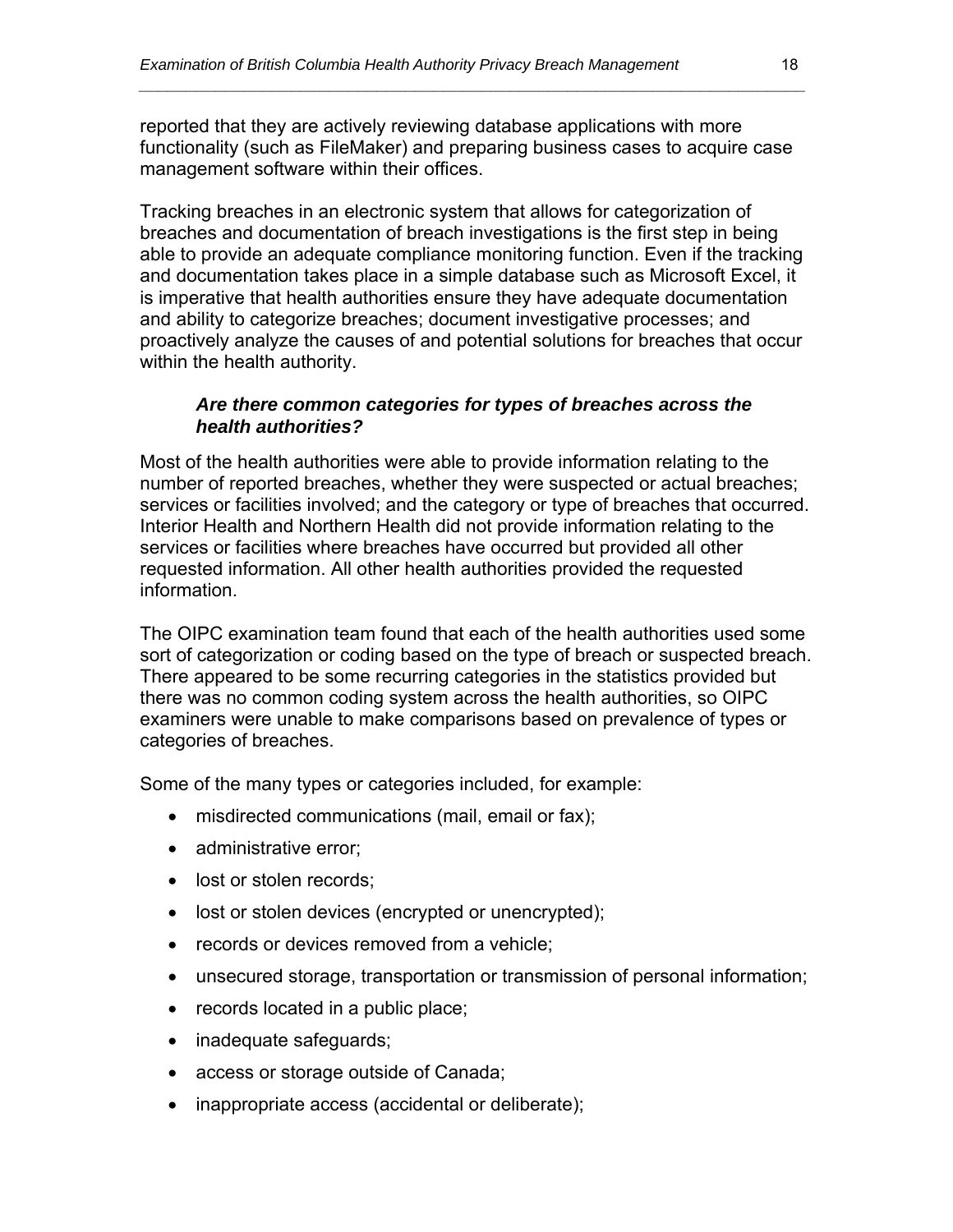reported that they are actively reviewing database applications with more functionality (such as FileMaker) and preparing business cases to acquire case management software within their offices.

Tracking breaches in an electronic system that allows for categorization of breaches and documentation of breach investigations is the first step in being able to provide an adequate compliance monitoring function. Even if the tracking and documentation takes place in a simple database such as Microsoft Excel, it is imperative that health authorities ensure they have adequate documentation and ability to categorize breaches; document investigative processes; and proactively analyze the causes of and potential solutions for breaches that occur within the health authority.

### *Are there common categories for types of breaches across the health authorities?*

Most of the health authorities were able to provide information relating to the number of reported breaches, whether they were suspected or actual breaches; services or facilities involved; and the category or type of breaches that occurred. Interior Health and Northern Health did not provide information relating to the services or facilities where breaches have occurred but provided all other requested information. All other health authorities provided the requested information.

The OIPC examination team found that each of the health authorities used some sort of categorization or coding based on the type of breach or suspected breach. There appeared to be some recurring categories in the statistics provided but there was no common coding system across the health authorities, so OIPC examiners were unable to make comparisons based on prevalence of types or categories of breaches.

Some of the many types or categories included, for example:

- misdirected communications (mail, email or fax);
- administrative error;
- lost or stolen records;
- lost or stolen devices (encrypted or unencrypted);
- records or devices removed from a vehicle;
- unsecured storage, transportation or transmission of personal information;
- records located in a public place;
- inadequate safeguards;
- access or storage outside of Canada;
- inappropriate access (accidental or deliberate);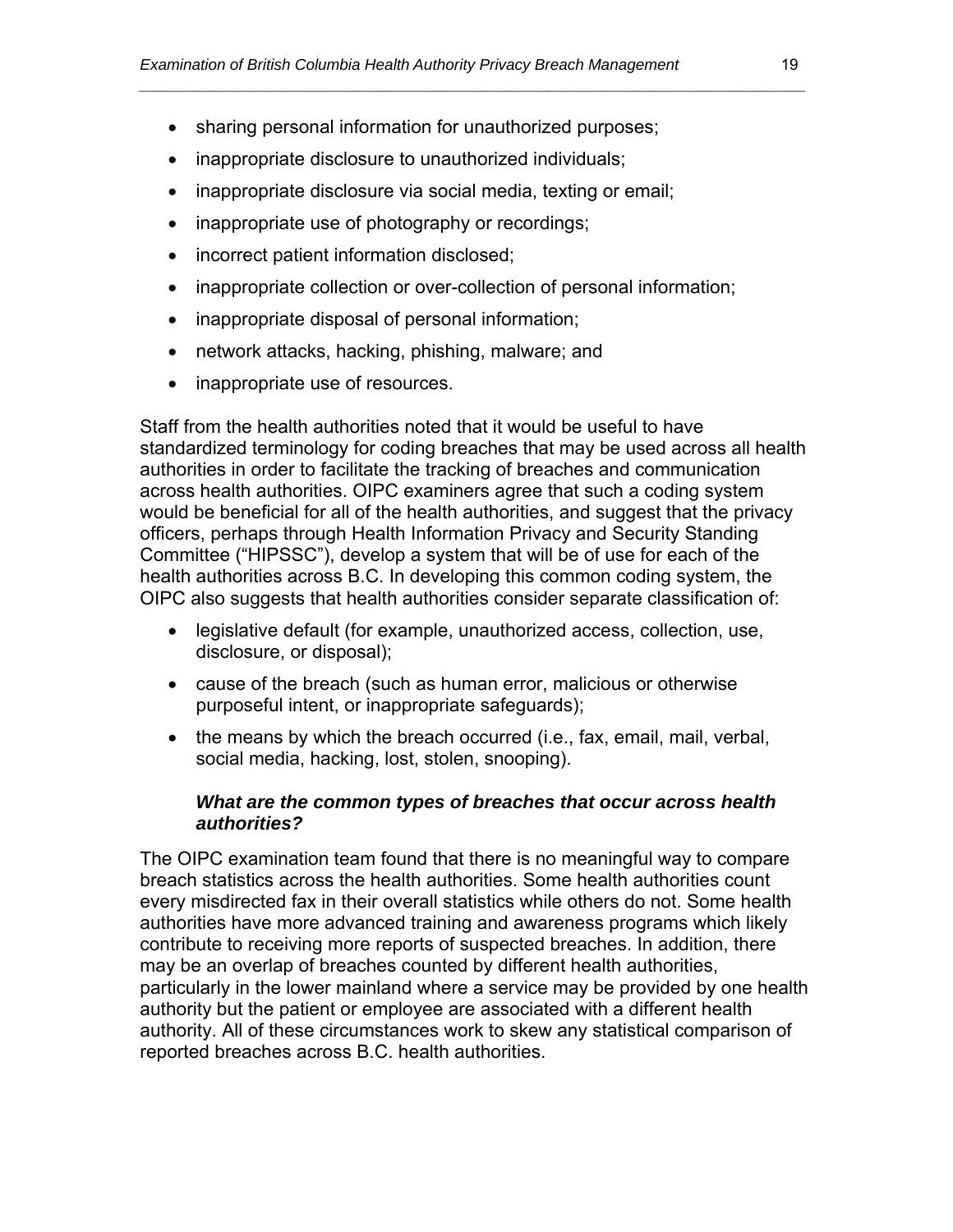- sharing personal information for unauthorized purposes;
- inappropriate disclosure to unauthorized individuals;
- inappropriate disclosure via social media, texting or email;
- inappropriate use of photography or recordings;
- incorrect patient information disclosed;
- inappropriate collection or over-collection of personal information;
- inappropriate disposal of personal information;
- network attacks, hacking, phishing, malware; and
- inappropriate use of resources.

Staff from the health authorities noted that it would be useful to have standardized terminology for coding breaches that may be used across all health authorities in order to facilitate the tracking of breaches and communication across health authorities. OIPC examiners agree that such a coding system would be beneficial for all of the health authorities, and suggest that the privacy officers, perhaps through Health Information Privacy and Security Standing Committee ("HIPSSC"), develop a system that will be of use for each of the health authorities across B.C. In developing this common coding system, the OIPC also suggests that health authorities consider separate classification of:

- legislative default (for example, unauthorized access, collection, use, disclosure, or disposal);
- cause of the breach (such as human error, malicious or otherwise purposeful intent, or inappropriate safeguards);
- the means by which the breach occurred (i.e., fax, email, mail, verbal, social media, hacking, lost, stolen, snooping).

***What are the common types of breaches that occur across health authorities?***

The OIPC examination team found that there is no meaningful way to compare breach statistics across the health authorities. Some health authorities count every misdirected fax in their overall statistics while others do not. Some health authorities have more advanced training and awareness programs which likely contribute to receiving more reports of suspected breaches. In addition, there may be an overlap of breaches counted by different health authorities, particularly in the lower mainland where a service may be provided by one health authority but the patient or employee are associated with a different health authority. All of these circumstances work to skew any statistical comparison of reported breaches across B.C. health authorities.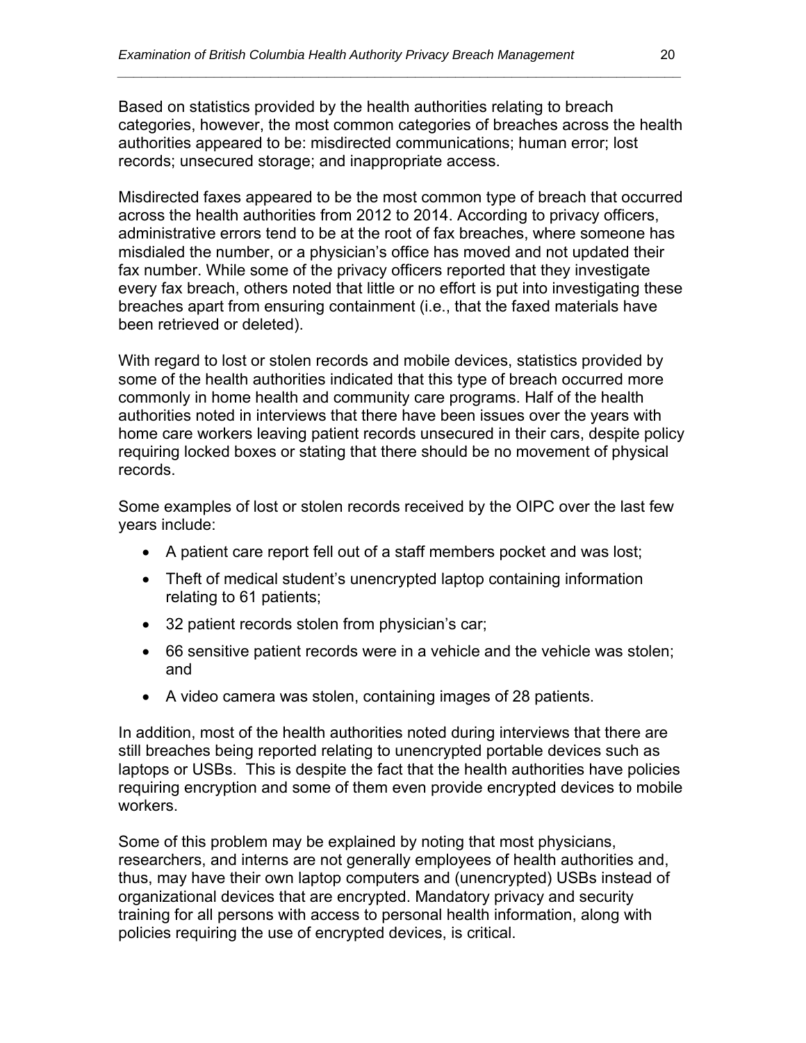Based on statistics provided by the health authorities relating to breach categories, however, the most common categories of breaches across the health authorities appeared to be: misdirected communications; human error; lost records; unsecured storage; and inappropriate access.

Misdirected faxes appeared to be the most common type of breach that occurred across the health authorities from 2012 to 2014. According to privacy officers, administrative errors tend to be at the root of fax breaches, where someone has misdialed the number, or a physician's office has moved and not updated their fax number. While some of the privacy officers reported that they investigate every fax breach, others noted that little or no effort is put into investigating these breaches apart from ensuring containment (i.e., that the faxed materials have been retrieved or deleted).

With regard to lost or stolen records and mobile devices, statistics provided by some of the health authorities indicated that this type of breach occurred more commonly in home health and community care programs. Half of the health authorities noted in interviews that there have been issues over the years with home care workers leaving patient records unsecured in their cars, despite policy requiring locked boxes or stating that there should be no movement of physical records.

Some examples of lost or stolen records received by the OIPC over the last few years include:

- A patient care report fell out of a staff members pocket and was lost;
- Theft of medical student's unencrypted laptop containing information relating to 61 patients;
- 32 patient records stolen from physician's car;
- 66 sensitive patient records were in a vehicle and the vehicle was stolen; and
- A video camera was stolen, containing images of 28 patients.

In addition, most of the health authorities noted during interviews that there are still breaches being reported relating to unencrypted portable devices such as laptops or USBs. This is despite the fact that the health authorities have policies requiring encryption and some of them even provide encrypted devices to mobile workers.

Some of this problem may be explained by noting that most physicians, researchers, and interns are not generally employees of health authorities and, thus, may have their own laptop computers and (unencrypted) USBs instead of organizational devices that are encrypted. Mandatory privacy and security training for all persons with access to personal health information, along with policies requiring the use of encrypted devices, is critical.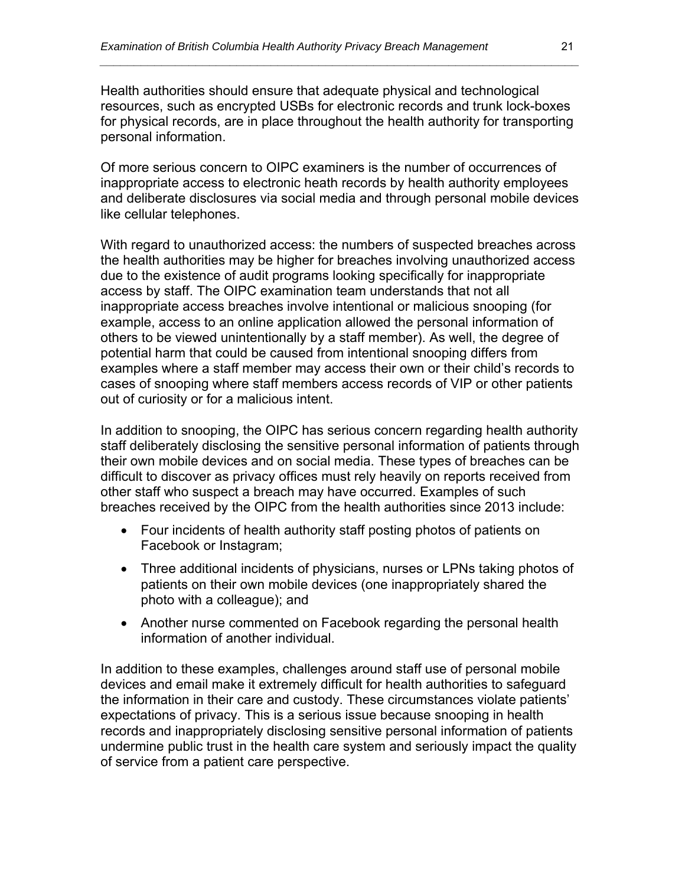Health authorities should ensure that adequate physical and technological resources, such as encrypted USBs for electronic records and trunk lock-boxes for physical records, are in place throughout the health authority for transporting personal information.

Of more serious concern to OIPC examiners is the number of occurrences of inappropriate access to electronic heath records by health authority employees and deliberate disclosures via social media and through personal mobile devices like cellular telephones.

With regard to unauthorized access: the numbers of suspected breaches across the health authorities may be higher for breaches involving unauthorized access due to the existence of audit programs looking specifically for inappropriate access by staff. The OIPC examination team understands that not all inappropriate access breaches involve intentional or malicious snooping (for example, access to an online application allowed the personal information of others to be viewed unintentionally by a staff member). As well, the degree of potential harm that could be caused from intentional snooping differs from examples where a staff member may access their own or their child's records to cases of snooping where staff members access records of VIP or other patients out of curiosity or for a malicious intent.

In addition to snooping, the OIPC has serious concern regarding health authority staff deliberately disclosing the sensitive personal information of patients through their own mobile devices and on social media. These types of breaches can be difficult to discover as privacy offices must rely heavily on reports received from other staff who suspect a breach may have occurred. Examples of such breaches received by the OIPC from the health authorities since 2013 include:

- Four incidents of health authority staff posting photos of patients on Facebook or Instagram;
- Three additional incidents of physicians, nurses or LPNs taking photos of patients on their own mobile devices (one inappropriately shared the photo with a colleague); and
- Another nurse commented on Facebook regarding the personal health information of another individual.

In addition to these examples, challenges around staff use of personal mobile devices and email make it extremely difficult for health authorities to safeguard the information in their care and custody. These circumstances violate patients' expectations of privacy. This is a serious issue because snooping in health records and inappropriately disclosing sensitive personal information of patients undermine public trust in the health care system and seriously impact the quality of service from a patient care perspective.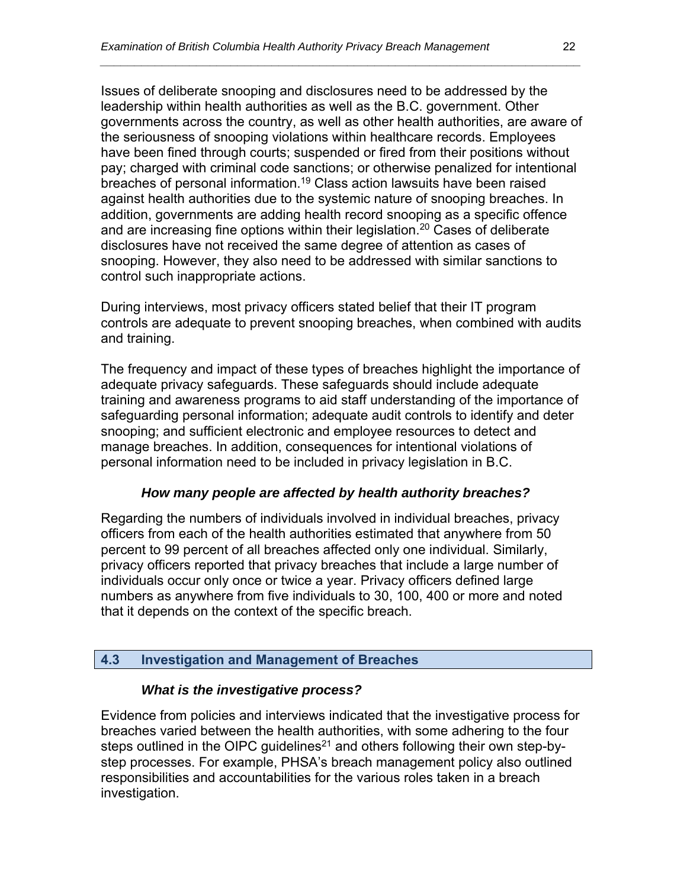Issues of deliberate snooping and disclosures need to be addressed by the leadership within health authorities as well as the B.C. government. Other governments across the country, as well as other health authorities, are aware of the seriousness of snooping violations within healthcare records. Employees have been fined through courts; suspended or fired from their positions without pay; charged with criminal code sanctions; or otherwise penalized for intentional breaches of personal information.[19] Class action lawsuits have been raised against health authorities due to the systemic nature of snooping breaches. In addition, governments are adding health record snooping as a specific offence and are increasing fine options within their legislation.[20] Cases of deliberate disclosures have not received the same degree of attention as cases of snooping. However, they also need to be addressed with similar sanctions to control such inappropriate actions.

During interviews, most privacy officers stated belief that their IT program controls are adequate to prevent snooping breaches, when combined with audits and training.

The frequency and impact of these types of breaches highlight the importance of adequate privacy safeguards. These safeguards should include adequate training and awareness programs to aid staff understanding of the importance of safeguarding personal information; adequate audit controls to identify and deter snooping; and sufficient electronic and employee resources to detect and manage breaches. In addition, consequences for intentional violations of personal information need to be included in privacy legislation in B.C.

#### *How many people are affected by health authority breaches?*

Regarding the numbers of individuals involved in individual breaches, privacy officers from each of the health authorities estimated that anywhere from 50 percent to 99 percent of all breaches affected only one individual. Similarly, privacy officers reported that privacy breaches that include a large number of individuals occur only once or twice a year. Privacy officers defined large numbers as anywhere from five individuals to 30, 100, 400 or more and noted that it depends on the context of the specific breach.

## 4.3 Investigation and Management of Breaches

#### *What is the investigative process?*

Evidence from policies and interviews indicated that the investigative process for breaches varied between the health authorities, with some adhering to the four steps outlined in the OIPC guidelines[21] and others following their own step-by-step processes. For example, PHSA's breach management policy also outlined responsibilities and accountabilities for the various roles taken in a breach investigation.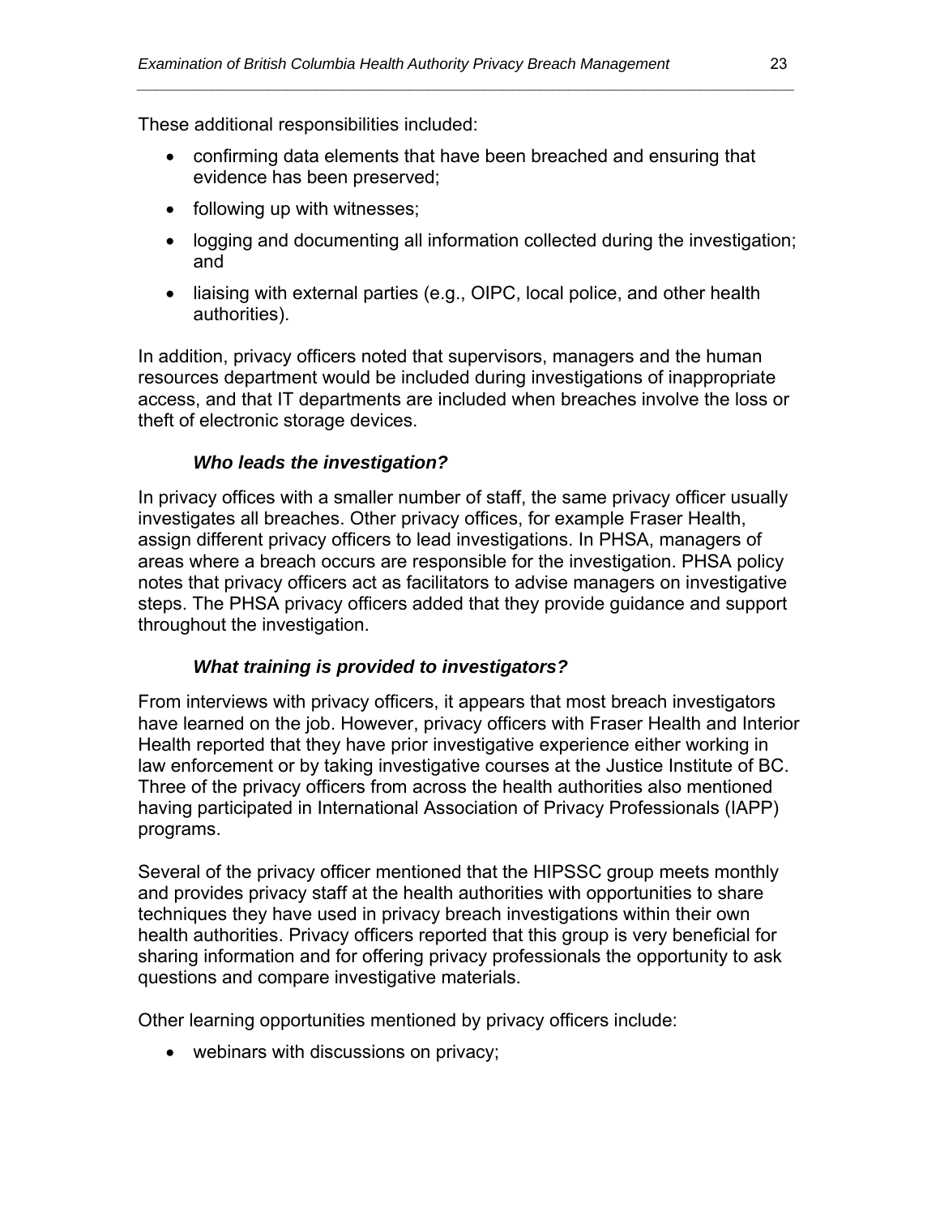These additional responsibilities included:

- confirming data elements that have been breached and ensuring that evidence has been preserved;
- following up with witnesses;
- logging and documenting all information collected during the investigation; and
- liaising with external parties (e.g., OIPC, local police, and other health authorities).

In addition, privacy officers noted that supervisors, managers and the human resources department would be included during investigations of inappropriate access, and that IT departments are included when breaches involve the loss or theft of electronic storage devices.

### *Who leads the investigation?*

In privacy offices with a smaller number of staff, the same privacy officer usually investigates all breaches. Other privacy offices, for example Fraser Health, assign different privacy officers to lead investigations. In PHSA, managers of areas where a breach occurs are responsible for the investigation. PHSA policy notes that privacy officers act as facilitators to advise managers on investigative steps. The PHSA privacy officers added that they provide guidance and support throughout the investigation.

### *What training is provided to investigators?*

From interviews with privacy officers, it appears that most breach investigators have learned on the job. However, privacy officers with Fraser Health and Interior Health reported that they have prior investigative experience either working in law enforcement or by taking investigative courses at the Justice Institute of BC. Three of the privacy officers from across the health authorities also mentioned having participated in International Association of Privacy Professionals (IAPP) programs.

Several of the privacy officer mentioned that the HIPSSC group meets monthly and provides privacy staff at the health authorities with opportunities to share techniques they have used in privacy breach investigations within their own health authorities. Privacy officers reported that this group is very beneficial for sharing information and for offering privacy professionals the opportunity to ask questions and compare investigative materials.

Other learning opportunities mentioned by privacy officers include:

- webinars with discussions on privacy;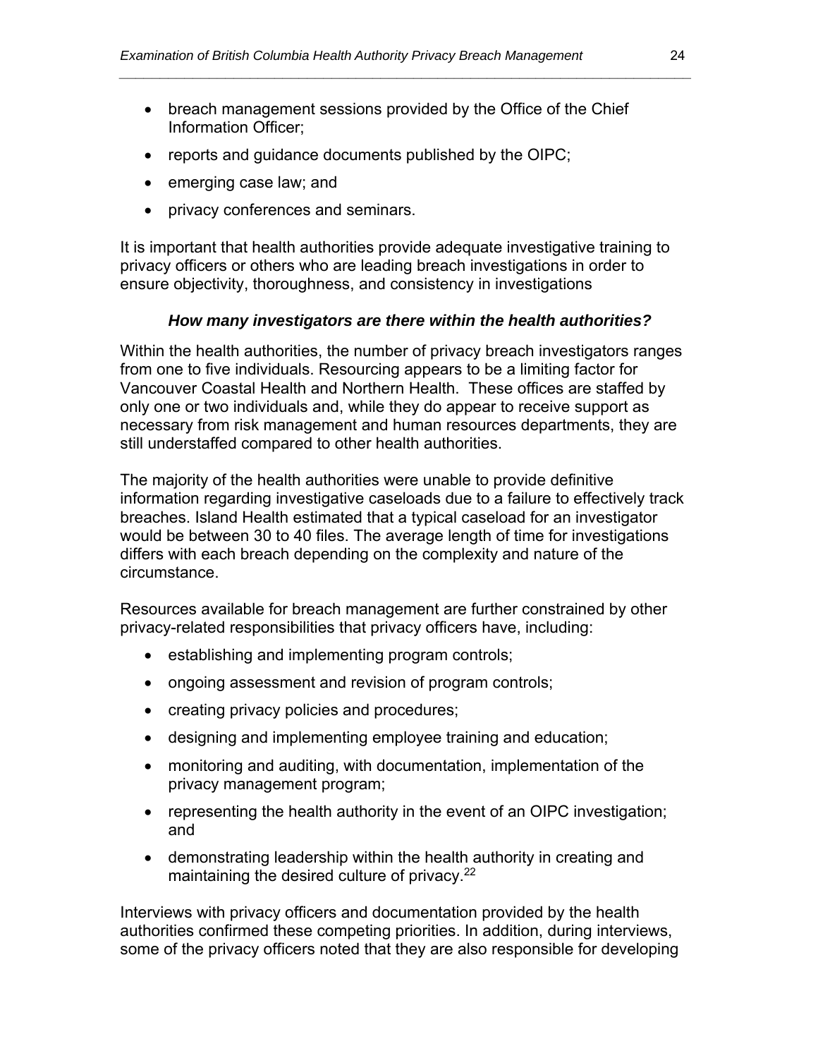- breach management sessions provided by the Office of the Chief Information Officer;
- reports and guidance documents published by the OIPC;
- emerging case law; and
- privacy conferences and seminars.

It is important that health authorities provide adequate investigative training to privacy officers or others who are leading breach investigations in order to ensure objectivity, thoroughness, and consistency in investigations

### *How many investigators are there within the health authorities?*

Within the health authorities, the number of privacy breach investigators ranges from one to five individuals. Resourcing appears to be a limiting factor for Vancouver Coastal Health and Northern Health. These offices are staffed by only one or two individuals and, while they do appear to receive support as necessary from risk management and human resources departments, they are still understaffed compared to other health authorities.

The majority of the health authorities were unable to provide definitive information regarding investigative caseloads due to a failure to effectively track breaches. Island Health estimated that a typical caseload for an investigator would be between 30 to 40 files. The average length of time for investigations differs with each breach depending on the complexity and nature of the circumstance.

Resources available for breach management are further constrained by other privacy-related responsibilities that privacy officers have, including:

- establishing and implementing program controls;
- ongoing assessment and revision of program controls;
- creating privacy policies and procedures;
- designing and implementing employee training and education;
- monitoring and auditing, with documentation, implementation of the privacy management program;
- representing the health authority in the event of an OIPC investigation; and
- demonstrating leadership within the health authority in creating and maintaining the desired culture of privacy.[22]

Interviews with privacy officers and documentation provided by the health authorities confirmed these competing priorities. In addition, during interviews, some of the privacy officers noted that they are also responsible for developing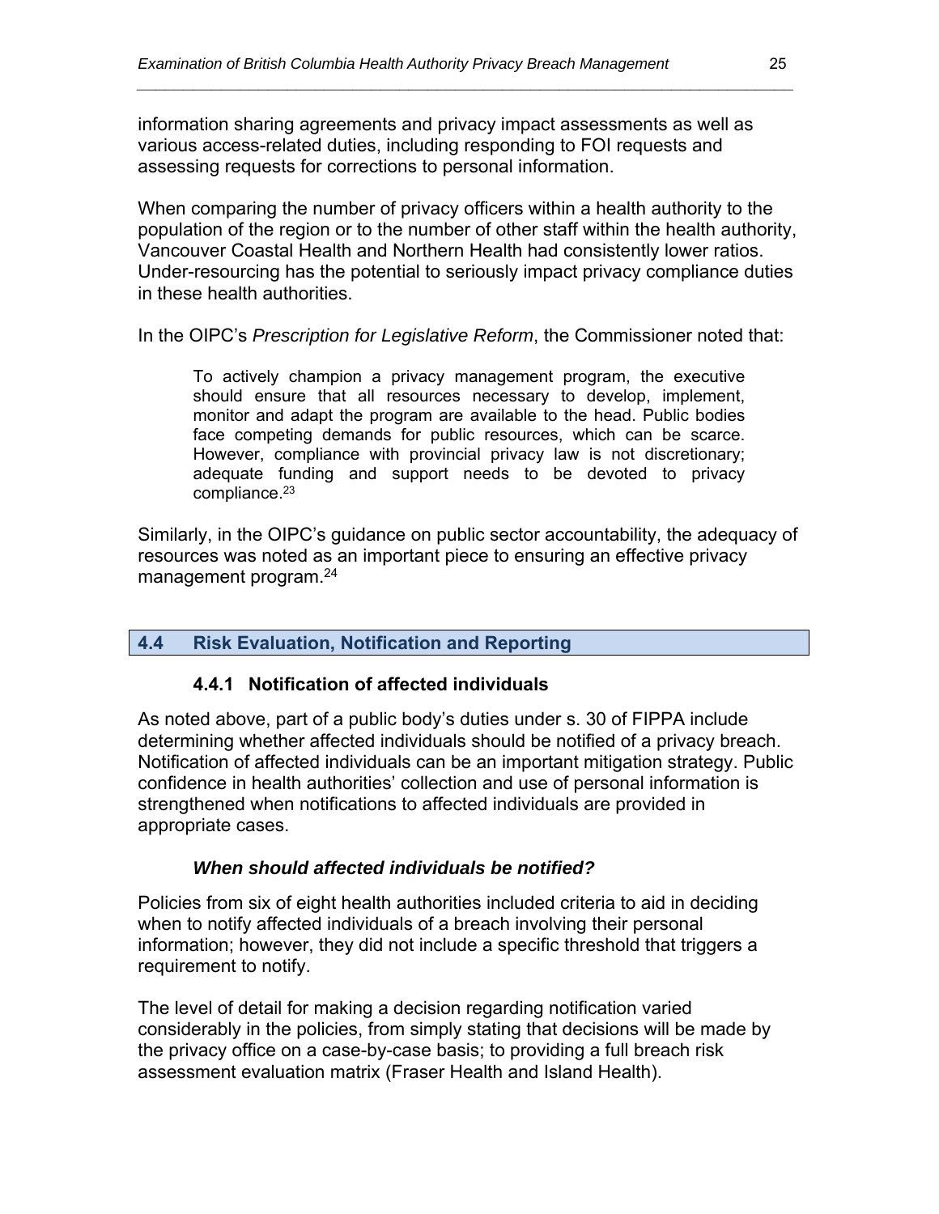information sharing agreements and privacy impact assessments as well as various access-related duties, including responding to FOI requests and assessing requests for corrections to personal information.

When comparing the number of privacy officers within a health authority to the population of the region or to the number of other staff within the health authority, Vancouver Coastal Health and Northern Health had consistently lower ratios. Under-resourcing has the potential to seriously impact privacy compliance duties in these health authorities.

In the OIPC's *Prescription for Legislative Reform*, the Commissioner noted that:

> To actively champion a privacy management program, the executive should ensure that all resources necessary to develop, implement, monitor and adapt the program are available to the head. Public bodies face competing demands for public resources, which can be scarce. However, compliance with provincial privacy law is not discretionary; adequate funding and support needs to be devoted to privacy compliance.[23]

Similarly, in the OIPC's guidance on public sector accountability, the adequacy of resources was noted as an important piece to ensuring an effective privacy management program.[24]

## 4.4 Risk Evaluation, Notification and Reporting

### 4.4.1 Notification of affected individuals

As noted above, part of a public body's duties under s. 30 of FIPPA include determining whether affected individuals should be notified of a privacy breach. Notification of affected individuals can be an important mitigation strategy. Public confidence in health authorities' collection and use of personal information is strengthened when notifications to affected individuals are provided in appropriate cases.

#### *When should affected individuals be notified?*

Policies from six of eight health authorities included criteria to aid in deciding when to notify affected individuals of a breach involving their personal information; however, they did not include a specific threshold that triggers a requirement to notify.

The level of detail for making a decision regarding notification varied considerably in the policies, from simply stating that decisions will be made by the privacy office on a case-by-case basis; to providing a full breach risk assessment evaluation matrix (Fraser Health and Island Health).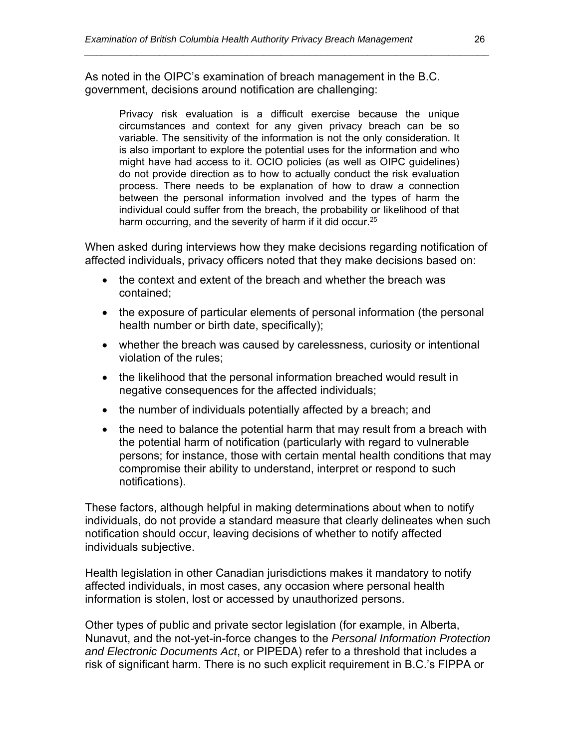As noted in the OIPC's examination of breach management in the B.C. government, decisions around notification are challenging:

> Privacy risk evaluation is a difficult exercise because the unique circumstances and context for any given privacy breach can be so variable. The sensitivity of the information is not the only consideration. It is also important to explore the potential uses for the information and who might have had access to it. OCIO policies (as well as OIPC guidelines) do not provide direction as to how to actually conduct the risk evaluation process. There needs to be explanation of how to draw a connection between the personal information involved and the types of harm the individual could suffer from the breach, the probability or likelihood of that harm occurring, and the severity of harm if it did occur.[25]

When asked during interviews how they make decisions regarding notification of affected individuals, privacy officers noted that they make decisions based on:

- the context and extent of the breach and whether the breach was contained;
- the exposure of particular elements of personal information (the personal health number or birth date, specifically);
- whether the breach was caused by carelessness, curiosity or intentional violation of the rules;
- the likelihood that the personal information breached would result in negative consequences for the affected individuals;
- the number of individuals potentially affected by a breach; and
- the need to balance the potential harm that may result from a breach with the potential harm of notification (particularly with regard to vulnerable persons; for instance, those with certain mental health conditions that may compromise their ability to understand, interpret or respond to such notifications).

These factors, although helpful in making determinations about when to notify individuals, do not provide a standard measure that clearly delineates when such notification should occur, leaving decisions of whether to notify affected individuals subjective.

Health legislation in other Canadian jurisdictions makes it mandatory to notify affected individuals, in most cases, any occasion where personal health information is stolen, lost or accessed by unauthorized persons.

Other types of public and private sector legislation (for example, in Alberta, Nunavut, and the not-yet-in-force changes to the *Personal Information Protection and Electronic Documents Act*, or PIPEDA) refer to a threshold that includes a risk of significant harm. There is no such explicit requirement in B.C.'s FIPPA or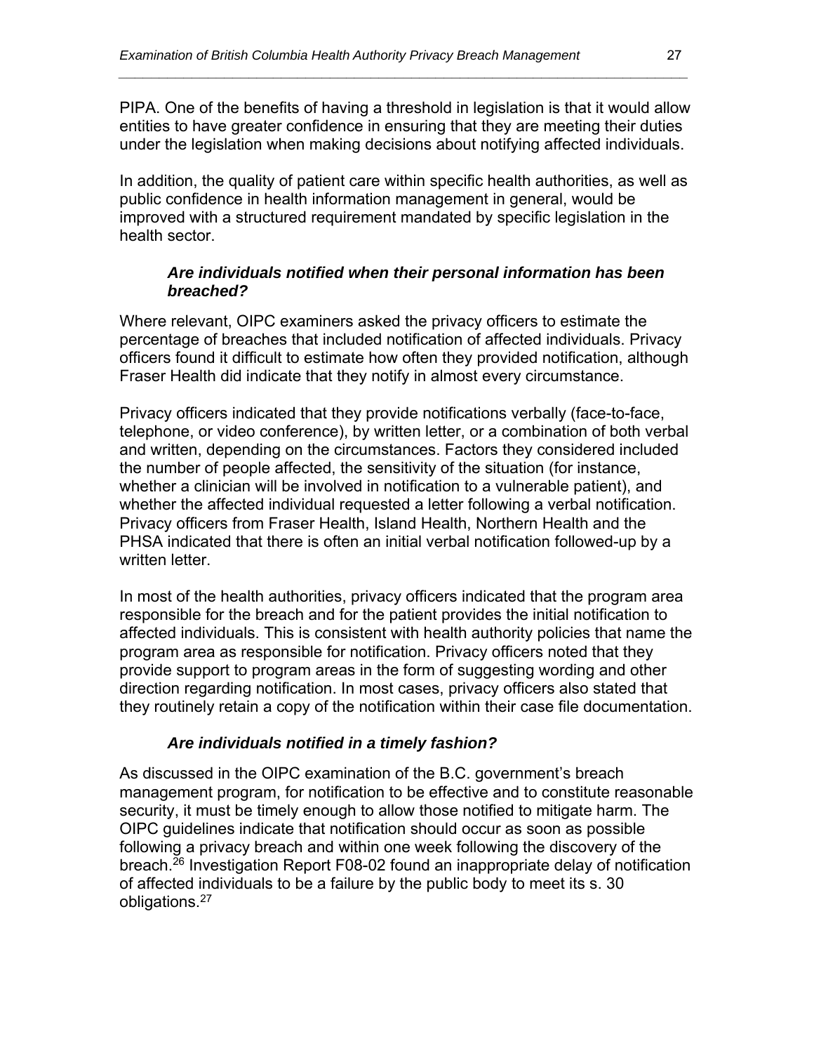PIPA. One of the benefits of having a threshold in legislation is that it would allow entities to have greater confidence in ensuring that they are meeting their duties under the legislation when making decisions about notifying affected individuals.

In addition, the quality of patient care within specific health authorities, as well as public confidence in health information management in general, would be improved with a structured requirement mandated by specific legislation in the health sector.

### *Are individuals notified when their personal information has been breached?*

Where relevant, OIPC examiners asked the privacy officers to estimate the percentage of breaches that included notification of affected individuals. Privacy officers found it difficult to estimate how often they provided notification, although Fraser Health did indicate that they notify in almost every circumstance.

Privacy officers indicated that they provide notifications verbally (face-to-face, telephone, or video conference), by written letter, or a combination of both verbal and written, depending on the circumstances. Factors they considered included the number of people affected, the sensitivity of the situation (for instance, whether a clinician will be involved in notification to a vulnerable patient), and whether the affected individual requested a letter following a verbal notification. Privacy officers from Fraser Health, Island Health, Northern Health and the PHSA indicated that there is often an initial verbal notification followed-up by a written letter.

In most of the health authorities, privacy officers indicated that the program area responsible for the breach and for the patient provides the initial notification to affected individuals. This is consistent with health authority policies that name the program area as responsible for notification. Privacy officers noted that they provide support to program areas in the form of suggesting wording and other direction regarding notification. In most cases, privacy officers also stated that they routinely retain a copy of the notification within their case file documentation.

### *Are individuals notified in a timely fashion?*

As discussed in the OIPC examination of the B.C. government's breach management program, for notification to be effective and to constitute reasonable security, it must be timely enough to allow those notified to mitigate harm. The OIPC guidelines indicate that notification should occur as soon as possible following a privacy breach and within one week following the discovery of the breach.[26] Investigation Report F08-02 found an inappropriate delay of notification of affected individuals to be a failure by the public body to meet its s. 30 obligations.[27]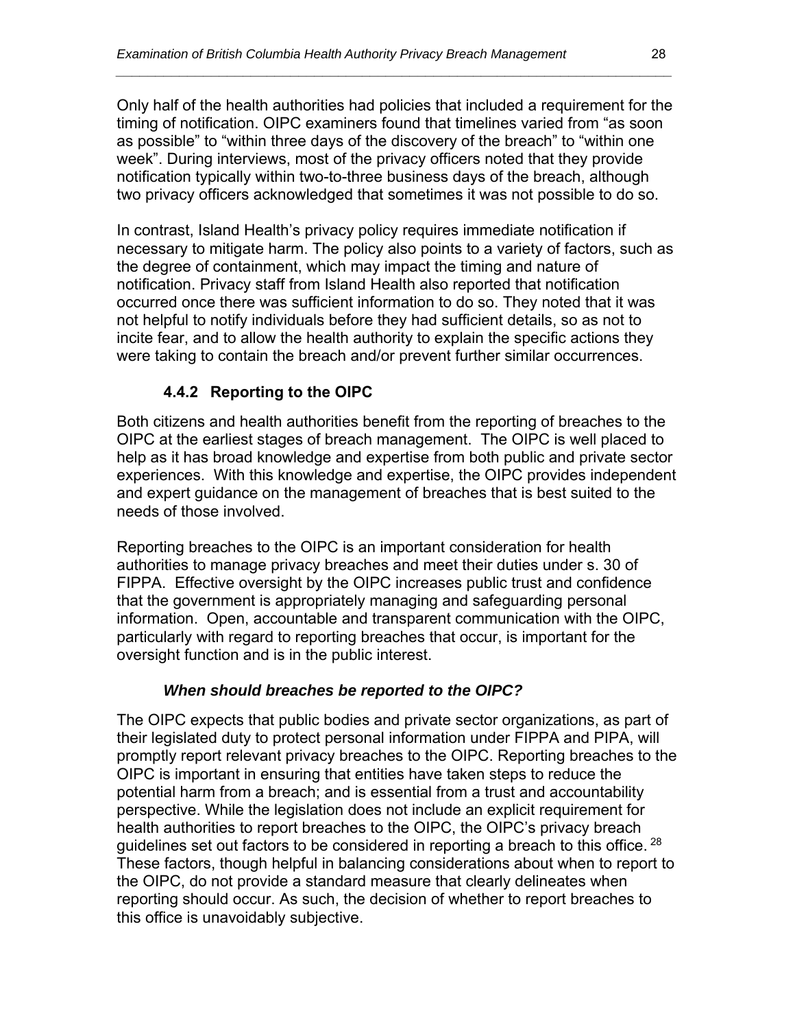Only half of the health authorities had policies that included a requirement for the timing of notification. OIPC examiners found that timelines varied from "as soon as possible" to "within three days of the discovery of the breach" to "within one week". During interviews, most of the privacy officers noted that they provide notification typically within two-to-three business days of the breach, although two privacy officers acknowledged that sometimes it was not possible to do so.

In contrast, Island Health's privacy policy requires immediate notification if necessary to mitigate harm. The policy also points to a variety of factors, such as the degree of containment, which may impact the timing and nature of notification. Privacy staff from Island Health also reported that notification occurred once there was sufficient information to do so. They noted that it was not helpful to notify individuals before they had sufficient details, so as not to incite fear, and to allow the health authority to explain the specific actions they were taking to contain the breach and/or prevent further similar occurrences.

### 4.4.2 Reporting to the OIPC

Both citizens and health authorities benefit from the reporting of breaches to the OIPC at the earliest stages of breach management. The OIPC is well placed to help as it has broad knowledge and expertise from both public and private sector experiences. With this knowledge and expertise, the OIPC provides independent and expert guidance on the management of breaches that is best suited to the needs of those involved.

Reporting breaches to the OIPC is an important consideration for health authorities to manage privacy breaches and meet their duties under s. 30 of FIPPA. Effective oversight by the OIPC increases public trust and confidence that the government is appropriately managing and safeguarding personal information. Open, accountable and transparent communication with the OIPC, particularly with regard to reporting breaches that occur, is important for the oversight function and is in the public interest.

#### *When should breaches be reported to the OIPC?*

The OIPC expects that public bodies and private sector organizations, as part of their legislated duty to protect personal information under FIPPA and PIPA, will promptly report relevant privacy breaches to the OIPC. Reporting breaches to the OIPC is important in ensuring that entities have taken steps to reduce the potential harm from a breach; and is essential from a trust and accountability perspective. While the legislation does not include an explicit requirement for health authorities to report breaches to the OIPC, the OIPC's privacy breach guidelines set out factors to be considered in reporting a breach to this office. [28] These factors, though helpful in balancing considerations about when to report to the OIPC, do not provide a standard measure that clearly delineates when reporting should occur. As such, the decision of whether to report breaches to this office is unavoidably subjective.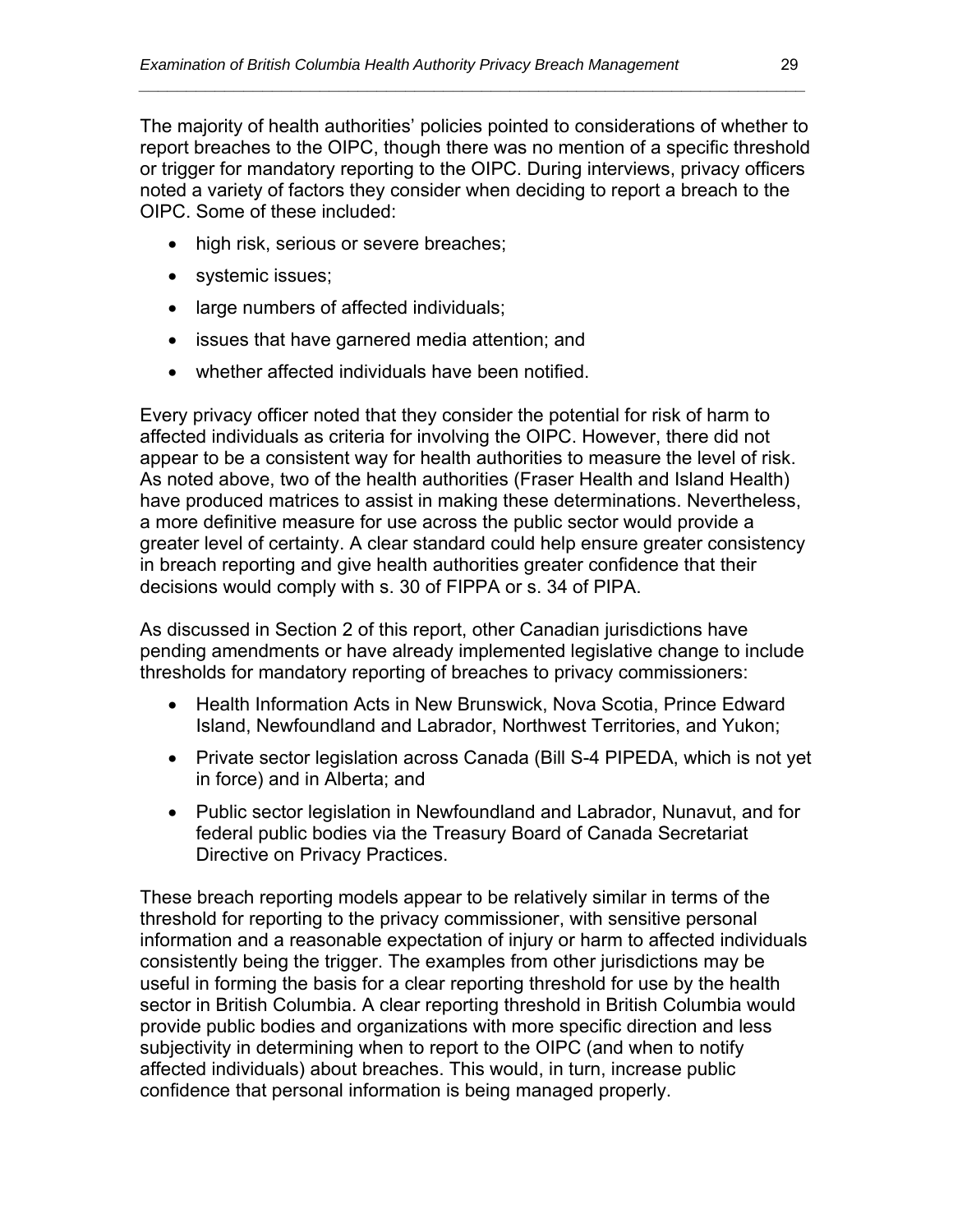The majority of health authorities' policies pointed to considerations of whether to report breaches to the OIPC, though there was no mention of a specific threshold or trigger for mandatory reporting to the OIPC. During interviews, privacy officers noted a variety of factors they consider when deciding to report a breach to the OIPC. Some of these included:

- high risk, serious or severe breaches;
- systemic issues;
- large numbers of affected individuals;
- issues that have garnered media attention; and
- whether affected individuals have been notified.

Every privacy officer noted that they consider the potential for risk of harm to affected individuals as criteria for involving the OIPC. However, there did not appear to be a consistent way for health authorities to measure the level of risk. As noted above, two of the health authorities (Fraser Health and Island Health) have produced matrices to assist in making these determinations. Nevertheless, a more definitive measure for use across the public sector would provide a greater level of certainty. A clear standard could help ensure greater consistency in breach reporting and give health authorities greater confidence that their decisions would comply with s. 30 of FIPPA or s. 34 of PIPA.

As discussed in Section 2 of this report, other Canadian jurisdictions have pending amendments or have already implemented legislative change to include thresholds for mandatory reporting of breaches to privacy commissioners:

- Health Information Acts in New Brunswick, Nova Scotia, Prince Edward Island, Newfoundland and Labrador, Northwest Territories, and Yukon;
- Private sector legislation across Canada (Bill S-4 PIPEDA, which is not yet in force) and in Alberta; and
- Public sector legislation in Newfoundland and Labrador, Nunavut, and for federal public bodies via the Treasury Board of Canada Secretariat Directive on Privacy Practices.

These breach reporting models appear to be relatively similar in terms of the threshold for reporting to the privacy commissioner, with sensitive personal information and a reasonable expectation of injury or harm to affected individuals consistently being the trigger. The examples from other jurisdictions may be useful in forming the basis for a clear reporting threshold for use by the health sector in British Columbia. A clear reporting threshold in British Columbia would provide public bodies and organizations with more specific direction and less subjectivity in determining when to report to the OIPC (and when to notify affected individuals) about breaches. This would, in turn, increase public confidence that personal information is being managed properly.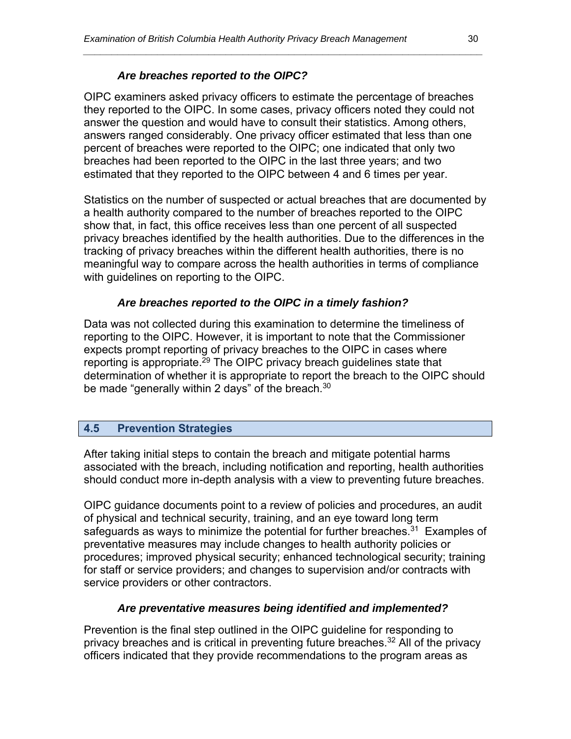#### *Are breaches reported to the OIPC?*

OIPC examiners asked privacy officers to estimate the percentage of breaches they reported to the OIPC. In some cases, privacy officers noted they could not answer the question and would have to consult their statistics. Among others, answers ranged considerably. One privacy officer estimated that less than one percent of breaches were reported to the OIPC; one indicated that only two breaches had been reported to the OIPC in the last three years; and two estimated that they reported to the OIPC between 4 and 6 times per year.

Statistics on the number of suspected or actual breaches that are documented by a health authority compared to the number of breaches reported to the OIPC show that, in fact, this office receives less than one percent of all suspected privacy breaches identified by the health authorities. Due to the differences in the tracking of privacy breaches within the different health authorities, there is no meaningful way to compare across the health authorities in terms of compliance with guidelines on reporting to the OIPC.

#### *Are breaches reported to the OIPC in a timely fashion?*

Data was not collected during this examination to determine the timeliness of reporting to the OIPC. However, it is important to note that the Commissioner expects prompt reporting of privacy breaches to the OIPC in cases where reporting is appropriate.[29] The OIPC privacy breach guidelines state that determination of whether it is appropriate to report the breach to the OIPC should be made "generally within 2 days" of the breach.[30]

### 4.5 Prevention Strategies

After taking initial steps to contain the breach and mitigate potential harms associated with the breach, including notification and reporting, health authorities should conduct more in-depth analysis with a view to preventing future breaches.

OIPC guidance documents point to a review of policies and procedures, an audit of physical and technical security, training, and an eye toward long term safeguards as ways to minimize the potential for further breaches.[31] Examples of preventative measures may include changes to health authority policies or procedures; improved physical security; enhanced technological security; training for staff or service providers; and changes to supervision and/or contracts with service providers or other contractors.

#### *Are preventative measures being identified and implemented?*

Prevention is the final step outlined in the OIPC guideline for responding to privacy breaches and is critical in preventing future breaches.[32] All of the privacy officers indicated that they provide recommendations to the program areas as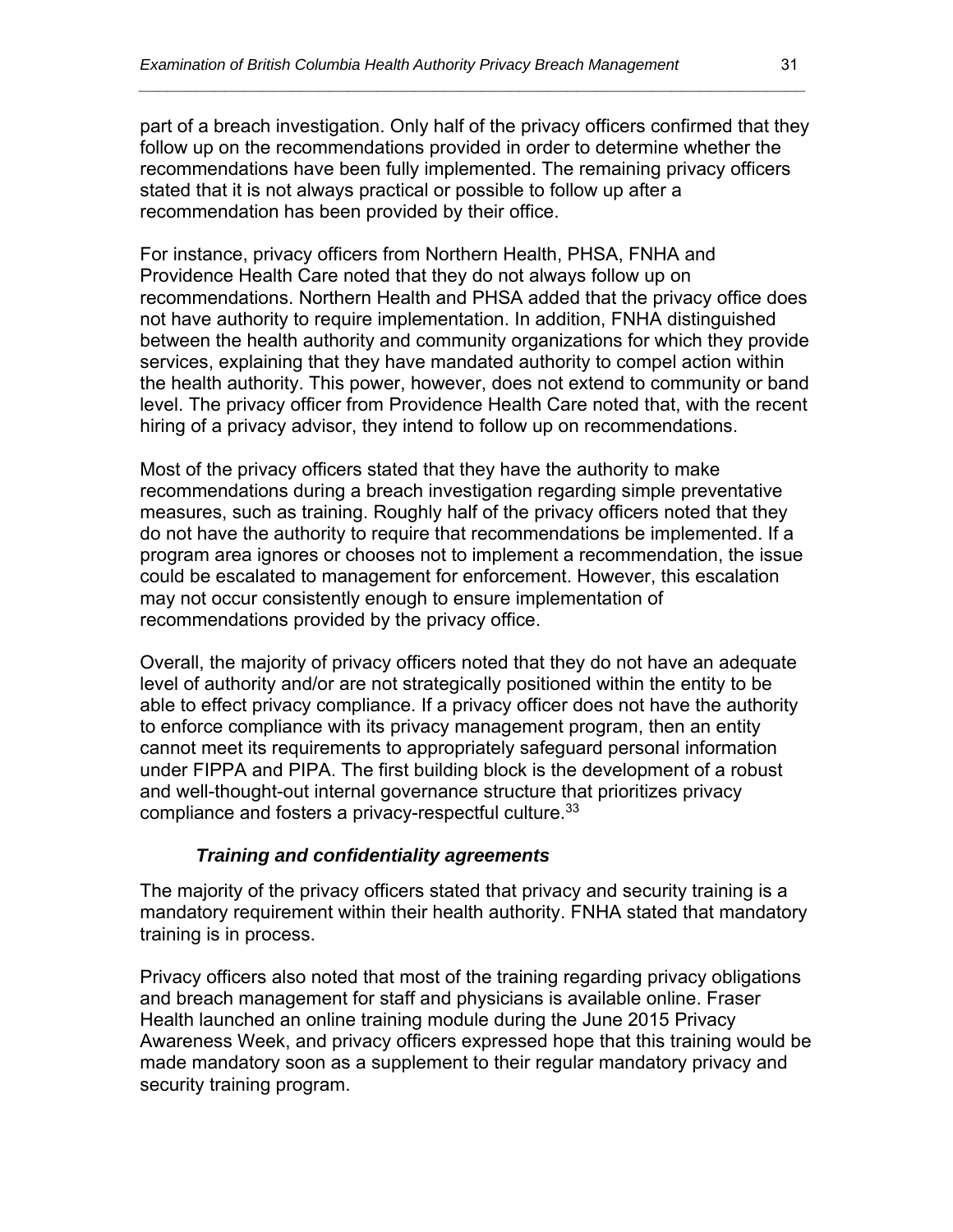part of a breach investigation. Only half of the privacy officers confirmed that they follow up on the recommendations provided in order to determine whether the recommendations have been fully implemented. The remaining privacy officers stated that it is not always practical or possible to follow up after a recommendation has been provided by their office.

For instance, privacy officers from Northern Health, PHSA, FNHA and Providence Health Care noted that they do not always follow up on recommendations. Northern Health and PHSA added that the privacy office does not have authority to require implementation. In addition, FNHA distinguished between the health authority and community organizations for which they provide services, explaining that they have mandated authority to compel action within the health authority. This power, however, does not extend to community or band level. The privacy officer from Providence Health Care noted that, with the recent hiring of a privacy advisor, they intend to follow up on recommendations.

Most of the privacy officers stated that they have the authority to make recommendations during a breach investigation regarding simple preventative measures, such as training. Roughly half of the privacy officers noted that they do not have the authority to require that recommendations be implemented. If a program area ignores or chooses not to implement a recommendation, the issue could be escalated to management for enforcement. However, this escalation may not occur consistently enough to ensure implementation of recommendations provided by the privacy office.

Overall, the majority of privacy officers noted that they do not have an adequate level of authority and/or are not strategically positioned within the entity to be able to effect privacy compliance. If a privacy officer does not have the authority to enforce compliance with its privacy management program, then an entity cannot meet its requirements to appropriately safeguard personal information under FIPPA and PIPA. The first building block is the development of a robust and well-thought-out internal governance structure that prioritizes privacy compliance and fosters a privacy-respectful culture.[33]

#### ***Training and confidentiality agreements***

The majority of the privacy officers stated that privacy and security training is a mandatory requirement within their health authority. FNHA stated that mandatory training is in process.

Privacy officers also noted that most of the training regarding privacy obligations and breach management for staff and physicians is available online. Fraser Health launched an online training module during the June 2015 Privacy Awareness Week, and privacy officers expressed hope that this training would be made mandatory soon as a supplement to their regular mandatory privacy and security training program.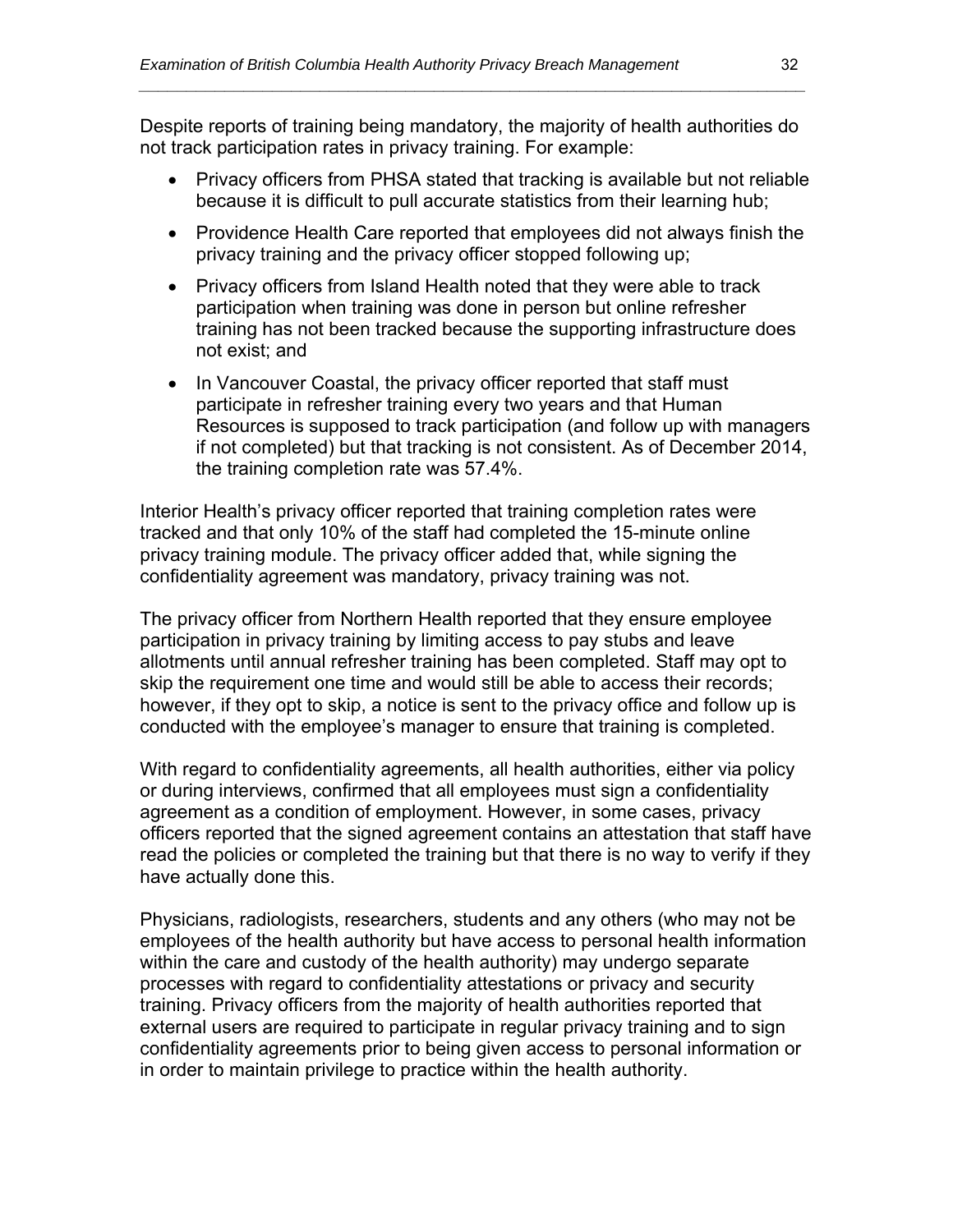Despite reports of training being mandatory, the majority of health authorities do not track participation rates in privacy training. For example:

- Privacy officers from PHSA stated that tracking is available but not reliable because it is difficult to pull accurate statistics from their learning hub;
- Providence Health Care reported that employees did not always finish the privacy training and the privacy officer stopped following up;
- Privacy officers from Island Health noted that they were able to track participation when training was done in person but online refresher training has not been tracked because the supporting infrastructure does not exist; and
- In Vancouver Coastal, the privacy officer reported that staff must participate in refresher training every two years and that Human Resources is supposed to track participation (and follow up with managers if not completed) but that tracking is not consistent. As of December 2014, the training completion rate was 57.4%.

Interior Health's privacy officer reported that training completion rates were tracked and that only 10% of the staff had completed the 15-minute online privacy training module. The privacy officer added that, while signing the confidentiality agreement was mandatory, privacy training was not.

The privacy officer from Northern Health reported that they ensure employee participation in privacy training by limiting access to pay stubs and leave allotments until annual refresher training has been completed. Staff may opt to skip the requirement one time and would still be able to access their records; however, if they opt to skip, a notice is sent to the privacy office and follow up is conducted with the employee's manager to ensure that training is completed.

With regard to confidentiality agreements, all health authorities, either via policy or during interviews, confirmed that all employees must sign a confidentiality agreement as a condition of employment. However, in some cases, privacy officers reported that the signed agreement contains an attestation that staff have read the policies or completed the training but that there is no way to verify if they have actually done this.

Physicians, radiologists, researchers, students and any others (who may not be employees of the health authority but have access to personal health information within the care and custody of the health authority) may undergo separate processes with regard to confidentiality attestations or privacy and security training. Privacy officers from the majority of health authorities reported that external users are required to participate in regular privacy training and to sign confidentiality agreements prior to being given access to personal information or in order to maintain privilege to practice within the health authority.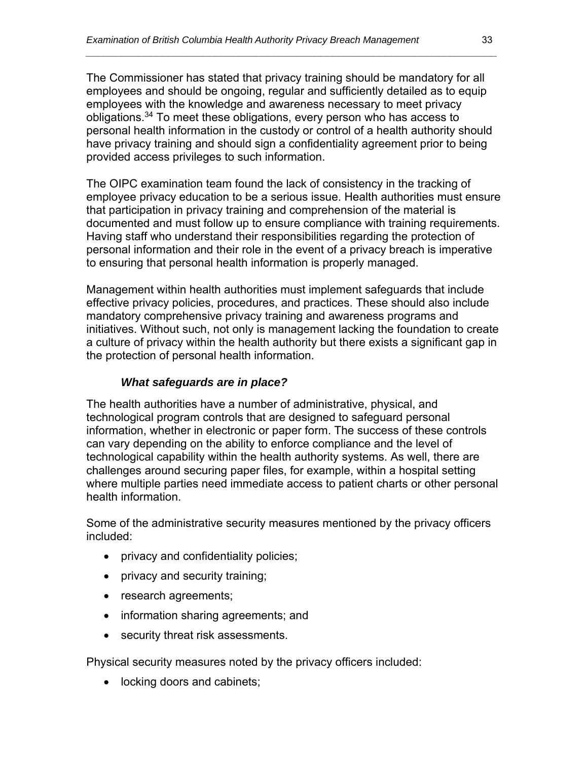The Commissioner has stated that privacy training should be mandatory for all employees and should be ongoing, regular and sufficiently detailed as to equip employees with the knowledge and awareness necessary to meet privacy obligations.[34] To meet these obligations, every person who has access to personal health information in the custody or control of a health authority should have privacy training and should sign a confidentiality agreement prior to being provided access privileges to such information.

The OIPC examination team found the lack of consistency in the tracking of employee privacy education to be a serious issue. Health authorities must ensure that participation in privacy training and comprehension of the material is documented and must follow up to ensure compliance with training requirements. Having staff who understand their responsibilities regarding the protection of personal information and their role in the event of a privacy breach is imperative to ensuring that personal health information is properly managed.

Management within health authorities must implement safeguards that include effective privacy policies, procedures, and practices. These should also include mandatory comprehensive privacy training and awareness programs and initiatives. Without such, not only is management lacking the foundation to create a culture of privacy within the health authority but there exists a significant gap in the protection of personal health information.

### *What safeguards are in place?*

The health authorities have a number of administrative, physical, and technological program controls that are designed to safeguard personal information, whether in electronic or paper form. The success of these controls can vary depending on the ability to enforce compliance and the level of technological capability within the health authority systems. As well, there are challenges around securing paper files, for example, within a hospital setting where multiple parties need immediate access to patient charts or other personal health information.

Some of the administrative security measures mentioned by the privacy officers included:

- privacy and confidentiality policies;
- privacy and security training;
- research agreements;
- information sharing agreements; and
- security threat risk assessments.

Physical security measures noted by the privacy officers included:

- locking doors and cabinets;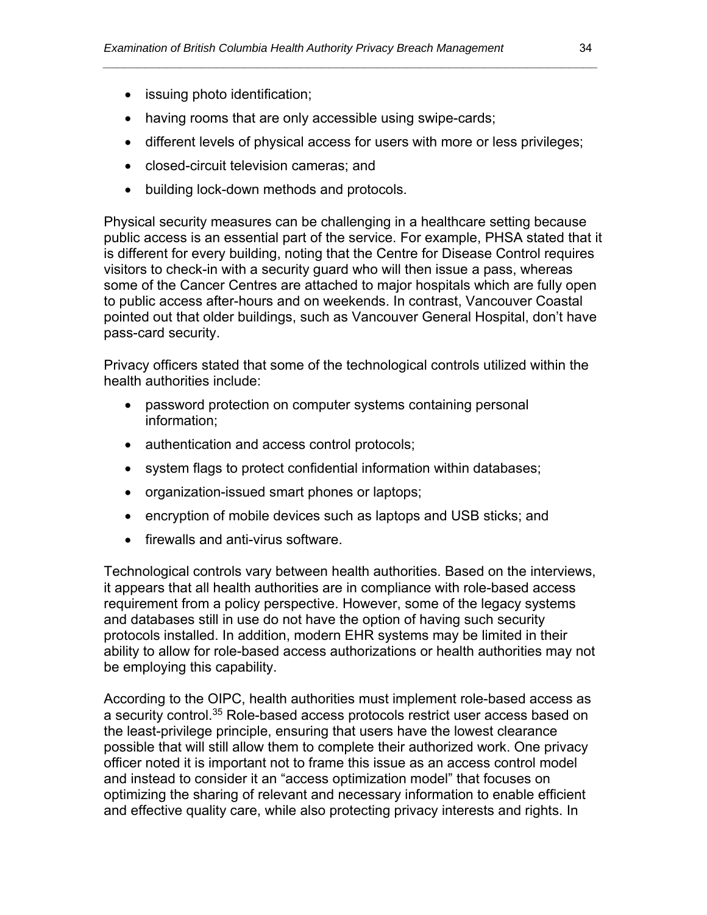- issuing photo identification;
- having rooms that are only accessible using swipe-cards;
- different levels of physical access for users with more or less privileges;
- closed-circuit television cameras; and
- building lock-down methods and protocols.

Physical security measures can be challenging in a healthcare setting because public access is an essential part of the service. For example, PHSA stated that it is different for every building, noting that the Centre for Disease Control requires visitors to check-in with a security guard who will then issue a pass, whereas some of the Cancer Centres are attached to major hospitals which are fully open to public access after-hours and on weekends. In contrast, Vancouver Coastal pointed out that older buildings, such as Vancouver General Hospital, don't have pass-card security.

Privacy officers stated that some of the technological controls utilized within the health authorities include:

- password protection on computer systems containing personal information;
- authentication and access control protocols;
- system flags to protect confidential information within databases;
- organization-issued smart phones or laptops;
- encryption of mobile devices such as laptops and USB sticks; and
- firewalls and anti-virus software.

Technological controls vary between health authorities. Based on the interviews, it appears that all health authorities are in compliance with role-based access requirement from a policy perspective. However, some of the legacy systems and databases still in use do not have the option of having such security protocols installed. In addition, modern EHR systems may be limited in their ability to allow for role-based access authorizations or health authorities may not be employing this capability.

According to the OIPC, health authorities must implement role-based access as a security control.[35] Role-based access protocols restrict user access based on the least-privilege principle, ensuring that users have the lowest clearance possible that will still allow them to complete their authorized work. One privacy officer noted it is important not to frame this issue as an access control model and instead to consider it an "access optimization model" that focuses on optimizing the sharing of relevant and necessary information to enable efficient and effective quality care, while also protecting privacy interests and rights. In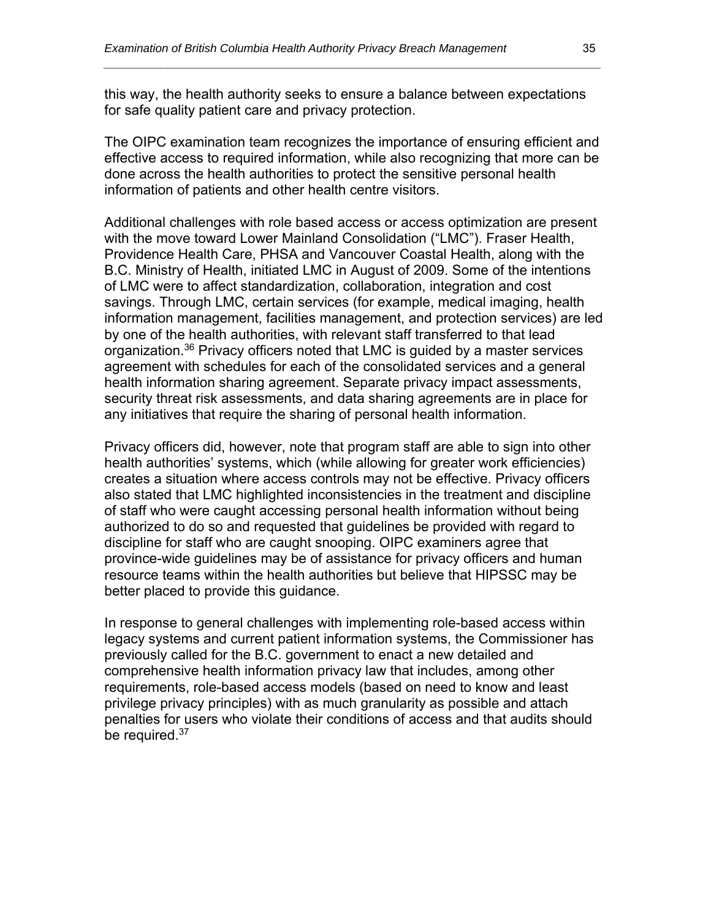this way, the health authority seeks to ensure a balance between expectations for safe quality patient care and privacy protection.

The OIPC examination team recognizes the importance of ensuring efficient and effective access to required information, while also recognizing that more can be done across the health authorities to protect the sensitive personal health information of patients and other health centre visitors.

Additional challenges with role based access or access optimization are present with the move toward Lower Mainland Consolidation ("LMC"). Fraser Health, Providence Health Care, PHSA and Vancouver Coastal Health, along with the B.C. Ministry of Health, initiated LMC in August of 2009. Some of the intentions of LMC were to affect standardization, collaboration, integration and cost savings. Through LMC, certain services (for example, medical imaging, health information management, facilities management, and protection services) are led by one of the health authorities, with relevant staff transferred to that lead organization.[36] Privacy officers noted that LMC is guided by a master services agreement with schedules for each of the consolidated services and a general health information sharing agreement. Separate privacy impact assessments, security threat risk assessments, and data sharing agreements are in place for any initiatives that require the sharing of personal health information.

Privacy officers did, however, note that program staff are able to sign into other health authorities' systems, which (while allowing for greater work efficiencies) creates a situation where access controls may not be effective. Privacy officers also stated that LMC highlighted inconsistencies in the treatment and discipline of staff who were caught accessing personal health information without being authorized to do so and requested that guidelines be provided with regard to discipline for staff who are caught snooping. OIPC examiners agree that province-wide guidelines may be of assistance for privacy officers and human resource teams within the health authorities but believe that HIPSSC may be better placed to provide this guidance.

In response to general challenges with implementing role-based access within legacy systems and current patient information systems, the Commissioner has previously called for the B.C. government to enact a new detailed and comprehensive health information privacy law that includes, among other requirements, role-based access models (based on need to know and least privilege privacy principles) with as much granularity as possible and attach penalties for users who violate their conditions of access and that audits should be required.[37]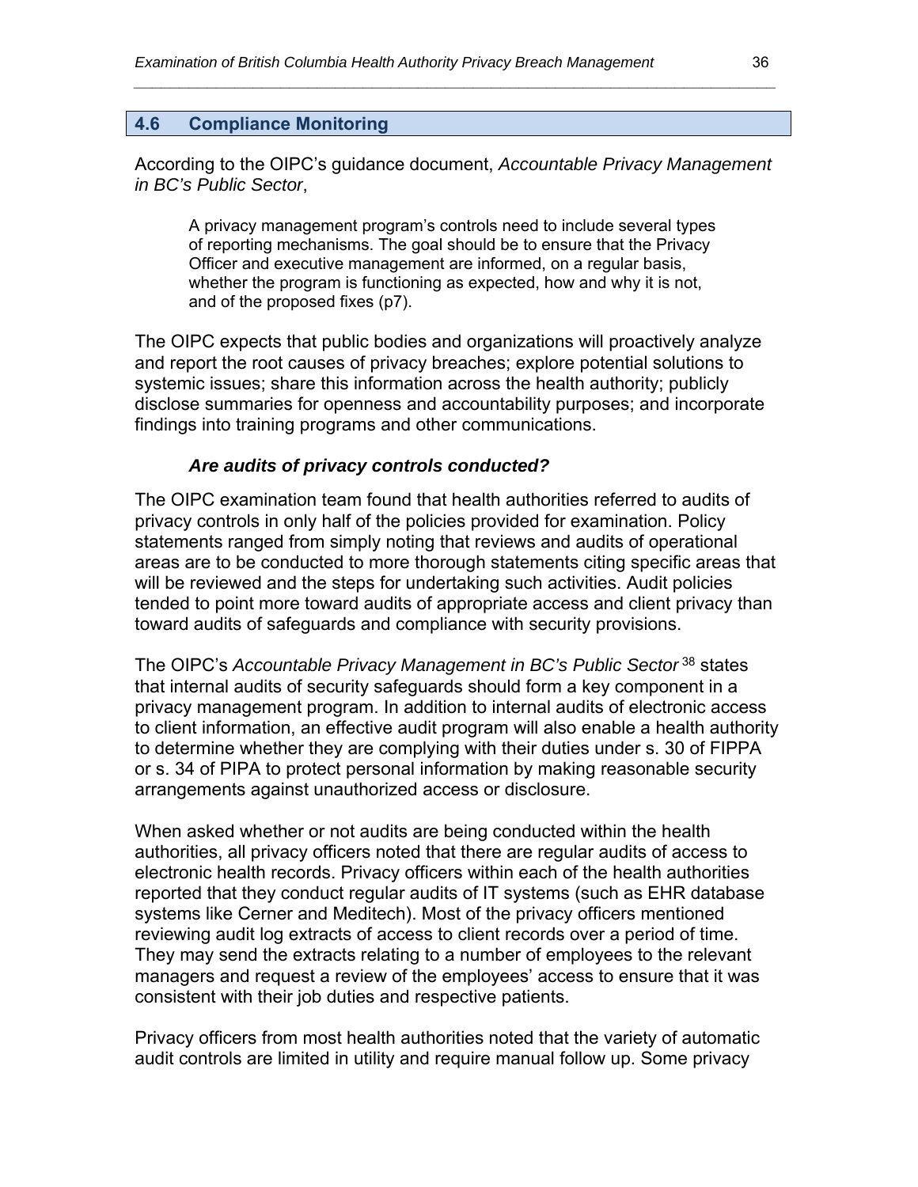## 4.6 Compliance Monitoring

According to the OIPC's guidance document, *Accountable Privacy Management in BC's Public Sector*,

> A privacy management program's controls need to include several types of reporting mechanisms. The goal should be to ensure that the Privacy Officer and executive management are informed, on a regular basis, whether the program is functioning as expected, how and why it is not, and of the proposed fixes (p7).

The OIPC expects that public bodies and organizations will proactively analyze and report the root causes of privacy breaches; explore potential solutions to systemic issues; share this information across the health authority; publicly disclose summaries for openness and accountability purposes; and incorporate findings into training programs and other communications.

### *Are audits of privacy controls conducted?*

The OIPC examination team found that health authorities referred to audits of privacy controls in only half of the policies provided for examination. Policy statements ranged from simply noting that reviews and audits of operational areas are to be conducted to more thorough statements citing specific areas that will be reviewed and the steps for undertaking such activities. Audit policies tended to point more toward audits of appropriate access and client privacy than toward audits of safeguards and compliance with security provisions.

The OIPC's *Accountable Privacy Management in BC's Public Sector*[38] states that internal audits of security safeguards should form a key component in a privacy management program. In addition to internal audits of electronic access to client information, an effective audit program will also enable a health authority to determine whether they are complying with their duties under s. 30 of FIPPA or s. 34 of PIPA to protect personal information by making reasonable security arrangements against unauthorized access or disclosure.

When asked whether or not audits are being conducted within the health authorities, all privacy officers noted that there are regular audits of access to electronic health records. Privacy officers within each of the health authorities reported that they conduct regular audits of IT systems (such as EHR database systems like Cerner and Meditech). Most of the privacy officers mentioned reviewing audit log extracts of access to client records over a period of time. They may send the extracts relating to a number of employees to the relevant managers and request a review of the employees' access to ensure that it was consistent with their job duties and respective patients.

Privacy officers from most health authorities noted that the variety of automatic audit controls are limited in utility and require manual follow up. Some privacy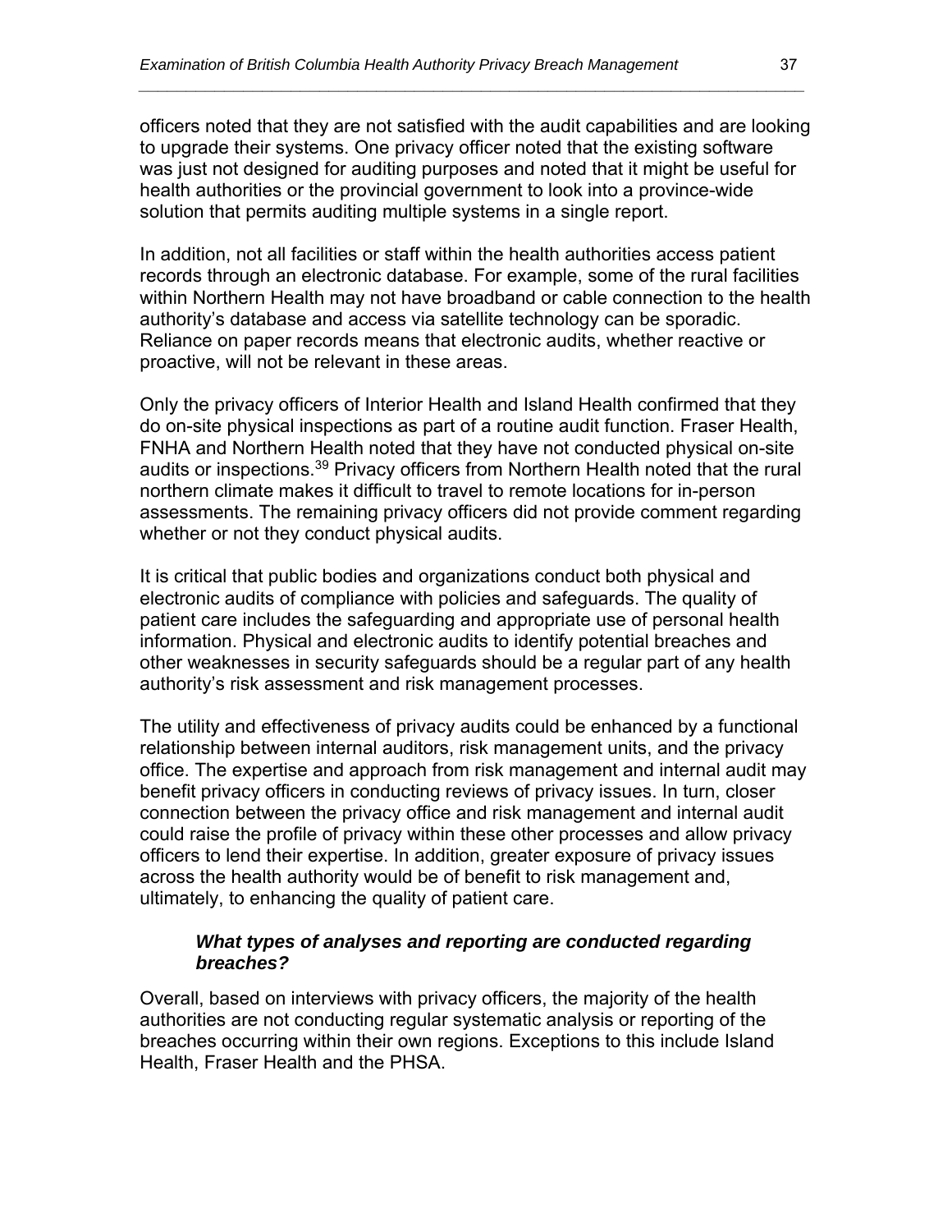officers noted that they are not satisfied with the audit capabilities and are looking to upgrade their systems. One privacy officer noted that the existing software was just not designed for auditing purposes and noted that it might be useful for health authorities or the provincial government to look into a province-wide solution that permits auditing multiple systems in a single report.

In addition, not all facilities or staff within the health authorities access patient records through an electronic database. For example, some of the rural facilities within Northern Health may not have broadband or cable connection to the health authority's database and access via satellite technology can be sporadic. Reliance on paper records means that electronic audits, whether reactive or proactive, will not be relevant in these areas.

Only the privacy officers of Interior Health and Island Health confirmed that they do on-site physical inspections as part of a routine audit function. Fraser Health, FNHA and Northern Health noted that they have not conducted physical on-site audits or inspections.[39] Privacy officers from Northern Health noted that the rural northern climate makes it difficult to travel to remote locations for in-person assessments. The remaining privacy officers did not provide comment regarding whether or not they conduct physical audits.

It is critical that public bodies and organizations conduct both physical and electronic audits of compliance with policies and safeguards. The quality of patient care includes the safeguarding and appropriate use of personal health information. Physical and electronic audits to identify potential breaches and other weaknesses in security safeguards should be a regular part of any health authority's risk assessment and risk management processes.

The utility and effectiveness of privacy audits could be enhanced by a functional relationship between internal auditors, risk management units, and the privacy office. The expertise and approach from risk management and internal audit may benefit privacy officers in conducting reviews of privacy issues. In turn, closer connection between the privacy office and risk management and internal audit could raise the profile of privacy within these other processes and allow privacy officers to lend their expertise. In addition, greater exposure of privacy issues across the health authority would be of benefit to risk management and, ultimately, to enhancing the quality of patient care.

### *What types of analyses and reporting are conducted regarding breaches?*

Overall, based on interviews with privacy officers, the majority of the health authorities are not conducting regular systematic analysis or reporting of the breaches occurring within their own regions. Exceptions to this include Island Health, Fraser Health and the PHSA.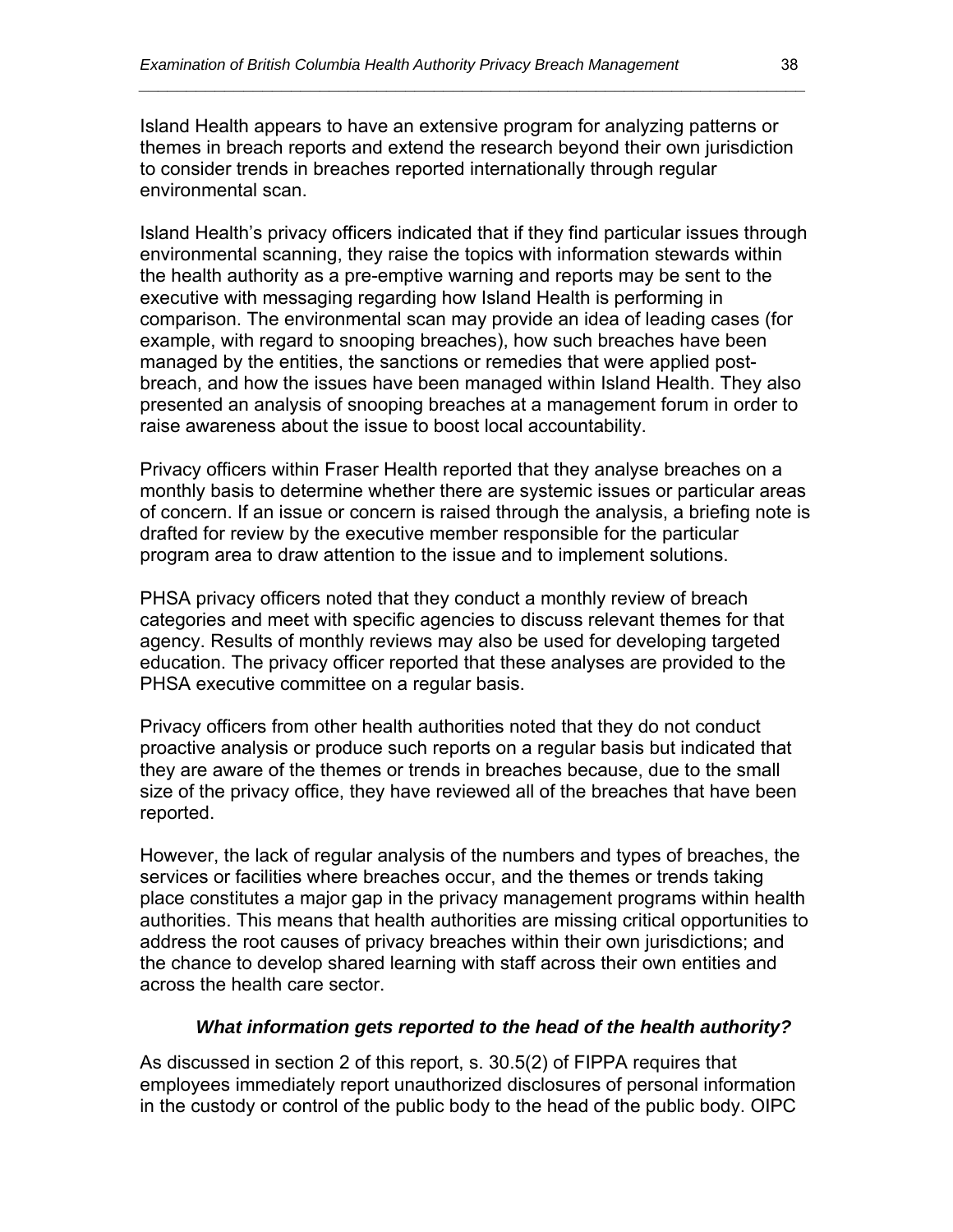Island Health appears to have an extensive program for analyzing patterns or themes in breach reports and extend the research beyond their own jurisdiction to consider trends in breaches reported internationally through regular environmental scan.

Island Health's privacy officers indicated that if they find particular issues through environmental scanning, they raise the topics with information stewards within the health authority as a pre-emptive warning and reports may be sent to the executive with messaging regarding how Island Health is performing in comparison. The environmental scan may provide an idea of leading cases (for example, with regard to snooping breaches), how such breaches have been managed by the entities, the sanctions or remedies that were applied post-breach, and how the issues have been managed within Island Health. They also presented an analysis of snooping breaches at a management forum in order to raise awareness about the issue to boost local accountability.

Privacy officers within Fraser Health reported that they analyse breaches on a monthly basis to determine whether there are systemic issues or particular areas of concern. If an issue or concern is raised through the analysis, a briefing note is drafted for review by the executive member responsible for the particular program area to draw attention to the issue and to implement solutions.

PHSA privacy officers noted that they conduct a monthly review of breach categories and meet with specific agencies to discuss relevant themes for that agency. Results of monthly reviews may also be used for developing targeted education. The privacy officer reported that these analyses are provided to the PHSA executive committee on a regular basis.

Privacy officers from other health authorities noted that they do not conduct proactive analysis or produce such reports on a regular basis but indicated that they are aware of the themes or trends in breaches because, due to the small size of the privacy office, they have reviewed all of the breaches that have been reported.

However, the lack of regular analysis of the numbers and types of breaches, the services or facilities where breaches occur, and the themes or trends taking place constitutes a major gap in the privacy management programs within health authorities. This means that health authorities are missing critical opportunities to address the root causes of privacy breaches within their own jurisdictions; and the chance to develop shared learning with staff across their own entities and across the health care sector.

#### *What information gets reported to the head of the health authority?*

As discussed in section 2 of this report, s. 30.5(2) of FIPPA requires that employees immediately report unauthorized disclosures of personal information in the custody or control of the public body to the head of the public body. OIPC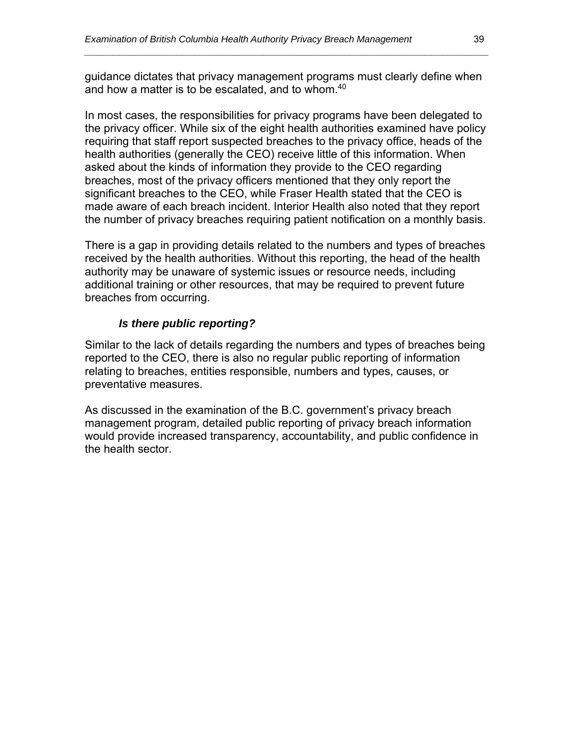guidance dictates that privacy management programs must clearly define when and how a matter is to be escalated, and to whom.[40]

In most cases, the responsibilities for privacy programs have been delegated to the privacy officer. While six of the eight health authorities examined have policy requiring that staff report suspected breaches to the privacy office, heads of the health authorities (generally the CEO) receive little of this information. When asked about the kinds of information they provide to the CEO regarding breaches, most of the privacy officers mentioned that they only report the significant breaches to the CEO, while Fraser Health stated that the CEO is made aware of each breach incident. Interior Health also noted that they report the number of privacy breaches requiring patient notification on a monthly basis.

There is a gap in providing details related to the numbers and types of breaches received by the health authorities. Without this reporting, the head of the health authority may be unaware of systemic issues or resource needs, including additional training or other resources, that may be required to prevent future breaches from occurring.

### *Is there public reporting?*

Similar to the lack of details regarding the numbers and types of breaches being reported to the CEO, there is also no regular public reporting of information relating to breaches, entities responsible, numbers and types, causes, or preventative measures.

As discussed in the examination of the B.C. government's privacy breach management program, detailed public reporting of privacy breach information would provide increased transparency, accountability, and public confidence in the health sector.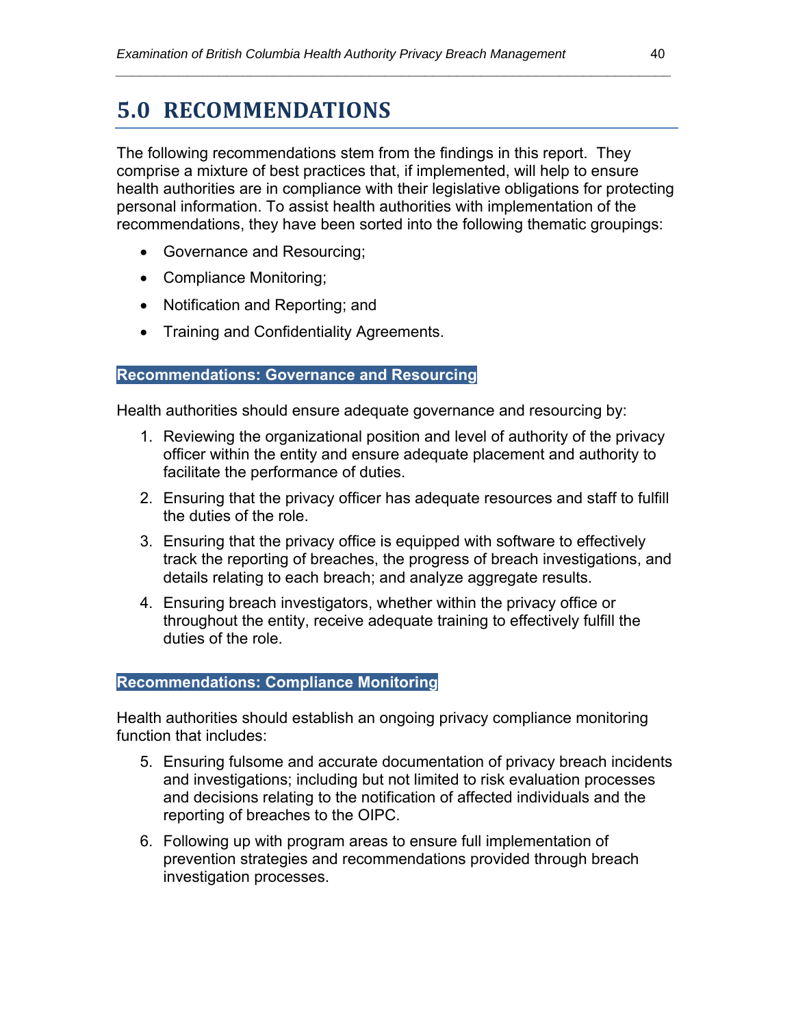# 5.0 RECOMMENDATIONS

The following recommendations stem from the findings in this report. They comprise a mixture of best practices that, if implemented, will help to ensure health authorities are in compliance with their legislative obligations for protecting personal information. To assist health authorities with implementation of the recommendations, they have been sorted into the following thematic groupings:

- Governance and Resourcing;
- Compliance Monitoring;
- Notification and Reporting; and
- Training and Confidentiality Agreements.

**Recommendations: Governance and Resourcing**

Health authorities should ensure adequate governance and resourcing by:

1. Reviewing the organizational position and level of authority of the privacy officer within the entity and ensure adequate placement and authority to facilitate the performance of duties.
2. Ensuring that the privacy officer has adequate resources and staff to fulfill the duties of the role.
3. Ensuring that the privacy office is equipped with software to effectively track the reporting of breaches, the progress of breach investigations, and details relating to each breach; and analyze aggregate results.
4. Ensuring breach investigators, whether within the privacy office or throughout the entity, receive adequate training to effectively fulfill the duties of the role.

**Recommendations: Compliance Monitoring**

Health authorities should establish an ongoing privacy compliance monitoring function that includes:

5. Ensuring fulsome and accurate documentation of privacy breach incidents and investigations; including but not limited to risk evaluation processes and decisions relating to the notification of affected individuals and the reporting of breaches to the OIPC.
6. Following up with program areas to ensure full implementation of prevention strategies and recommendations provided through breach investigation processes.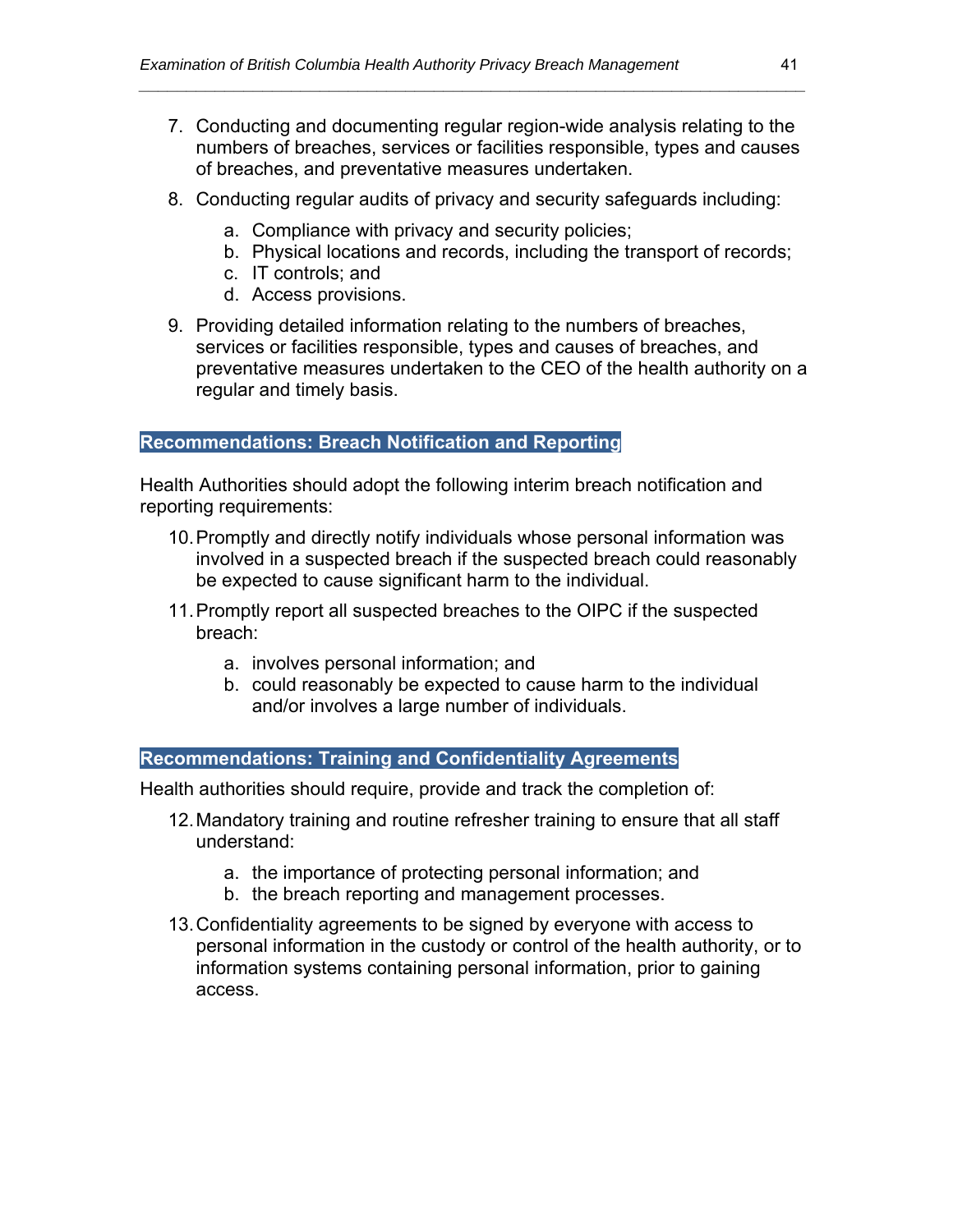7. Conducting and documenting regular region-wide analysis relating to the numbers of breaches, services or facilities responsible, types and causes of breaches, and preventative measures undertaken.

8. Conducting regular audits of privacy and security safeguards including:

   a. Compliance with privacy and security policies;
   b. Physical locations and records, including the transport of records;
   c. IT controls; and
   d. Access provisions.

9. Providing detailed information relating to the numbers of breaches, services or facilities responsible, types and causes of breaches, and preventative measures undertaken to the CEO of the health authority on a regular and timely basis.

## Recommendations: Breach Notification and Reporting

Health Authorities should adopt the following interim breach notification and reporting requirements:

10. Promptly and directly notify individuals whose personal information was involved in a suspected breach if the suspected breach could reasonably be expected to cause significant harm to the individual.

11. Promptly report all suspected breaches to the OIPC if the suspected breach:

    a. involves personal information; and
    b. could reasonably be expected to cause harm to the individual and/or involves a large number of individuals.

## Recommendations: Training and Confidentiality Agreements

Health authorities should require, provide and track the completion of:

12. Mandatory training and routine refresher training to ensure that all staff understand:

    a. the importance of protecting personal information; and
    b. the breach reporting and management processes.

13. Confidentiality agreements to be signed by everyone with access to personal information in the custody or control of the health authority, or to information systems containing personal information, prior to gaining access.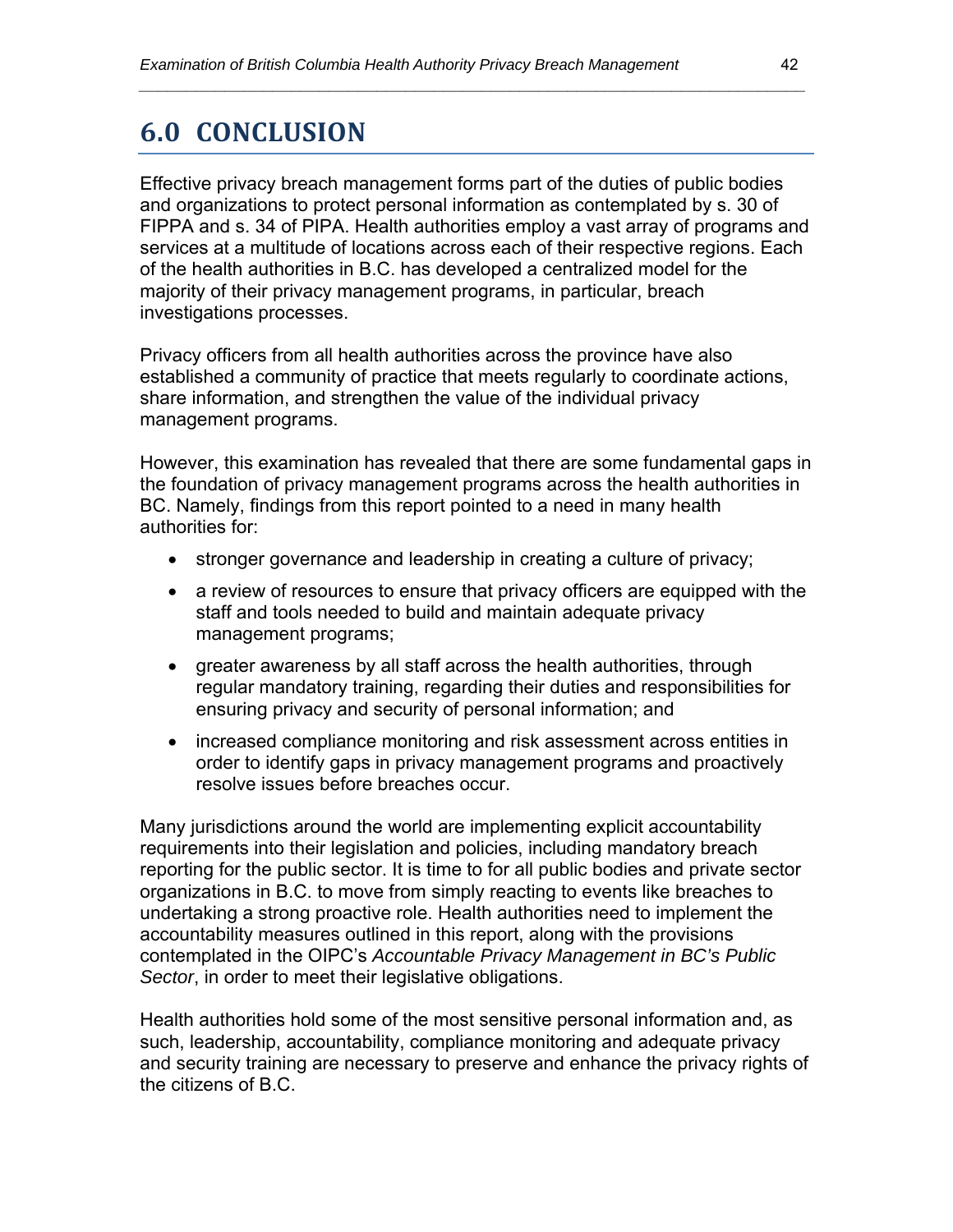# 6.0 CONCLUSION

Effective privacy breach management forms part of the duties of public bodies and organizations to protect personal information as contemplated by s. 30 of FIPPA and s. 34 of PIPA. Health authorities employ a vast array of programs and services at a multitude of locations across each of their respective regions. Each of the health authorities in B.C. has developed a centralized model for the majority of their privacy management programs, in particular, breach investigations processes.

Privacy officers from all health authorities across the province have also established a community of practice that meets regularly to coordinate actions, share information, and strengthen the value of the individual privacy management programs.

However, this examination has revealed that there are some fundamental gaps in the foundation of privacy management programs across the health authorities in BC. Namely, findings from this report pointed to a need in many health authorities for:

- stronger governance and leadership in creating a culture of privacy;
- a review of resources to ensure that privacy officers are equipped with the staff and tools needed to build and maintain adequate privacy management programs;
- greater awareness by all staff across the health authorities, through regular mandatory training, regarding their duties and responsibilities for ensuring privacy and security of personal information; and
- increased compliance monitoring and risk assessment across entities in order to identify gaps in privacy management programs and proactively resolve issues before breaches occur.

Many jurisdictions around the world are implementing explicit accountability requirements into their legislation and policies, including mandatory breach reporting for the public sector. It is time to for all public bodies and private sector organizations in B.C. to move from simply reacting to events like breaches to undertaking a strong proactive role. Health authorities need to implement the accountability measures outlined in this report, along with the provisions contemplated in the OIPC's *Accountable Privacy Management in BC's Public Sector*, in order to meet their legislative obligations.

Health authorities hold some of the most sensitive personal information and, as such, leadership, accountability, compliance monitoring and adequate privacy and security training are necessary to preserve and enhance the privacy rights of the citizens of B.C.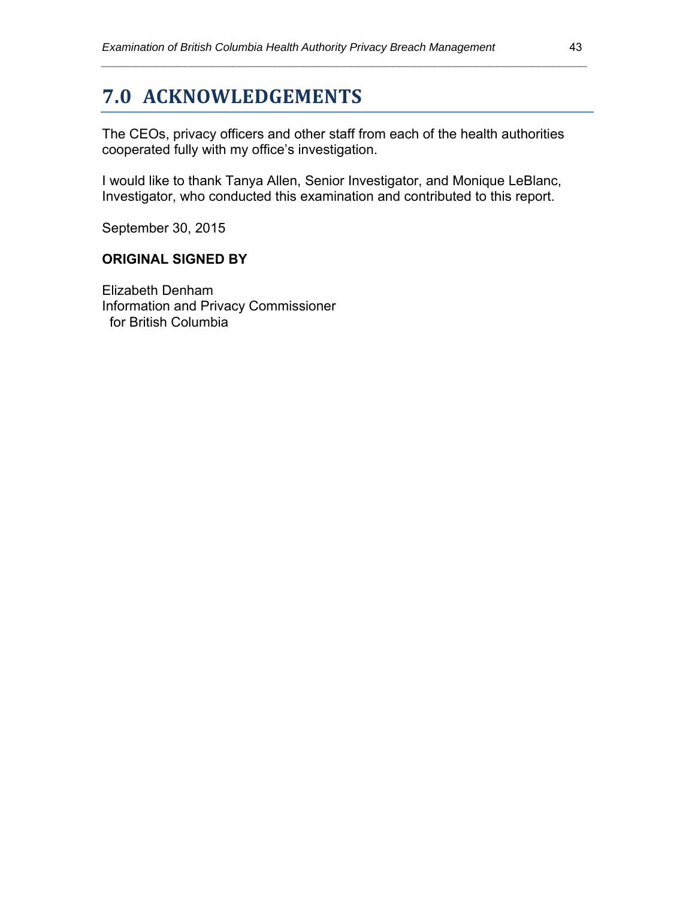# 7.0 ACKNOWLEDGEMENTS

The CEOs, privacy officers and other staff from each of the health authorities cooperated fully with my office's investigation.

I would like to thank Tanya Allen, Senior Investigator, and Monique LeBlanc, Investigator, who conducted this examination and contributed to this report.

September 30, 2015

**ORIGINAL SIGNED BY**

Elizabeth Denham
Information and Privacy Commissioner
for British Columbia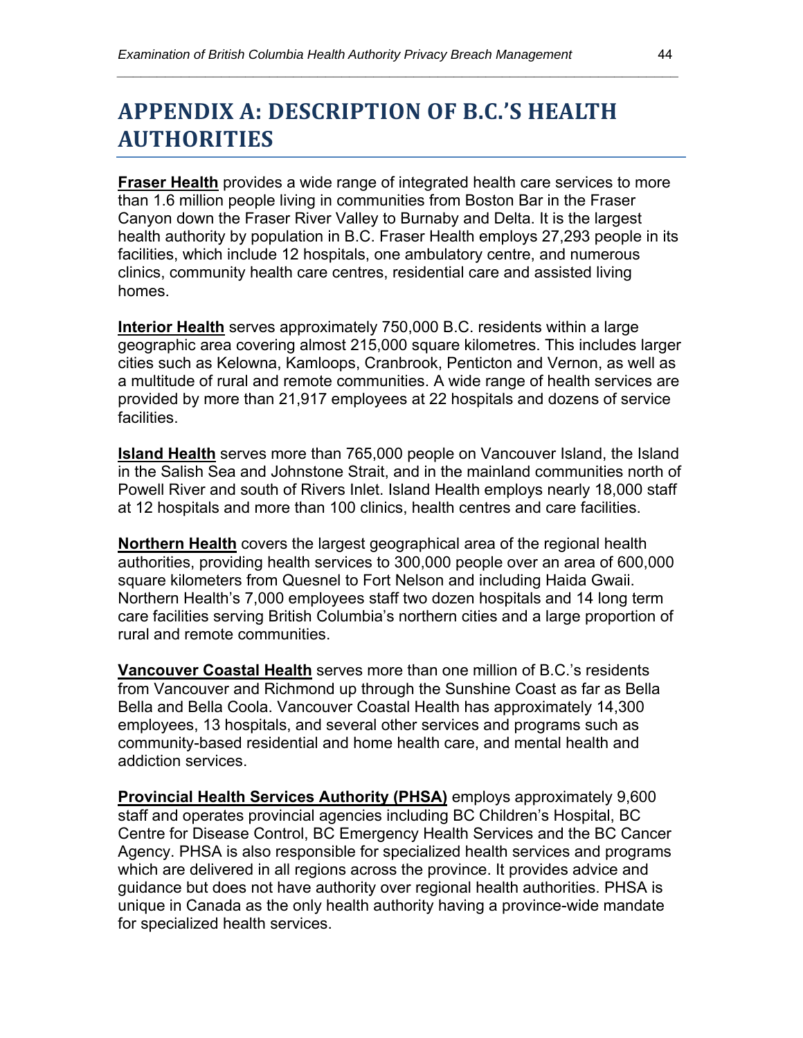# APPENDIX A: DESCRIPTION OF B.C.'S HEALTH AUTHORITIES

**Fraser Health** provides a wide range of integrated health care services to more than 1.6 million people living in communities from Boston Bar in the Fraser Canyon down the Fraser River Valley to Burnaby and Delta. It is the largest health authority by population in B.C. Fraser Health employs 27,293 people in its facilities, which include 12 hospitals, one ambulatory centre, and numerous clinics, community health care centres, residential care and assisted living homes.

**Interior Health** serves approximately 750,000 B.C. residents within a large geographic area covering almost 215,000 square kilometres. This includes larger cities such as Kelowna, Kamloops, Cranbrook, Penticton and Vernon, as well as a multitude of rural and remote communities. A wide range of health services are provided by more than 21,917 employees at 22 hospitals and dozens of service facilities.

**Island Health** serves more than 765,000 people on Vancouver Island, the Island in the Salish Sea and Johnstone Strait, and in the mainland communities north of Powell River and south of Rivers Inlet. Island Health employs nearly 18,000 staff at 12 hospitals and more than 100 clinics, health centres and care facilities.

**Northern Health** covers the largest geographical area of the regional health authorities, providing health services to 300,000 people over an area of 600,000 square kilometers from Quesnel to Fort Nelson and including Haida Gwaii. Northern Health's 7,000 employees staff two dozen hospitals and 14 long term care facilities serving British Columbia's northern cities and a large proportion of rural and remote communities.

**Vancouver Coastal Health** serves more than one million of B.C.'s residents from Vancouver and Richmond up through the Sunshine Coast as far as Bella Bella and Bella Coola. Vancouver Coastal Health has approximately 14,300 employees, 13 hospitals, and several other services and programs such as community-based residential and home health care, and mental health and addiction services.

**Provincial Health Services Authority (PHSA)** employs approximately 9,600 staff and operates provincial agencies including BC Children's Hospital, BC Centre for Disease Control, BC Emergency Health Services and the BC Cancer Agency. PHSA is also responsible for specialized health services and programs which are delivered in all regions across the province. It provides advice and guidance but does not have authority over regional health authorities. PHSA is unique in Canada as the only health authority having a province-wide mandate for specialized health services.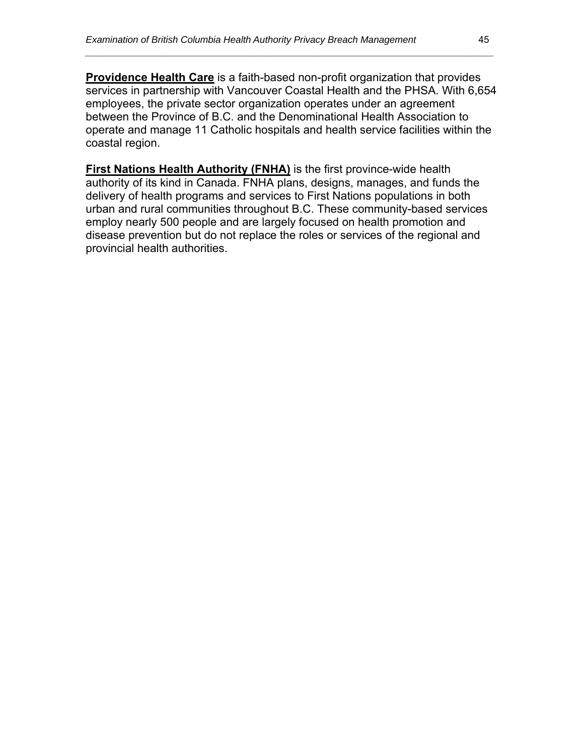**Providence Health Care** is a faith-based non-profit organization that provides services in partnership with Vancouver Coastal Health and the PHSA. With 6,654 employees, the private sector organization operates under an agreement between the Province of B.C. and the Denominational Health Association to operate and manage 11 Catholic hospitals and health service facilities within the coastal region.

**First Nations Health Authority (FNHA)** is the first province-wide health authority of its kind in Canada. FNHA plans, designs, manages, and funds the delivery of health programs and services to First Nations populations in both urban and rural communities throughout B.C. These community-based services employ nearly 500 people and are largely focused on health promotion and disease prevention but do not replace the roles or services of the regional and provincial health authorities.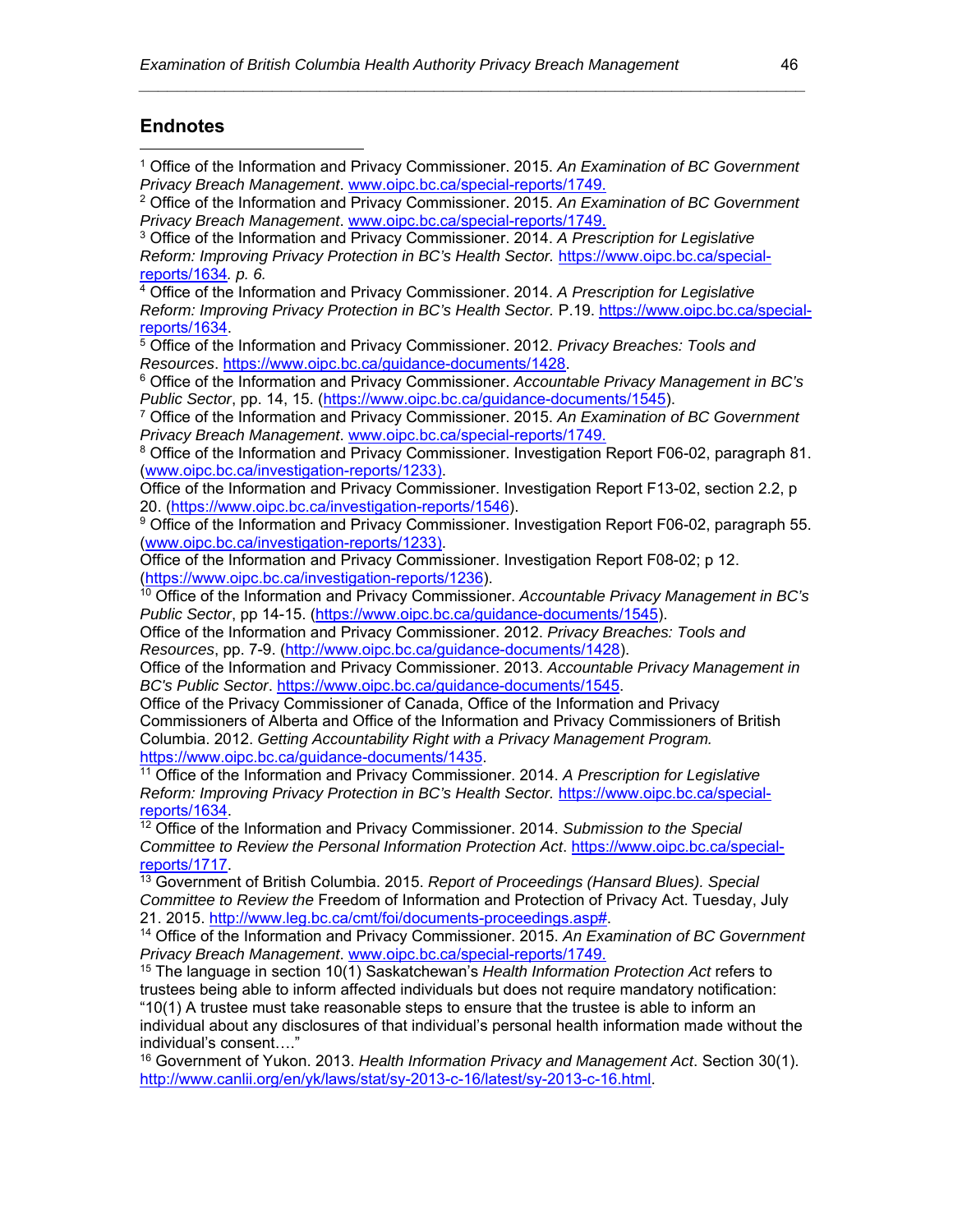## Endnotes

[1] Office of the Information and Privacy Commissioner. 2015. *An Examination of BC Government Privacy Breach Management*. www.oipc.bc.ca/special-reports/1749.

[2] Office of the Information and Privacy Commissioner. 2015. *An Examination of BC Government Privacy Breach Management*. www.oipc.bc.ca/special-reports/1749.

[3] Office of the Information and Privacy Commissioner. 2014. *A Prescription for Legislative Reform: Improving Privacy Protection in BC's Health Sector.* https://www.oipc.bc.ca/special-reports/1634*. p. 6.*

[4] Office of the Information and Privacy Commissioner. 2014. *A Prescription for Legislative Reform: Improving Privacy Protection in BC's Health Sector.* P.19. https://www.oipc.bc.ca/special-reports/1634.

[5] Office of the Information and Privacy Commissioner. 2012. *Privacy Breaches: Tools and Resources*. https://www.oipc.bc.ca/guidance-documents/1428.

[6] Office of the Information and Privacy Commissioner. *Accountable Privacy Management in BC's Public Sector*, pp. 14, 15. (https://www.oipc.bc.ca/guidance-documents/1545).

[7] Office of the Information and Privacy Commissioner. 2015. *An Examination of BC Government Privacy Breach Management*. www.oipc.bc.ca/special-reports/1749.

[8] Office of the Information and Privacy Commissioner. Investigation Report F06-02, paragraph 81. (www.oipc.bc.ca/investigation-reports/1233).
Office of the Information and Privacy Commissioner. Investigation Report F13-02, section 2.2, p 20. (https://www.oipc.bc.ca/investigation-reports/1546).

[9] Office of the Information and Privacy Commissioner. Investigation Report F06-02, paragraph 55. (www.oipc.bc.ca/investigation-reports/1233).
Office of the Information and Privacy Commissioner. Investigation Report F08-02; p 12. (https://www.oipc.bc.ca/investigation-reports/1236).

[10] Office of the Information and Privacy Commissioner. *Accountable Privacy Management in BC's Public Sector*, pp 14-15. (https://www.oipc.bc.ca/guidance-documents/1545).
Office of the Information and Privacy Commissioner. 2012. *Privacy Breaches: Tools and Resources*, pp. 7-9. (http://www.oipc.bc.ca/guidance-documents/1428).
Office of the Information and Privacy Commissioner. 2013. *Accountable Privacy Management in BC's Public Sector*. https://www.oipc.bc.ca/guidance-documents/1545.
Office of the Privacy Commissioner of Canada, Office of the Information and Privacy Commissioners of Alberta and Office of the Information and Privacy Commissioners of British Columbia. 2012. *Getting Accountability Right with a Privacy Management Program.* https://www.oipc.bc.ca/guidance-documents/1435.

[11] Office of the Information and Privacy Commissioner. 2014. *A Prescription for Legislative Reform: Improving Privacy Protection in BC's Health Sector.* https://www.oipc.bc.ca/special-reports/1634.

[12] Office of the Information and Privacy Commissioner. 2014. *Submission to the Special Committee to Review the Personal Information Protection Act*. https://www.oipc.bc.ca/special-reports/1717.

[13] Government of British Columbia. 2015. *Report of Proceedings (Hansard Blues). Special Committee to Review the* Freedom of Information and Protection of Privacy Act. Tuesday, July 21. 2015. http://www.leg.bc.ca/cmt/foi/documents-proceedings.asp#.

[14] Office of the Information and Privacy Commissioner. 2015. *An Examination of BC Government Privacy Breach Management*. www.oipc.bc.ca/special-reports/1749.

[15] The language in section 10(1) Saskatchewan's *Health Information Protection Act* refers to trustees being able to inform affected individuals but does not require mandatory notification: "10(1) A trustee must take reasonable steps to ensure that the trustee is able to inform an individual about any disclosures of that individual's personal health information made without the individual's consent…."

[16] Government of Yukon. 2013. *Health Information Privacy and Management Act*. Section 30(1). http://www.canlii.org/en/yk/laws/stat/sy-2013-c-16/latest/sy-2013-c-16.html.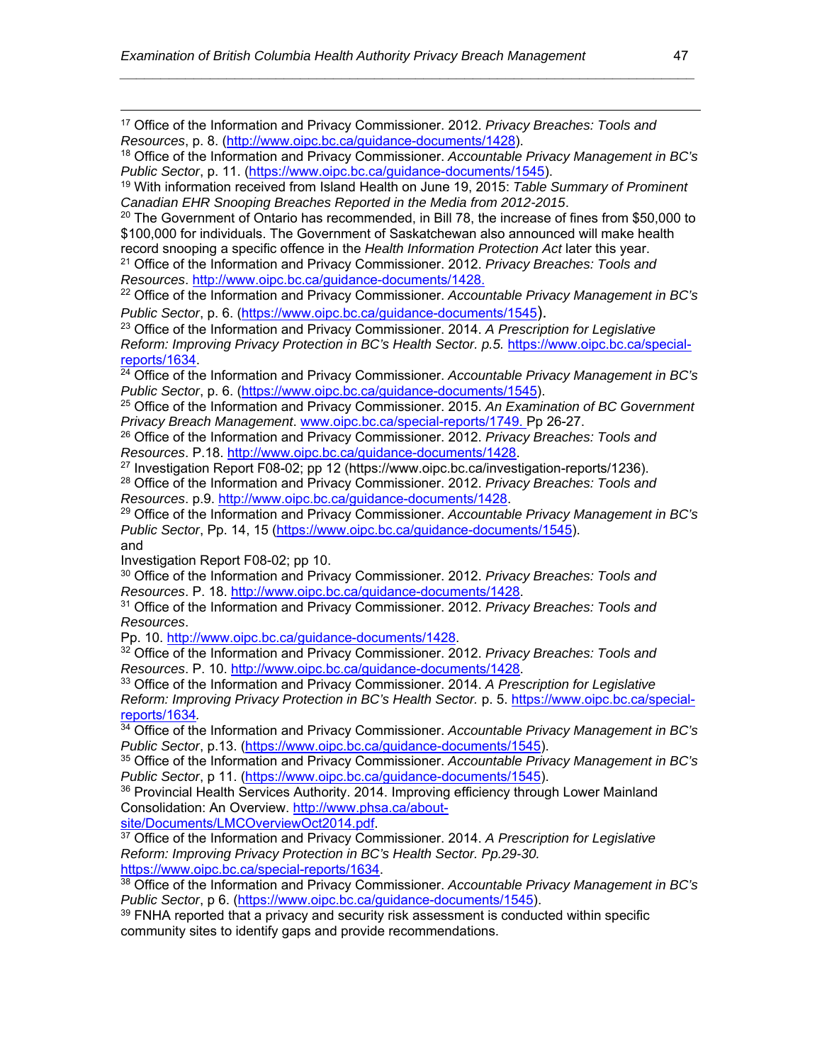[17] Office of the Information and Privacy Commissioner. 2012. *Privacy Breaches: Tools and Resources*, p. 8. (http://www.oipc.bc.ca/guidance-documents/1428).

[18] Office of the Information and Privacy Commissioner. *Accountable Privacy Management in BC's Public Sector*, p. 11. (https://www.oipc.bc.ca/guidance-documents/1545).

[19] With information received from Island Health on June 19, 2015: *Table Summary of Prominent Canadian EHR Snooping Breaches Reported in the Media from 2012-2015*.

[20] The Government of Ontario has recommended, in Bill 78, the increase of fines from $50,000 to $100,000 for individuals. The Government of Saskatchewan also announced will make health record snooping a specific offence in the *Health Information Protection Act* later this year.

[21] Office of the Information and Privacy Commissioner. 2012. *Privacy Breaches: Tools and Resources*. http://www.oipc.bc.ca/guidance-documents/1428.

[22] Office of the Information and Privacy Commissioner. *Accountable Privacy Management in BC's Public Sector*, p. 6. (https://www.oipc.bc.ca/guidance-documents/1545).

[23] Office of the Information and Privacy Commissioner. 2014. *A Prescription for Legislative Reform: Improving Privacy Protection in BC's Health Sector. p.5.* https://www.oipc.bc.ca/special-reports/1634.

[24] Office of the Information and Privacy Commissioner. *Accountable Privacy Management in BC's Public Sector*, p. 6. (https://www.oipc.bc.ca/guidance-documents/1545).

[25] Office of the Information and Privacy Commissioner. 2015. *An Examination of BC Government Privacy Breach Management*. www.oipc.bc.ca/special-reports/1749. Pp 26-27.

[26] Office of the Information and Privacy Commissioner. 2012. *Privacy Breaches: Tools and Resources*. P.18. http://www.oipc.bc.ca/guidance-documents/1428.

[27] Investigation Report F08-02; pp 12 (https://www.oipc.bc.ca/investigation-reports/1236).

[28] Office of the Information and Privacy Commissioner. 2012. *Privacy Breaches: Tools and Resources*. p.9. http://www.oipc.bc.ca/guidance-documents/1428.

[29] Office of the Information and Privacy Commissioner. *Accountable Privacy Management in BC's Public Sector*, Pp. 14, 15 (https://www.oipc.bc.ca/guidance-documents/1545).
and
Investigation Report F08-02; pp 10.

[30] Office of the Information and Privacy Commissioner. 2012. *Privacy Breaches: Tools and Resources*. P. 18. http://www.oipc.bc.ca/guidance-documents/1428.

[31] Office of the Information and Privacy Commissioner. 2012. *Privacy Breaches: Tools and Resources*.
Pp. 10. http://www.oipc.bc.ca/guidance-documents/1428.

[32] Office of the Information and Privacy Commissioner. 2012. *Privacy Breaches: Tools and Resources*. P. 10. http://www.oipc.bc.ca/guidance-documents/1428.

[33] Office of the Information and Privacy Commissioner. 2014. *A Prescription for Legislative Reform: Improving Privacy Protection in BC's Health Sector.* p. 5. https://www.oipc.bc.ca/special-reports/1634.

[34] Office of the Information and Privacy Commissioner. *Accountable Privacy Management in BC's Public Sector*, p.13. (https://www.oipc.bc.ca/guidance-documents/1545).

[35] Office of the Information and Privacy Commissioner. *Accountable Privacy Management in BC's Public Sector*, p 11. (https://www.oipc.bc.ca/guidance-documents/1545).

[36] Provincial Health Services Authority. 2014. Improving efficiency through Lower Mainland Consolidation: An Overview. http://www.phsa.ca/about-site/Documents/LMCOverviewOct2014.pdf.

[37] Office of the Information and Privacy Commissioner. 2014. *A Prescription for Legislative Reform: Improving Privacy Protection in BC's Health Sector. Pp.29-30.* https://www.oipc.bc.ca/special-reports/1634.

[38] Office of the Information and Privacy Commissioner. *Accountable Privacy Management in BC's Public Sector*, p 6. (https://www.oipc.bc.ca/guidance-documents/1545).

[39] FNHA reported that a privacy and security risk assessment is conducted within specific community sites to identify gaps and provide recommendations.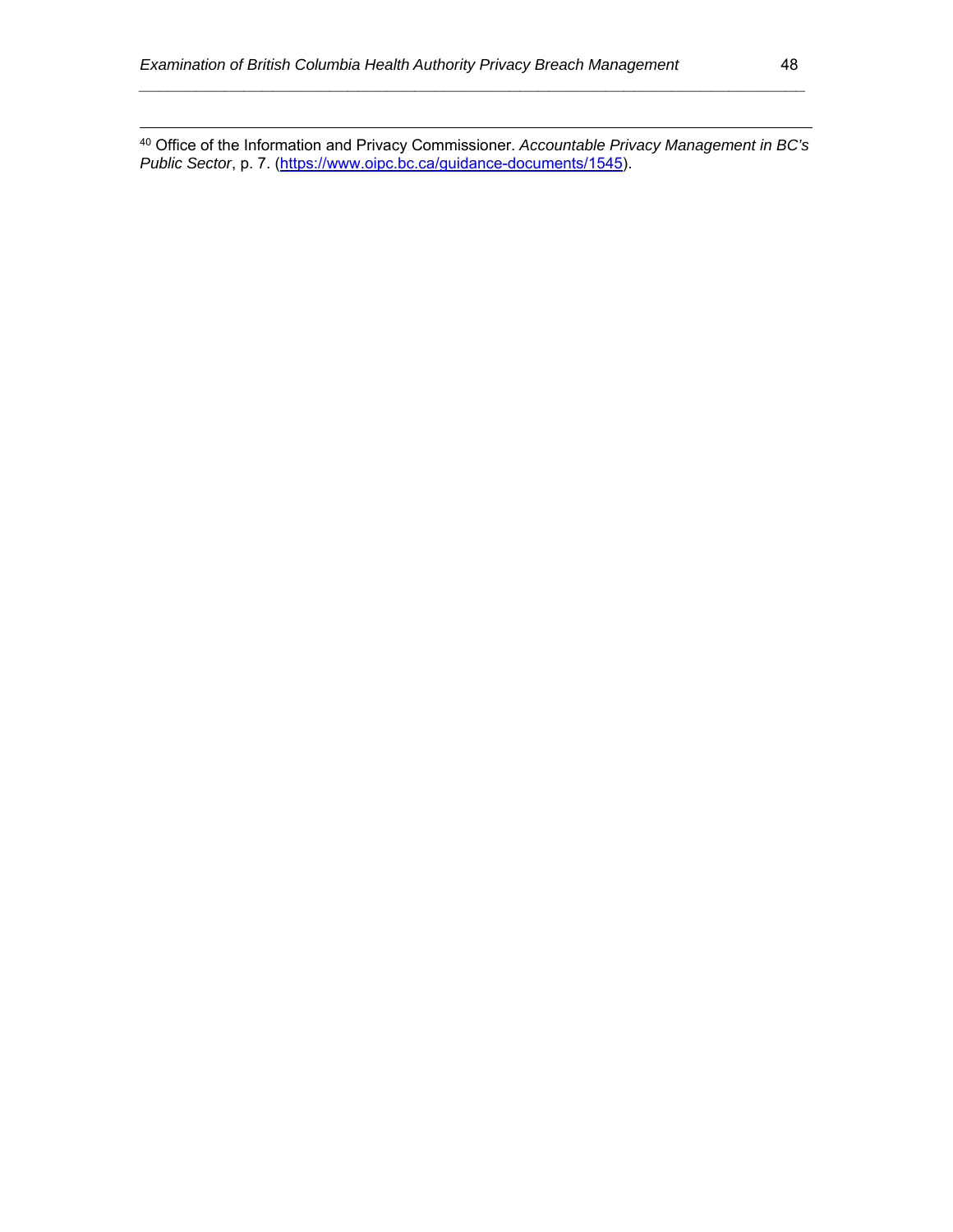[40] Office of the Information and Privacy Commissioner. *Accountable Privacy Management in BC's Public Sector*, p. 7. ([https://www.oipc.bc.ca/guidance-documents/1545](https://www.oipc.bc.ca/guidance-documents/1545)).